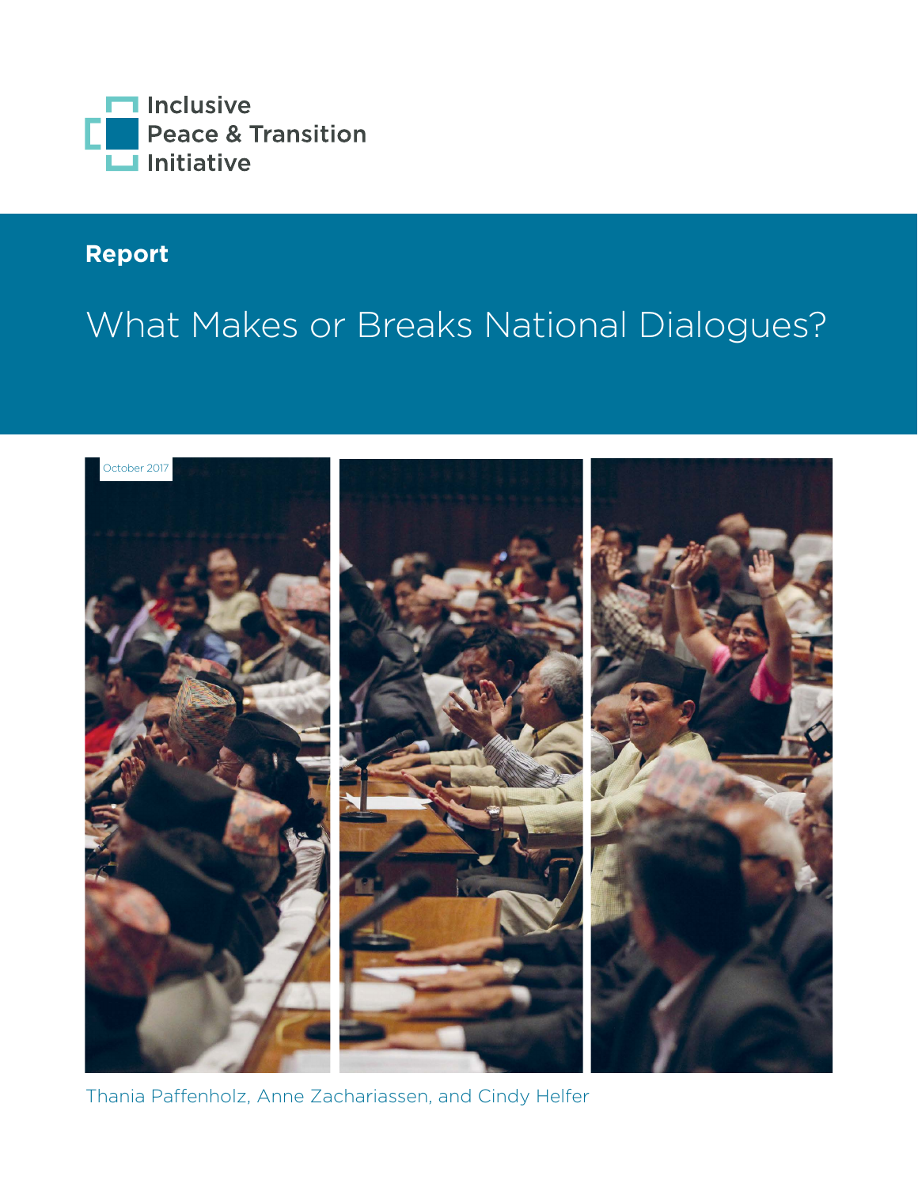Inclusive
Peace & Transition
Initiative

**Report**

# What Makes or Breaks National Dialogues?

October 2017

Thania Paffenholz, Anne Zachariassen, and Cindy Helfer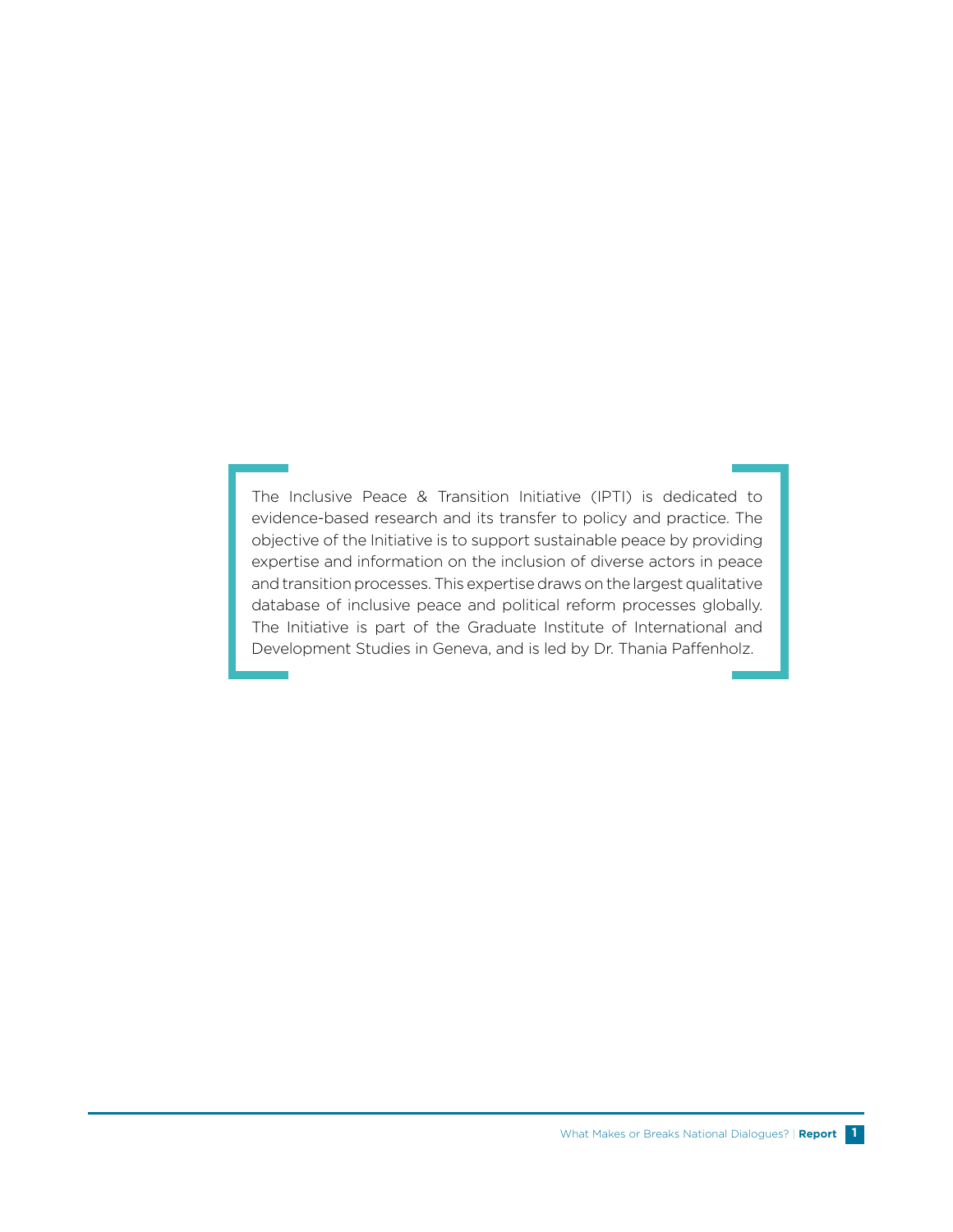The Inclusive Peace & Transition Initiative (IPTI) is dedicated to evidence-based research and its transfer to policy and practice. The objective of the Initiative is to support sustainable peace by providing expertise and information on the inclusion of diverse actors in peace and transition processes. This expertise draws on the largest qualitative database of inclusive peace and political reform processes globally. The Initiative is part of the Graduate Institute of International and Development Studies in Geneva, and is led by Dr. Thania Paffenholz.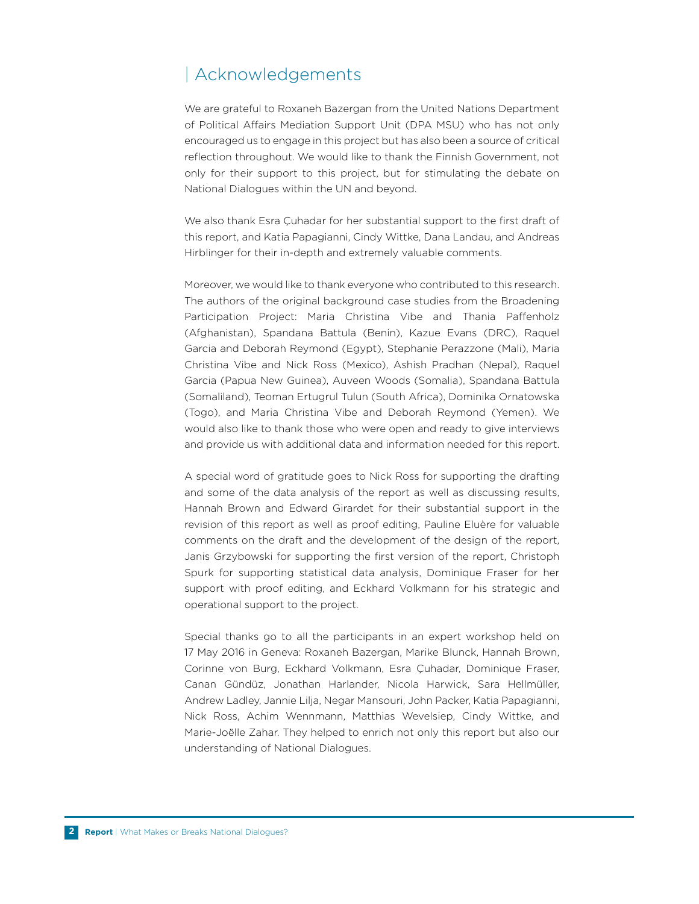# Acknowledgements

We are grateful to Roxaneh Bazergan from the United Nations Department of Political Affairs Mediation Support Unit (DPA MSU) who has not only encouraged us to engage in this project but has also been a source of critical reflection throughout. We would like to thank the Finnish Government, not only for their support to this project, but for stimulating the debate on National Dialogues within the UN and beyond.

We also thank Esra Çuhadar for her substantial support to the first draft of this report, and Katia Papagianni, Cindy Wittke, Dana Landau, and Andreas Hirblinger for their in-depth and extremely valuable comments.

Moreover, we would like to thank everyone who contributed to this research. The authors of the original background case studies from the Broadening Participation Project: Maria Christina Vibe and Thania Paffenholz (Afghanistan), Spandana Battula (Benin), Kazue Evans (DRC), Raquel Garcia and Deborah Reymond (Egypt), Stephanie Perazzone (Mali), Maria Christina Vibe and Nick Ross (Mexico), Ashish Pradhan (Nepal), Raquel Garcia (Papua New Guinea), Auveen Woods (Somalia), Spandana Battula (Somaliland), Teoman Ertugrul Tulun (South Africa), Dominika Ornatowska (Togo), and Maria Christina Vibe and Deborah Reymond (Yemen). We would also like to thank those who were open and ready to give interviews and provide us with additional data and information needed for this report.

A special word of gratitude goes to Nick Ross for supporting the drafting and some of the data analysis of the report as well as discussing results, Hannah Brown and Edward Girardet for their substantial support in the revision of this report as well as proof editing, Pauline Eluère for valuable comments on the draft and the development of the design of the report, Janis Grzybowski for supporting the first version of the report, Christoph Spurk for supporting statistical data analysis, Dominique Fraser for her support with proof editing, and Eckhard Volkmann for his strategic and operational support to the project.

Special thanks go to all the participants in an expert workshop held on 17 May 2016 in Geneva: Roxaneh Bazergan, Marike Blunck, Hannah Brown, Corinne von Burg, Eckhard Volkmann, Esra Çuhadar, Dominique Fraser, Canan Gündüz, Jonathan Harlander, Nicola Harwick, Sara Hellmüller, Andrew Ladley, Jannie Lilja, Negar Mansouri, John Packer, Katia Papagianni, Nick Ross, Achim Wennmann, Matthias Wevelsiep, Cindy Wittke, and Marie-Joëlle Zahar. They helped to enrich not only this report but also our understanding of National Dialogues.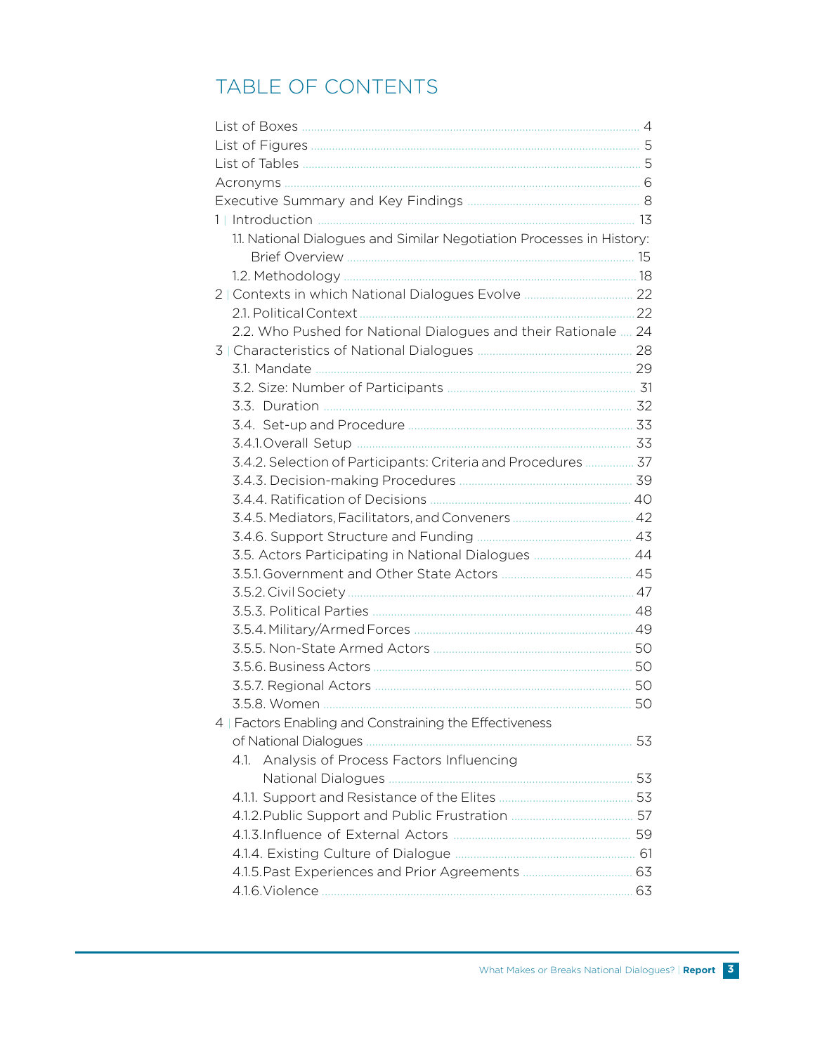# TABLE OF CONTENTS

List of Boxes ... 4
List of Figures ... 5
List of Tables ... 5
Acronyms ... 6
Executive Summary and Key Findings ... 8
1 | Introduction ... 13
  1.1. National Dialogues and Similar Negotiation Processes in History: Brief Overview ... 15
  1.2. Methodology ... 18
2 | Contexts in which National Dialogues Evolve ... 22
  2.1. Political Context ... 22
  2.2. Who Pushed for National Dialogues and their Rationale ... 24
3 | Characteristics of National Dialogues ... 28
  3.1. Mandate ... 29
  3.2. Size: Number of Participants ... 31
  3.3. Duration ... 32
  3.4. Set-up and Procedure ... 33
  3.4.1. Overall Setup ... 33
  3.4.2. Selection of Participants: Criteria and Procedures ... 37
  3.4.3. Decision-making Procedures ... 39
  3.4.4. Ratification of Decisions ... 40
  3.4.5. Mediators, Facilitators, and Conveners ... 42
  3.4.6. Support Structure and Funding ... 43
  3.5. Actors Participating in National Dialogues ... 44
  3.5.1. Government and Other State Actors ... 45
  3.5.2. Civil Society ... 47
  3.5.3. Political Parties ... 48
  3.5.4. Military/Armed Forces ... 49
  3.5.5. Non-State Armed Actors ... 50
  3.5.6. Business Actors ... 50
  3.5.7. Regional Actors ... 50
  3.5.8. Women ... 50
4 | Factors Enabling and Constraining the Effectiveness of National Dialogues ... 53
  4.1. Analysis of Process Factors Influencing National Dialogues ... 53
  4.1.1. Support and Resistance of the Elites ... 53
  4.1.2. Public Support and Public Frustration ... 57
  4.1.3. Influence of External Actors ... 59
  4.1.4. Existing Culture of Dialogue ... 61
  4.1.5. Past Experiences and Prior Agreements ... 63
  4.1.6. Violence ... 63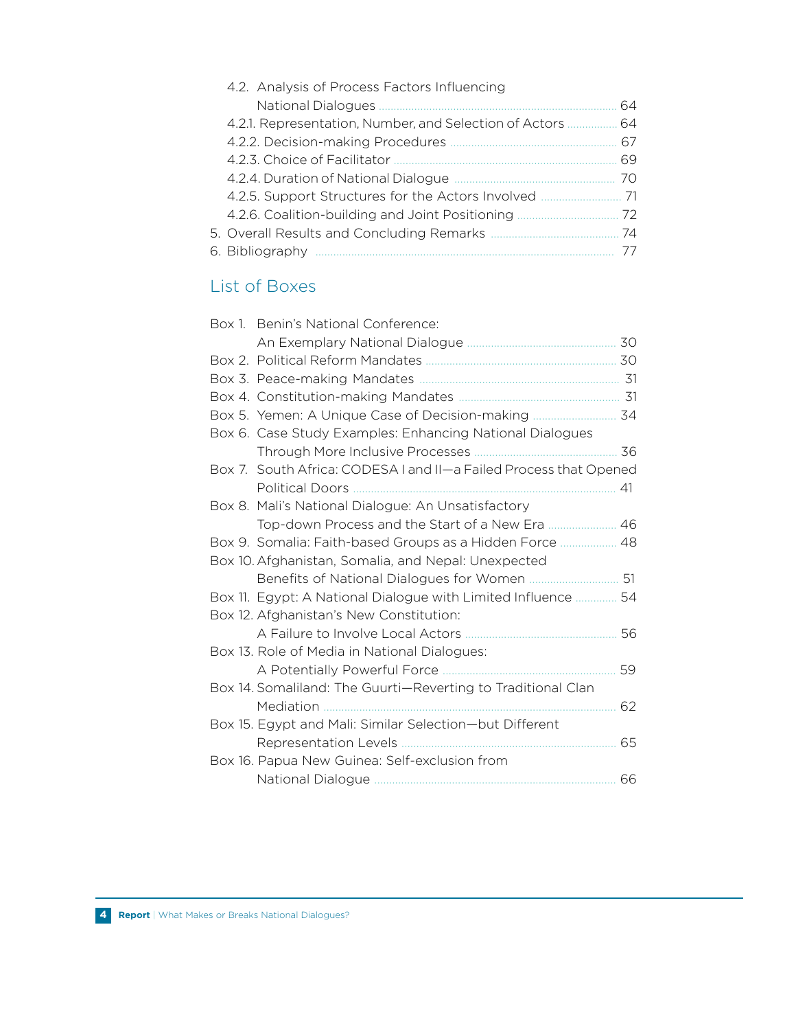- 4.2. Analysis of Process Factors Influencing National Dialogues ..... 64
  - 4.2.1. Representation, Number, and Selection of Actors ..... 64
  - 4.2.2. Decision-making Procedures ..... 67
  - 4.2.3. Choice of Facilitator ..... 69
  - 4.2.4. Duration of National Dialogue ..... 70
  - 4.2.5. Support Structures for the Actors Involved ..... 71
  - 4.2.6. Coalition-building and Joint Positioning ..... 72
- 5. Overall Results and Concluding Remarks ..... 74
- 6. Bibliography ..... 77

## List of Boxes

- Box 1. Benin's National Conference: An Exemplary National Dialogue ..... 30
- Box 2. Political Reform Mandates ..... 30
- Box 3. Peace-making Mandates ..... 31
- Box 4. Constitution-making Mandates ..... 31
- Box 5. Yemen: A Unique Case of Decision-making ..... 34
- Box 6. Case Study Examples: Enhancing National Dialogues Through More Inclusive Processes ..... 36
- Box 7. South Africa: CODESA I and II—a Failed Process that Opened Political Doors ..... 41
- Box 8. Mali's National Dialogue: An Unsatisfactory Top-down Process and the Start of a New Era ..... 46
- Box 9. Somalia: Faith-based Groups as a Hidden Force ..... 48
- Box 10. Afghanistan, Somalia, and Nepal: Unexpected Benefits of National Dialogues for Women ..... 51
- Box 11. Egypt: A National Dialogue with Limited Influence ..... 54
- Box 12. Afghanistan's New Constitution: A Failure to Involve Local Actors ..... 56
- Box 13. Role of Media in National Dialogues: A Potentially Powerful Force ..... 59
- Box 14. Somaliland: The Guurti—Reverting to Traditional Clan Mediation ..... 62
- Box 15. Egypt and Mali: Similar Selection—but Different Representation Levels ..... 65
- Box 16. Papua New Guinea: Self-exclusion from National Dialogue ..... 66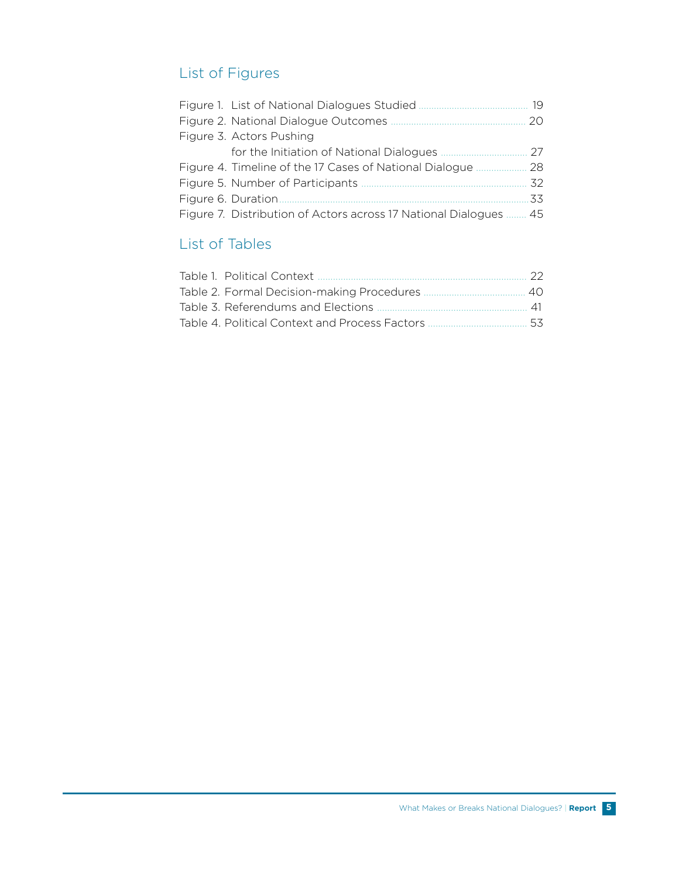## List of Figures

Figure 1. List of National Dialogues Studied ........................................ 19
Figure 2. National Dialogue Outcomes .................................................. 20
Figure 3. Actors Pushing for the Initiation of National Dialogues ............................... 27
Figure 4. Timeline of the 17 Cases of National Dialogue .................. 28
Figure 5. Number of Participants ............................................................ 32
Figure 6. Duration.......................................................................................33
Figure 7. Distribution of Actors across 17 National Dialogues ........ 45

## List of Tables

Table 1. Political Context ............................................................................ 22
Table 2. Formal Decision-making Procedures ...................................... 40
Table 3. Referendums and Elections ........................................................ 41
Table 4. Political Context and Process Factors ...................................... 53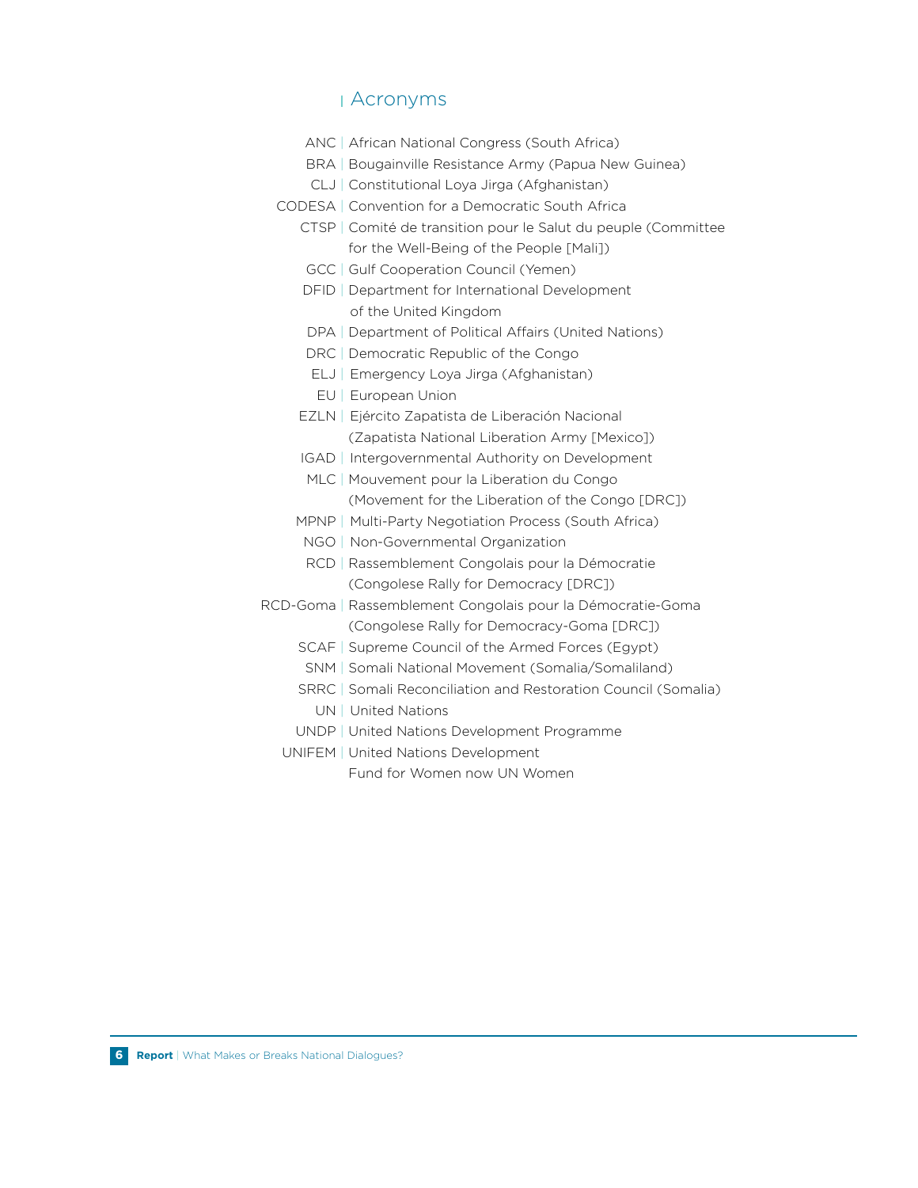## Acronyms

ANC | African National Congress (South Africa)
BRA | Bougainville Resistance Army (Papua New Guinea)
CLJ | Constitutional Loya Jirga (Afghanistan)
CODESA | Convention for a Democratic South Africa
CTSP | Comité de transition pour le Salut du peuple (Committee for the Well-Being of the People [Mali])
GCC | Gulf Cooperation Council (Yemen)
DFID | Department for International Development of the United Kingdom
DPA | Department of Political Affairs (United Nations)
DRC | Democratic Republic of the Congo
ELJ | Emergency Loya Jirga (Afghanistan)
EU | European Union
EZLN | Ejército Zapatista de Liberación Nacional (Zapatista National Liberation Army [Mexico])
IGAD | Intergovernmental Authority on Development
MLC | Mouvement pour la Liberation du Congo (Movement for the Liberation of the Congo [DRC])
MPNP | Multi-Party Negotiation Process (South Africa)
NGO | Non-Governmental Organization
RCD | Rassemblement Congolais pour la Démocratie (Congolese Rally for Democracy [DRC])
RCD-Goma | Rassemblement Congolais pour la Démocratie-Goma (Congolese Rally for Democracy-Goma [DRC])
SCAF | Supreme Council of the Armed Forces (Egypt)
SNM | Somali National Movement (Somalia/Somaliland)
SRRC | Somali Reconciliation and Restoration Council (Somalia)
UN | United Nations
UNDP | United Nations Development Programme
UNIFEM | United Nations Development Fund for Women now UN Women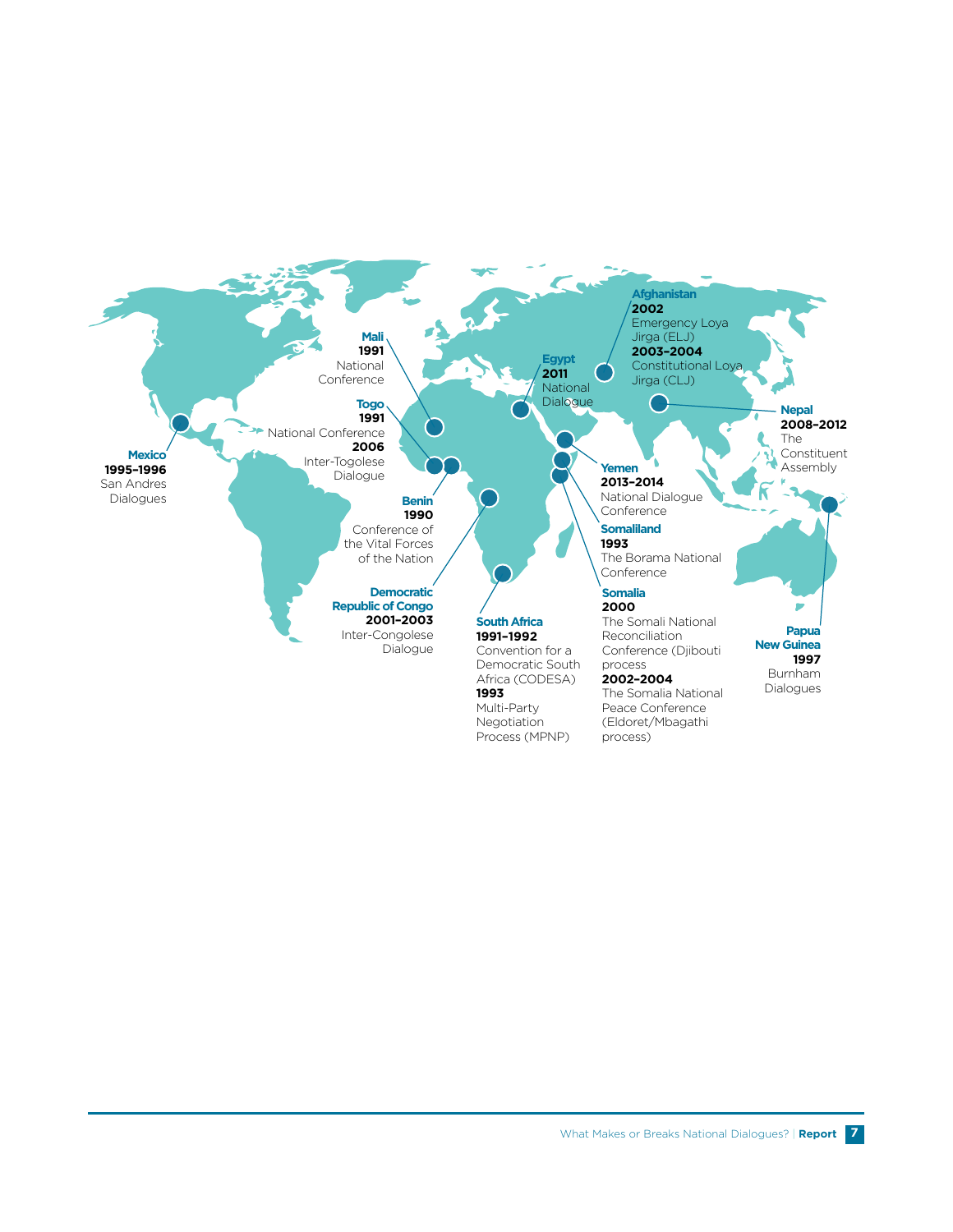**Mexico**
**1995–1996**
San Andres Dialogues

**Mali**
**1991**
National Conference

**Togo**
**1991**
National Conference
**2006**
Inter-Togolese Dialogue

**Benin**
**1990**
Conference of the Vital Forces of the Nation

**Democratic Republic of Congo**
**2001–2003**
Inter-Congolese Dialogue

**Egypt**
**2011**
National Dialogue

**South Africa**
**1991–1992**
Convention for a Democratic South Africa (CODESA)
**1993**
Multi-Party Negotiation Process (MPNP)

**Afghanistan**
**2002**
Emergency Loya Jirga (ELJ)
**2003–2004**
Constitutional Loya Jirga (CLJ)

**Yemen**
**2013–2014**
National Dialogue Conference

**Somaliland**
**1993**
The Borama National Conference

**Somalia**
**2000**
The Somali National Reconciliation Conference (Djibouti process)
**2002–2004**
The Somalia National Peace Conference (Eldoret/Mbagathi process)

**Nepal**
**2008–2012**
The Constituent Assembly

**Papua New Guinea**
**1997**
Burnham Dialogues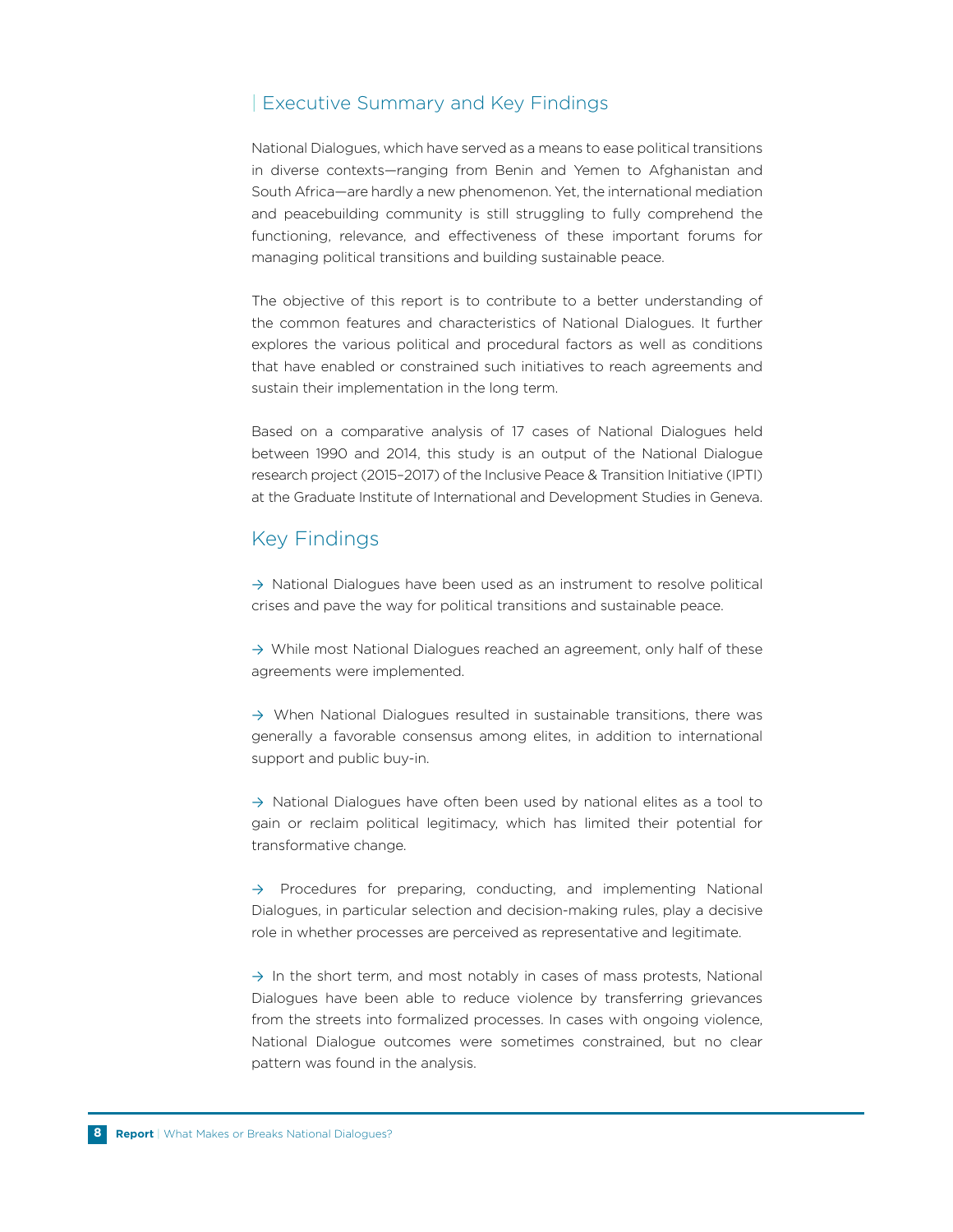## Executive Summary and Key Findings

National Dialogues, which have served as a means to ease political transitions in diverse contexts—ranging from Benin and Yemen to Afghanistan and South Africa—are hardly a new phenomenon. Yet, the international mediation and peacebuilding community is still struggling to fully comprehend the functioning, relevance, and effectiveness of these important forums for managing political transitions and building sustainable peace.

The objective of this report is to contribute to a better understanding of the common features and characteristics of National Dialogues. It further explores the various political and procedural factors as well as conditions that have enabled or constrained such initiatives to reach agreements and sustain their implementation in the long term.

Based on a comparative analysis of 17 cases of National Dialogues held between 1990 and 2014, this study is an output of the National Dialogue research project (2015–2017) of the Inclusive Peace & Transition Initiative (IPTI) at the Graduate Institute of International and Development Studies in Geneva.

## Key Findings

→ National Dialogues have been used as an instrument to resolve political crises and pave the way for political transitions and sustainable peace.

→ While most National Dialogues reached an agreement, only half of these agreements were implemented.

→ When National Dialogues resulted in sustainable transitions, there was generally a favorable consensus among elites, in addition to international support and public buy-in.

→ National Dialogues have often been used by national elites as a tool to gain or reclaim political legitimacy, which has limited their potential for transformative change.

→ Procedures for preparing, conducting, and implementing National Dialogues, in particular selection and decision-making rules, play a decisive role in whether processes are perceived as representative and legitimate.

→ In the short term, and most notably in cases of mass protests, National Dialogues have been able to reduce violence by transferring grievances from the streets into formalized processes. In cases with ongoing violence, National Dialogue outcomes were sometimes constrained, but no clear pattern was found in the analysis.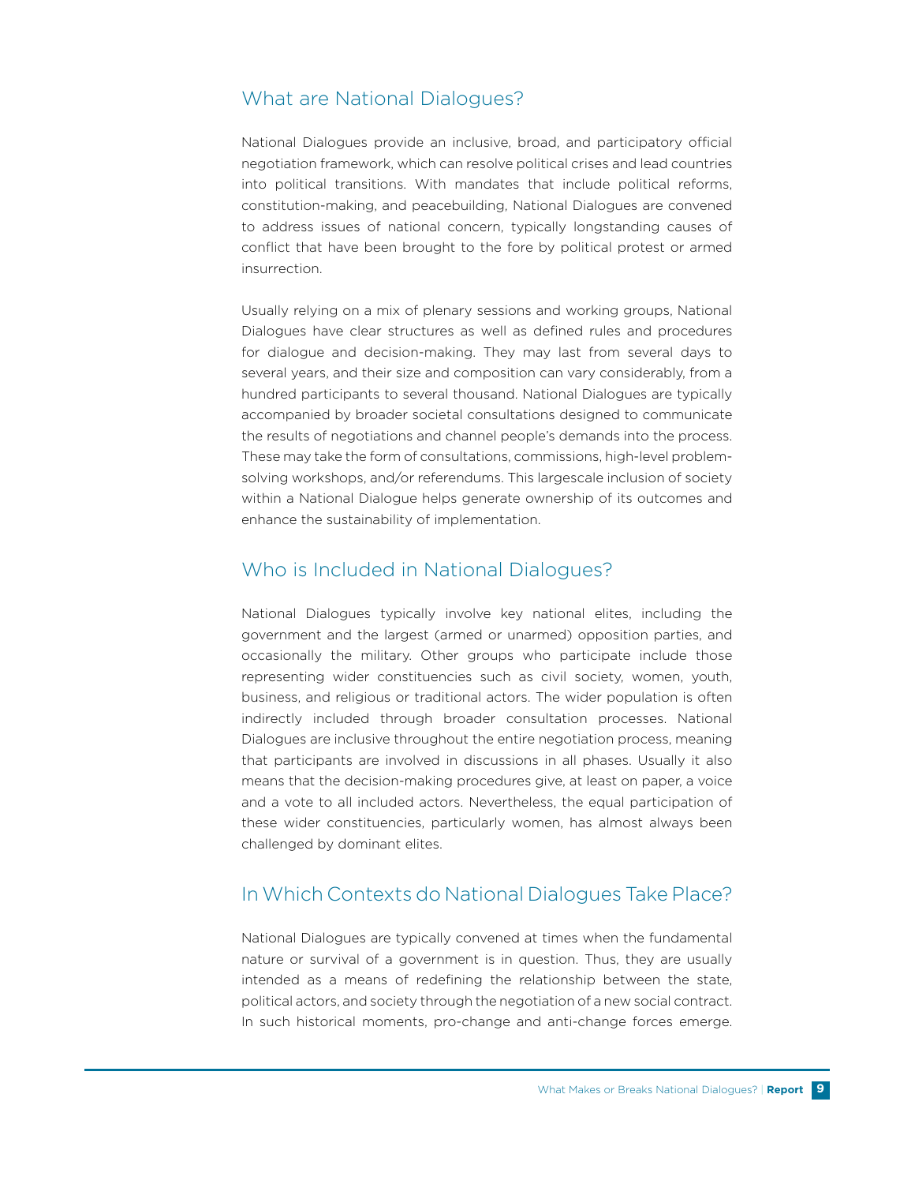## What are National Dialogues?

National Dialogues provide an inclusive, broad, and participatory official negotiation framework, which can resolve political crises and lead countries into political transitions. With mandates that include political reforms, constitution-making, and peacebuilding, National Dialogues are convened to address issues of national concern, typically longstanding causes of conflict that have been brought to the fore by political protest or armed insurrection.

Usually relying on a mix of plenary sessions and working groups, National Dialogues have clear structures as well as defined rules and procedures for dialogue and decision-making. They may last from several days to several years, and their size and composition can vary considerably, from a hundred participants to several thousand. National Dialogues are typically accompanied by broader societal consultations designed to communicate the results of negotiations and channel people's demands into the process. These may take the form of consultations, commissions, high-level problem-solving workshops, and/or referendums. This largescale inclusion of society within a National Dialogue helps generate ownership of its outcomes and enhance the sustainability of implementation.

## Who is Included in National Dialogues?

National Dialogues typically involve key national elites, including the government and the largest (armed or unarmed) opposition parties, and occasionally the military. Other groups who participate include those representing wider constituencies such as civil society, women, youth, business, and religious or traditional actors. The wider population is often indirectly included through broader consultation processes. National Dialogues are inclusive throughout the entire negotiation process, meaning that participants are involved in discussions in all phases. Usually it also means that the decision-making procedures give, at least on paper, a voice and a vote to all included actors. Nevertheless, the equal participation of these wider constituencies, particularly women, has almost always been challenged by dominant elites.

## In Which Contexts do National Dialogues Take Place?

National Dialogues are typically convened at times when the fundamental nature or survival of a government is in question. Thus, they are usually intended as a means of redefining the relationship between the state, political actors, and society through the negotiation of a new social contract. In such historical moments, pro-change and anti-change forces emerge.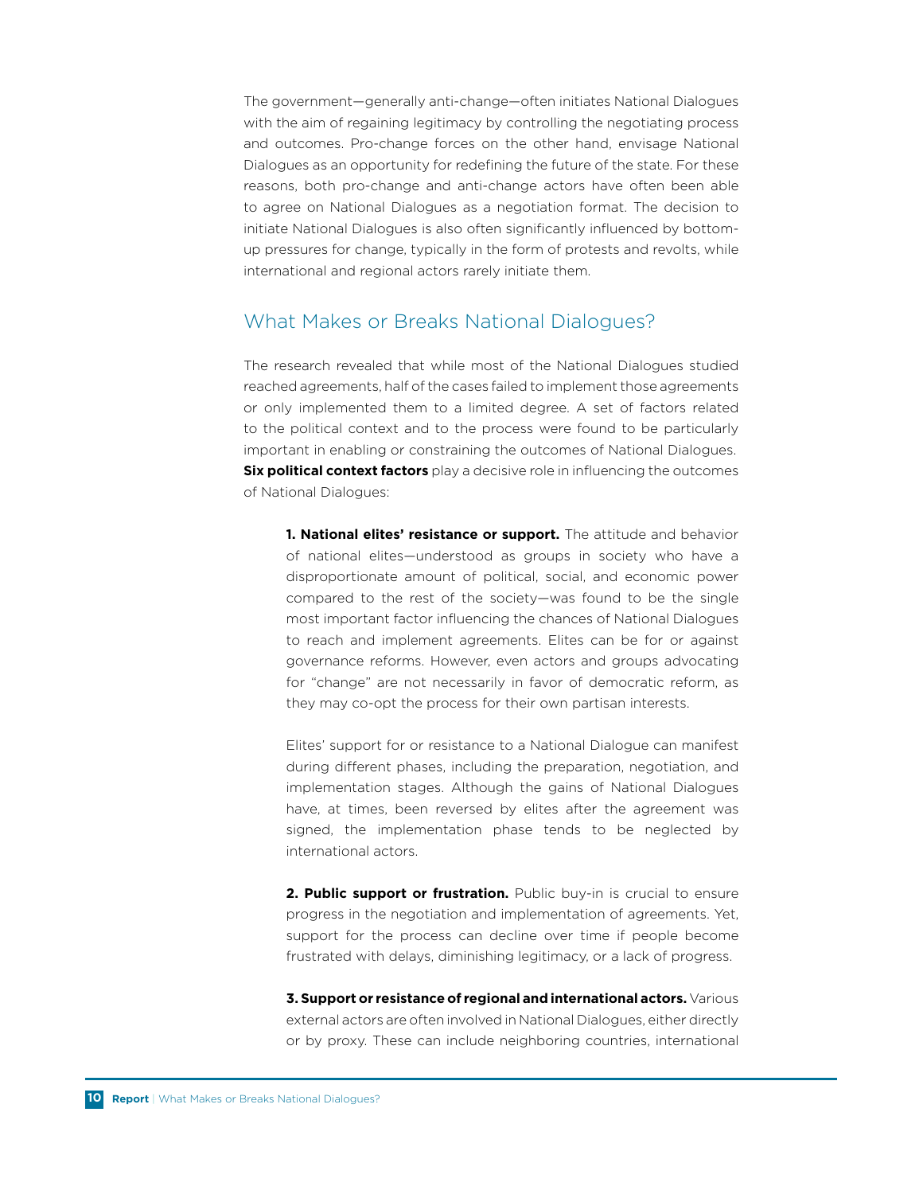The government—generally anti-change—often initiates National Dialogues with the aim of regaining legitimacy by controlling the negotiating process and outcomes. Pro-change forces on the other hand, envisage National Dialogues as an opportunity for redefining the future of the state. For these reasons, both pro-change and anti-change actors have often been able to agree on National Dialogues as a negotiation format. The decision to initiate National Dialogues is also often significantly influenced by bottom-up pressures for change, typically in the form of protests and revolts, while international and regional actors rarely initiate them.

## What Makes or Breaks National Dialogues?

The research revealed that while most of the National Dialogues studied reached agreements, half of the cases failed to implement those agreements or only implemented them to a limited degree. A set of factors related to the political context and to the process were found to be particularly important in enabling or constraining the outcomes of National Dialogues. **Six political context factors** play a decisive role in influencing the outcomes of National Dialogues:

**1. National elites' resistance or support.** The attitude and behavior of national elites—understood as groups in society who have a disproportionate amount of political, social, and economic power compared to the rest of the society—was found to be the single most important factor influencing the chances of National Dialogues to reach and implement agreements. Elites can be for or against governance reforms. However, even actors and groups advocating for "change" are not necessarily in favor of democratic reform, as they may co-opt the process for their own partisan interests.

Elites' support for or resistance to a National Dialogue can manifest during different phases, including the preparation, negotiation, and implementation stages. Although the gains of National Dialogues have, at times, been reversed by elites after the agreement was signed, the implementation phase tends to be neglected by international actors.

**2. Public support or frustration.** Public buy-in is crucial to ensure progress in the negotiation and implementation of agreements. Yet, support for the process can decline over time if people become frustrated with delays, diminishing legitimacy, or a lack of progress.

**3. Support or resistance of regional and international actors.** Various external actors are often involved in National Dialogues, either directly or by proxy. These can include neighboring countries, international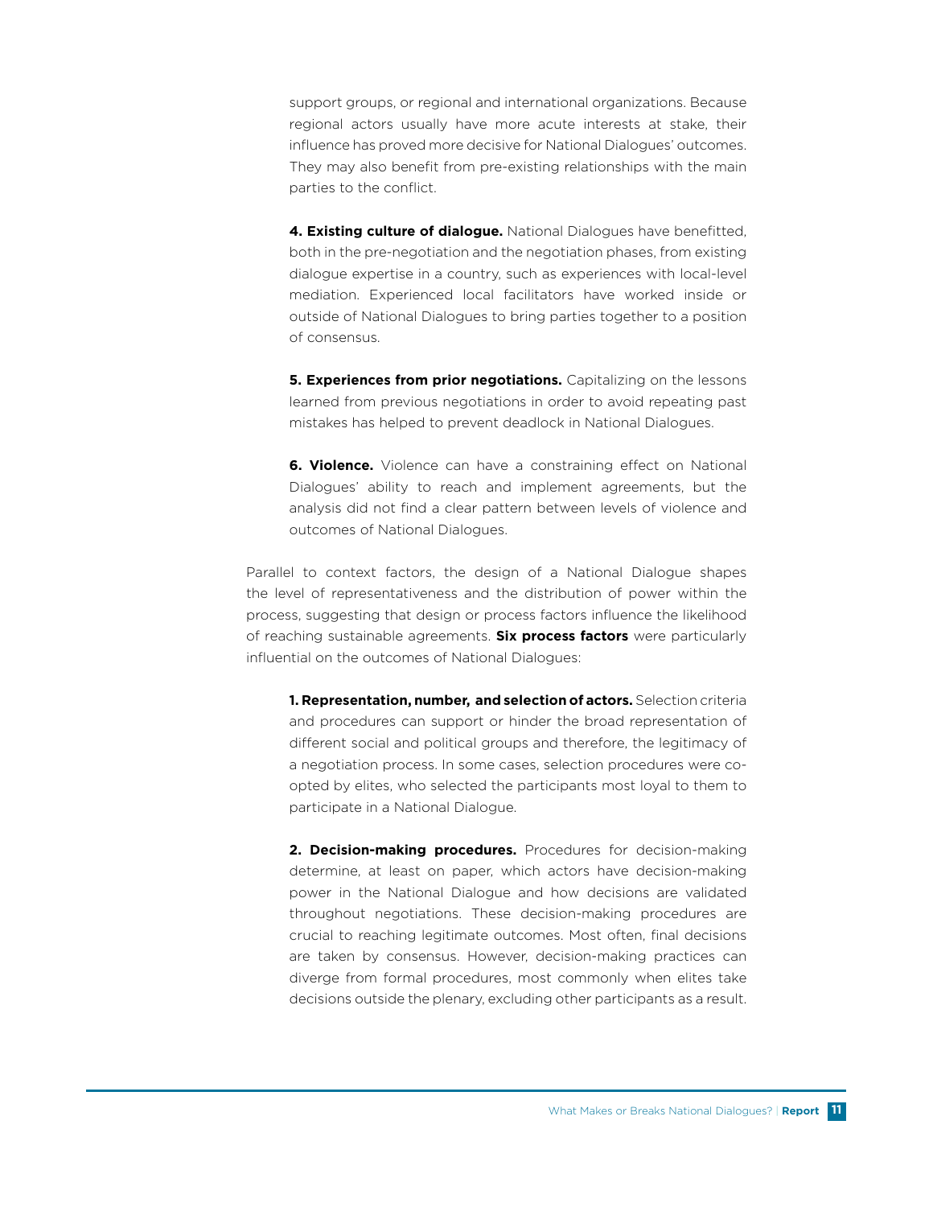support groups, or regional and international organizations. Because regional actors usually have more acute interests at stake, their influence has proved more decisive for National Dialogues' outcomes. They may also benefit from pre-existing relationships with the main parties to the conflict.

**4. Existing culture of dialogue.** National Dialogues have benefitted, both in the pre-negotiation and the negotiation phases, from existing dialogue expertise in a country, such as experiences with local-level mediation. Experienced local facilitators have worked inside or outside of National Dialogues to bring parties together to a position of consensus.

**5. Experiences from prior negotiations.** Capitalizing on the lessons learned from previous negotiations in order to avoid repeating past mistakes has helped to prevent deadlock in National Dialogues.

**6. Violence.** Violence can have a constraining effect on National Dialogues' ability to reach and implement agreements, but the analysis did not find a clear pattern between levels of violence and outcomes of National Dialogues.

Parallel to context factors, the design of a National Dialogue shapes the level of representativeness and the distribution of power within the process, suggesting that design or process factors influence the likelihood of reaching sustainable agreements. **Six process factors** were particularly influential on the outcomes of National Dialogues:

**1. Representation, number, and selection of actors.** Selection criteria and procedures can support or hinder the broad representation of different social and political groups and therefore, the legitimacy of a negotiation process. In some cases, selection procedures were co-opted by elites, who selected the participants most loyal to them to participate in a National Dialogue.

**2. Decision-making procedures.** Procedures for decision-making determine, at least on paper, which actors have decision-making power in the National Dialogue and how decisions are validated throughout negotiations. These decision-making procedures are crucial to reaching legitimate outcomes. Most often, final decisions are taken by consensus. However, decision-making practices can diverge from formal procedures, most commonly when elites take decisions outside the plenary, excluding other participants as a result.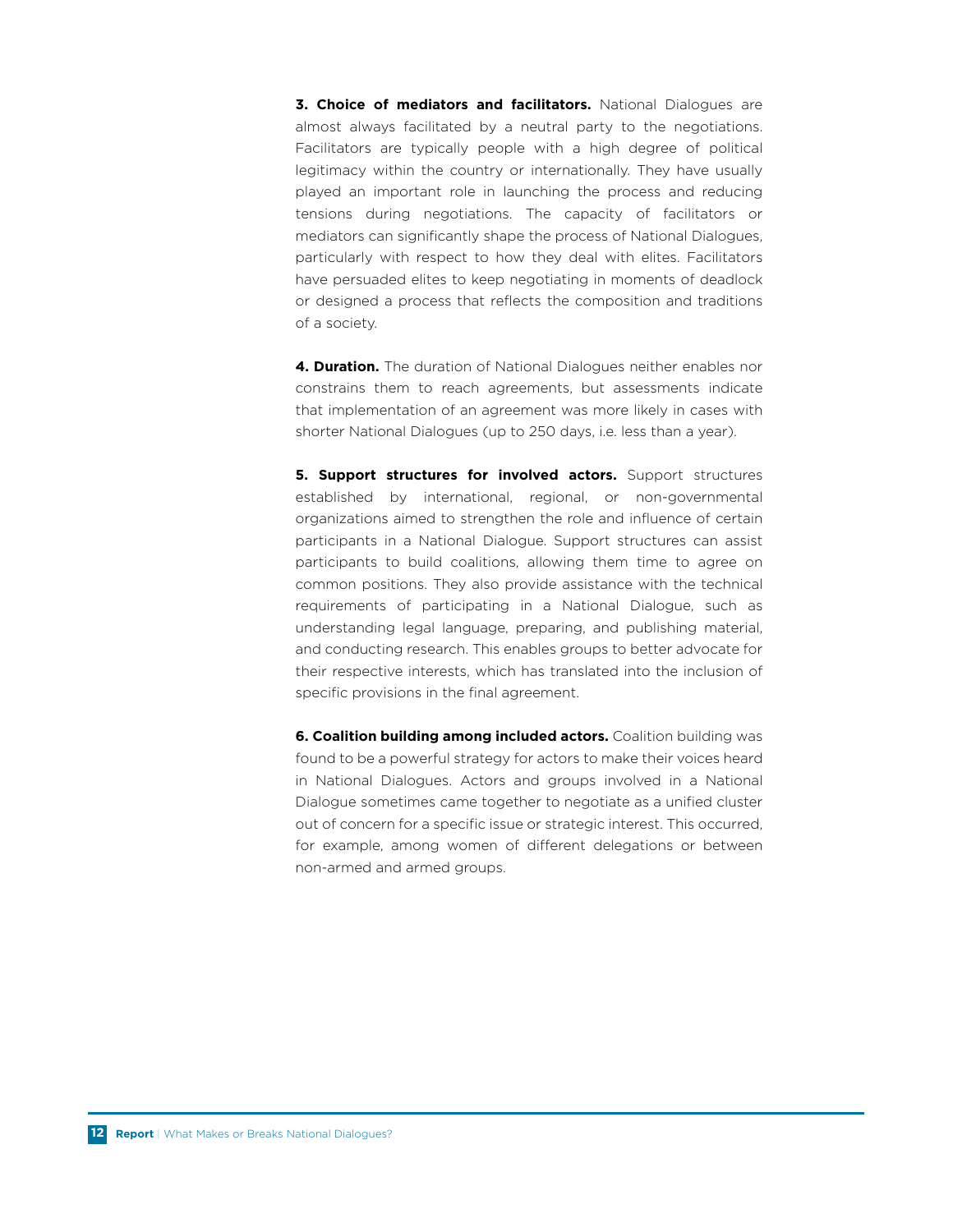**3. Choice of mediators and facilitators.** National Dialogues are almost always facilitated by a neutral party to the negotiations. Facilitators are typically people with a high degree of political legitimacy within the country or internationally. They have usually played an important role in launching the process and reducing tensions during negotiations. The capacity of facilitators or mediators can significantly shape the process of National Dialogues, particularly with respect to how they deal with elites. Facilitators have persuaded elites to keep negotiating in moments of deadlock or designed a process that reflects the composition and traditions of a society.

**4. Duration.** The duration of National Dialogues neither enables nor constrains them to reach agreements, but assessments indicate that implementation of an agreement was more likely in cases with shorter National Dialogues (up to 250 days, i.e. less than a year).

**5. Support structures for involved actors.** Support structures established by international, regional, or non-governmental organizations aimed to strengthen the role and influence of certain participants in a National Dialogue. Support structures can assist participants to build coalitions, allowing them time to agree on common positions. They also provide assistance with the technical requirements of participating in a National Dialogue, such as understanding legal language, preparing, and publishing material, and conducting research. This enables groups to better advocate for their respective interests, which has translated into the inclusion of specific provisions in the final agreement.

**6. Coalition building among included actors.** Coalition building was found to be a powerful strategy for actors to make their voices heard in National Dialogues. Actors and groups involved in a National Dialogue sometimes came together to negotiate as a unified cluster out of concern for a specific issue or strategic interest. This occurred, for example, among women of different delegations or between non-armed and armed groups.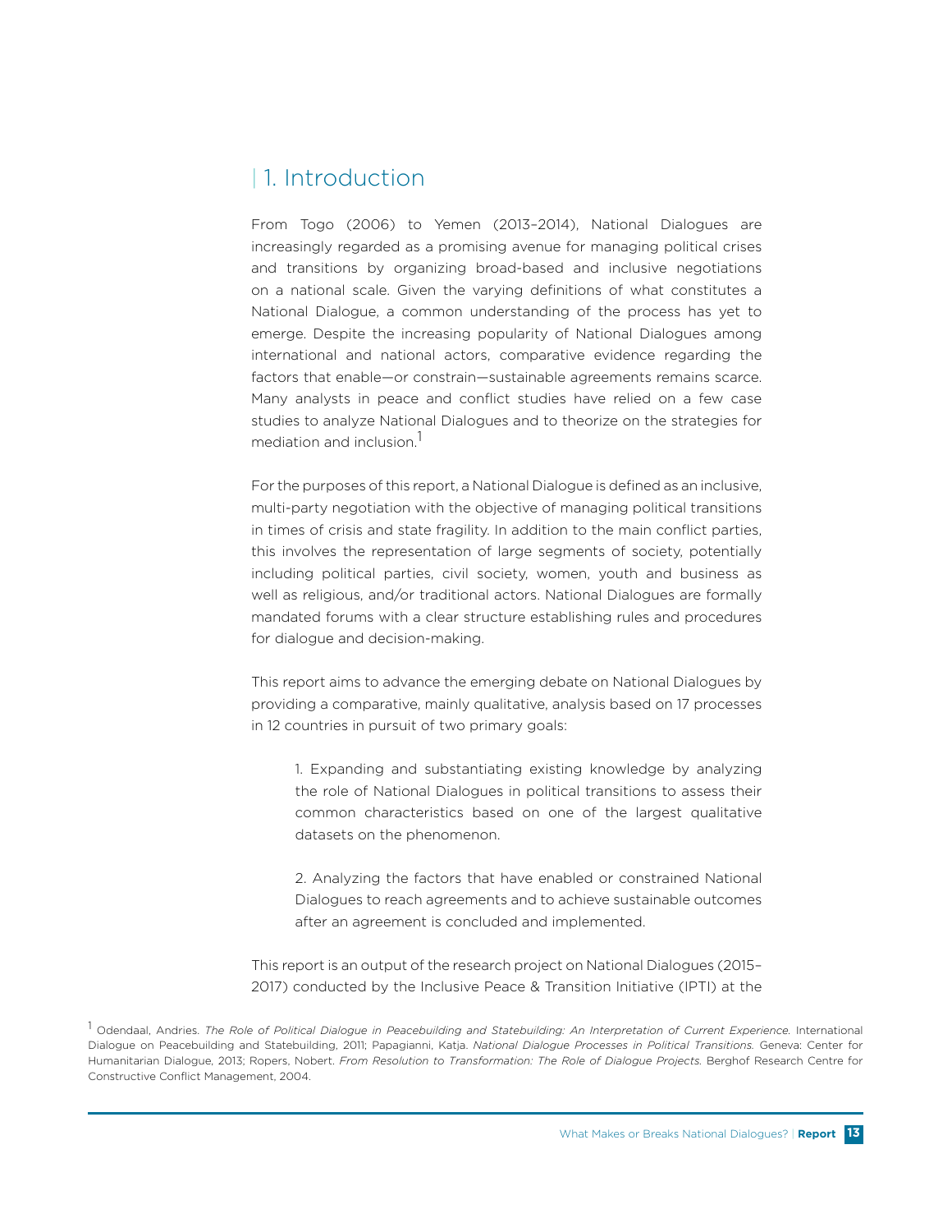# 1. Introduction

From Togo (2006) to Yemen (2013–2014), National Dialogues are increasingly regarded as a promising avenue for managing political crises and transitions by organizing broad-based and inclusive negotiations on a national scale. Given the varying definitions of what constitutes a National Dialogue, a common understanding of the process has yet to emerge. Despite the increasing popularity of National Dialogues among international and national actors, comparative evidence regarding the factors that enable—or constrain—sustainable agreements remains scarce. Many analysts in peace and conflict studies have relied on a few case studies to analyze National Dialogues and to theorize on the strategies for mediation and inclusion.[1]

For the purposes of this report, a National Dialogue is defined as an inclusive, multi-party negotiation with the objective of managing political transitions in times of crisis and state fragility. In addition to the main conflict parties, this involves the representation of large segments of society, potentially including political parties, civil society, women, youth and business as well as religious, and/or traditional actors. National Dialogues are formally mandated forums with a clear structure establishing rules and procedures for dialogue and decision-making.

This report aims to advance the emerging debate on National Dialogues by providing a comparative, mainly qualitative, analysis based on 17 processes in 12 countries in pursuit of two primary goals:

> 1. Expanding and substantiating existing knowledge by analyzing the role of National Dialogues in political transitions to assess their common characteristics based on one of the largest qualitative datasets on the phenomenon.
>
> 2. Analyzing the factors that have enabled or constrained National Dialogues to reach agreements and to achieve sustainable outcomes after an agreement is concluded and implemented.

This report is an output of the research project on National Dialogues (2015–2017) conducted by the Inclusive Peace & Transition Initiative (IPTI) at the

[1] Odendaal, Andries. *The Role of Political Dialogue in Peacebuilding and Statebuilding: An Interpretation of Current Experience.* International Dialogue on Peacebuilding and Statebuilding, 2011; Papagianni, Katja. *National Dialogue Processes in Political Transitions.* Geneva: Center for Humanitarian Dialogue, 2013; Ropers, Nobert. *From Resolution to Transformation: The Role of Dialogue Projects.* Berghof Research Centre for Constructive Conflict Management, 2004.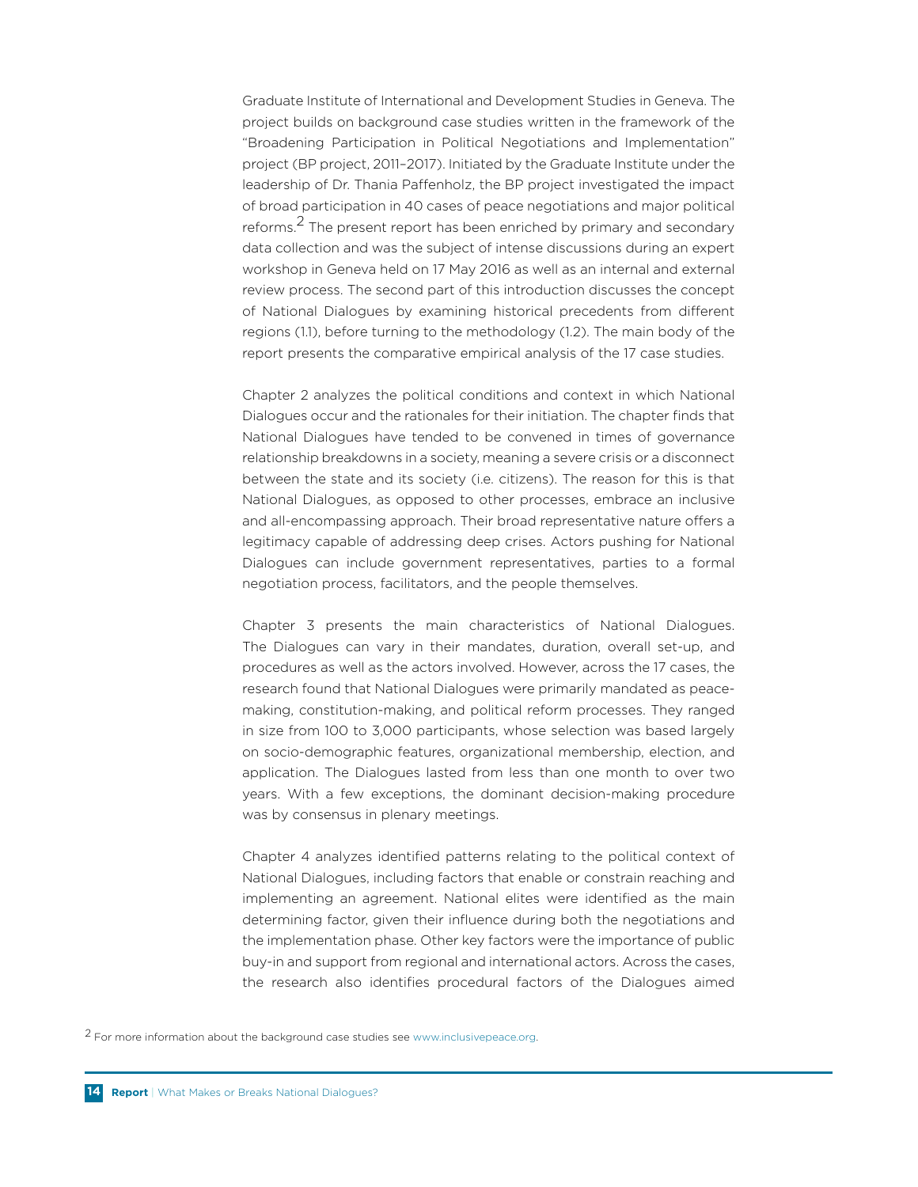Graduate Institute of International and Development Studies in Geneva. The project builds on background case studies written in the framework of the "Broadening Participation in Political Negotiations and Implementation" project (BP project, 2011–2017). Initiated by the Graduate Institute under the leadership of Dr. Thania Paffenholz, the BP project investigated the impact of broad participation in 40 cases of peace negotiations and major political reforms.[2] The present report has been enriched by primary and secondary data collection and was the subject of intense discussions during an expert workshop in Geneva held on 17 May 2016 as well as an internal and external review process. The second part of this introduction discusses the concept of National Dialogues by examining historical precedents from different regions (1.1), before turning to the methodology (1.2). The main body of the report presents the comparative empirical analysis of the 17 case studies.

Chapter 2 analyzes the political conditions and context in which National Dialogues occur and the rationales for their initiation. The chapter finds that National Dialogues have tended to be convened in times of governance relationship breakdowns in a society, meaning a severe crisis or a disconnect between the state and its society (i.e. citizens). The reason for this is that National Dialogues, as opposed to other processes, embrace an inclusive and all-encompassing approach. Their broad representative nature offers a legitimacy capable of addressing deep crises. Actors pushing for National Dialogues can include government representatives, parties to a formal negotiation process, facilitators, and the people themselves.

Chapter 3 presents the main characteristics of National Dialogues. The Dialogues can vary in their mandates, duration, overall set-up, and procedures as well as the actors involved. However, across the 17 cases, the research found that National Dialogues were primarily mandated as peace-making, constitution-making, and political reform processes. They ranged in size from 100 to 3,000 participants, whose selection was based largely on socio-demographic features, organizational membership, election, and application. The Dialogues lasted from less than one month to over two years. With a few exceptions, the dominant decision-making procedure was by consensus in plenary meetings.

Chapter 4 analyzes identified patterns relating to the political context of National Dialogues, including factors that enable or constrain reaching and implementing an agreement. National elites were identified as the main determining factor, given their influence during both the negotiations and the implementation phase. Other key factors were the importance of public buy-in and support from regional and international actors. Across the cases, the research also identifies procedural factors of the Dialogues aimed

[2] For more information about the background case studies see www.inclusivepeace.org.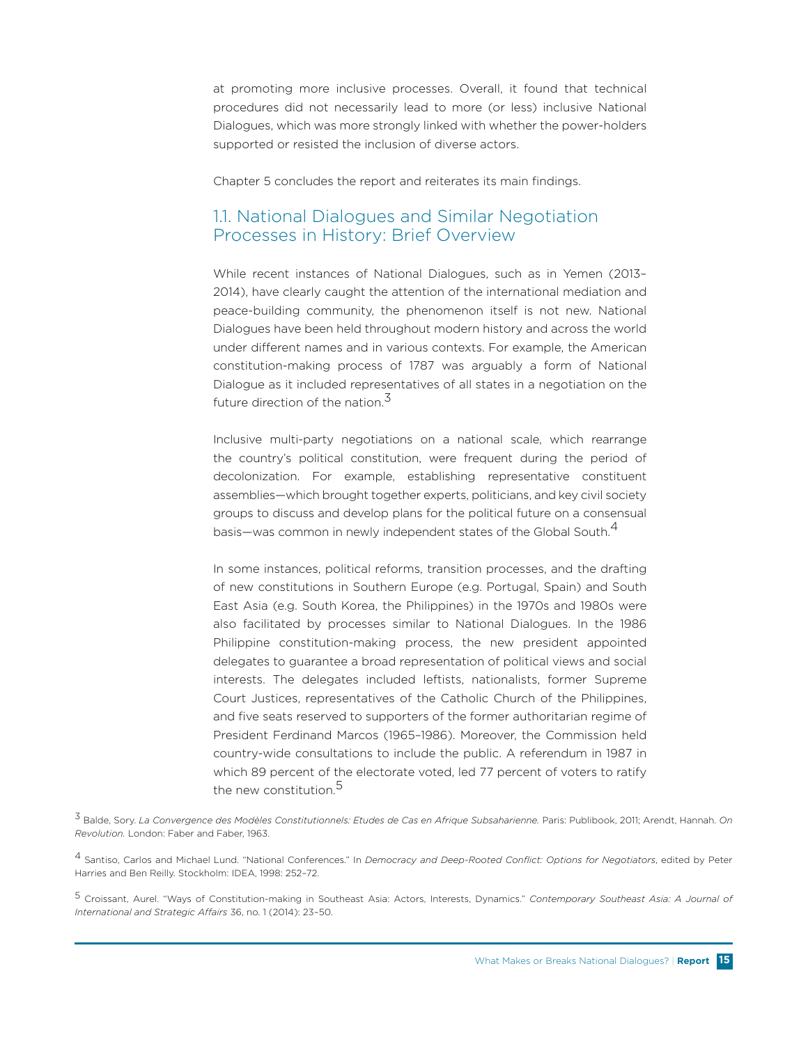at promoting more inclusive processes. Overall, it found that technical procedures did not necessarily lead to more (or less) inclusive National Dialogues, which was more strongly linked with whether the power-holders supported or resisted the inclusion of diverse actors.

Chapter 5 concludes the report and reiterates its main findings.

## 1.1. National Dialogues and Similar Negotiation Processes in History: Brief Overview

While recent instances of National Dialogues, such as in Yemen (2013–2014), have clearly caught the attention of the international mediation and peace-building community, the phenomenon itself is not new. National Dialogues have been held throughout modern history and across the world under different names and in various contexts. For example, the American constitution-making process of 1787 was arguably a form of National Dialogue as it included representatives of all states in a negotiation on the future direction of the nation.[3]

Inclusive multi-party negotiations on a national scale, which rearrange the country's political constitution, were frequent during the period of decolonization. For example, establishing representative constituent assemblies—which brought together experts, politicians, and key civil society groups to discuss and develop plans for the political future on a consensual basis—was common in newly independent states of the Global South.[4]

In some instances, political reforms, transition processes, and the drafting of new constitutions in Southern Europe (e.g. Portugal, Spain) and South East Asia (e.g. South Korea, the Philippines) in the 1970s and 1980s were also facilitated by processes similar to National Dialogues. In the 1986 Philippine constitution-making process, the new president appointed delegates to guarantee a broad representation of political views and social interests. The delegates included leftists, nationalists, former Supreme Court Justices, representatives of the Catholic Church of the Philippines, and five seats reserved to supporters of the former authoritarian regime of President Ferdinand Marcos (1965–1986). Moreover, the Commission held country-wide consultations to include the public. A referendum in 1987 in which 89 percent of the electorate voted, led 77 percent of voters to ratify the new constitution.[5]

[3] Balde, Sory. *La Convergence des Modèles Constitutionnels: Etudes de Cas en Afrique Subsaharienne.* Paris: Publibook, 2011; Arendt, Hannah. *On Revolution.* London: Faber and Faber, 1963.

[4] Santiso, Carlos and Michael Lund. "National Conferences." In *Democracy and Deep-Rooted Conflict: Options for Negotiators*, edited by Peter Harries and Ben Reilly. Stockholm: IDEA, 1998: 252–72.

[5] Croissant, Aurel. "Ways of Constitution-making in Southeast Asia: Actors, Interests, Dynamics." *Contemporary Southeast Asia: A Journal of International and Strategic Affairs* 36, no. 1 (2014): 23–50.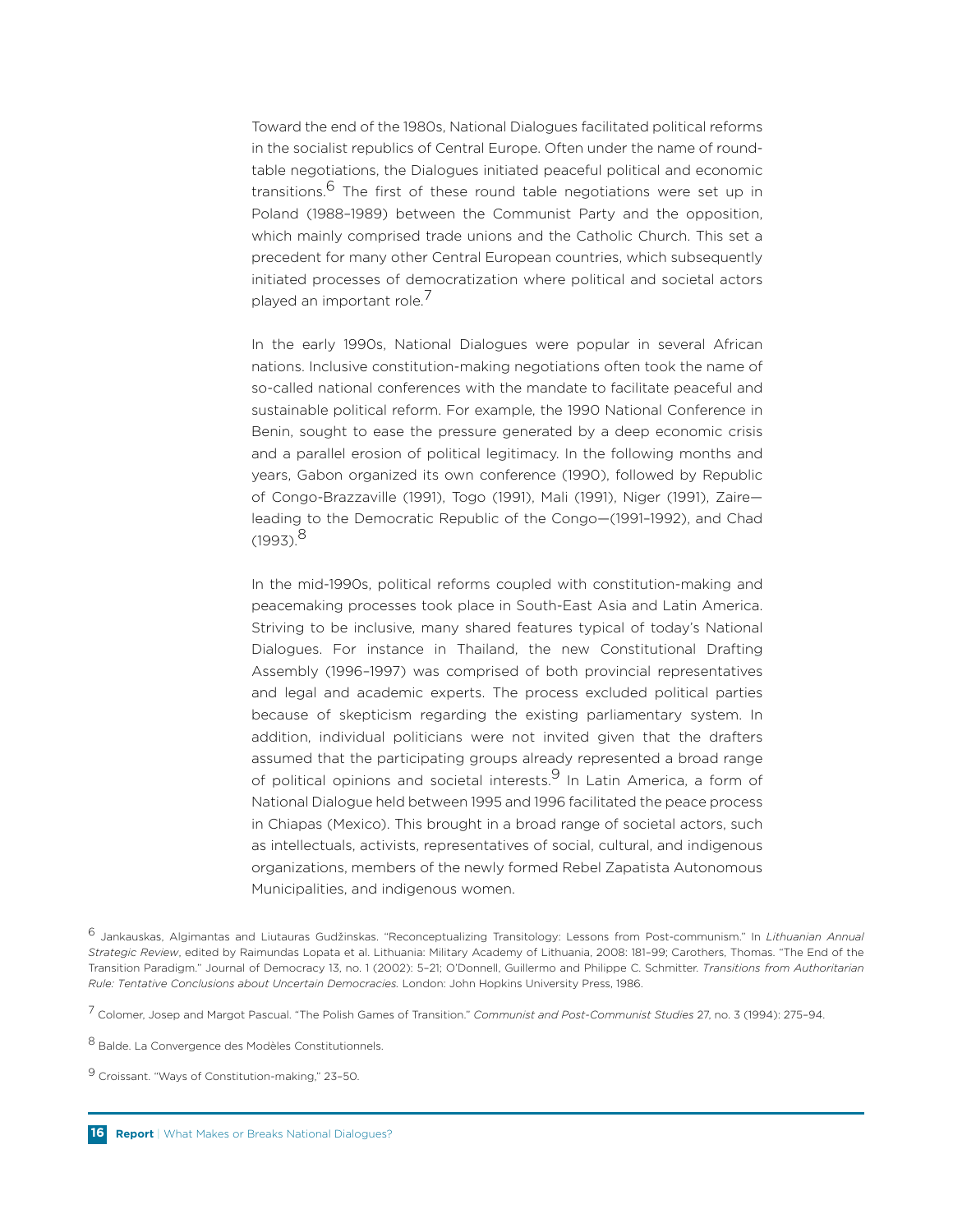Toward the end of the 1980s, National Dialogues facilitated political reforms in the socialist republics of Central Europe. Often under the name of round-table negotiations, the Dialogues initiated peaceful political and economic transitions.[6] The first of these round table negotiations were set up in Poland (1988–1989) between the Communist Party and the opposition, which mainly comprised trade unions and the Catholic Church. This set a precedent for many other Central European countries, which subsequently initiated processes of democratization where political and societal actors played an important role.[7]

In the early 1990s, National Dialogues were popular in several African nations. Inclusive constitution-making negotiations often took the name of so-called national conferences with the mandate to facilitate peaceful and sustainable political reform. For example, the 1990 National Conference in Benin, sought to ease the pressure generated by a deep economic crisis and a parallel erosion of political legitimacy. In the following months and years, Gabon organized its own conference (1990), followed by Republic of Congo-Brazzaville (1991), Togo (1991), Mali (1991), Niger (1991), Zaire—leading to the Democratic Republic of the Congo—(1991–1992), and Chad (1993).[8]

In the mid-1990s, political reforms coupled with constitution-making and peacemaking processes took place in South-East Asia and Latin America. Striving to be inclusive, many shared features typical of today's National Dialogues. For instance in Thailand, the new Constitutional Drafting Assembly (1996–1997) was comprised of both provincial representatives and legal and academic experts. The process excluded political parties because of skepticism regarding the existing parliamentary system. In addition, individual politicians were not invited given that the drafters assumed that the participating groups already represented a broad range of political opinions and societal interests.[9] In Latin America, a form of National Dialogue held between 1995 and 1996 facilitated the peace process in Chiapas (Mexico). This brought in a broad range of societal actors, such as intellectuals, activists, representatives of social, cultural, and indigenous organizations, members of the newly formed Rebel Zapatista Autonomous Municipalities, and indigenous women.

[6] Jankauskas, Algimantas and Liutauras Gudžinskas. "Reconceptualizing Transitology: Lessons from Post-communism." In *Lithuanian Annual Strategic Review*, edited by Raimundas Lopata et al. Lithuania: Military Academy of Lithuania, 2008: 181–99; Carothers, Thomas. "The End of the Transition Paradigm." Journal of Democracy 13, no. 1 (2002): 5–21; O'Donnell, Guillermo and Philippe C. Schmitter. *Transitions from Authoritarian Rule: Tentative Conclusions about Uncertain Democracies.* London: John Hopkins University Press, 1986.

[7] Colomer, Josep and Margot Pascual. "The Polish Games of Transition." *Communist and Post-Communist Studies* 27, no. 3 (1994): 275–94.

[8] Balde. La Convergence des Modèles Constitutionnels.

[9] Croissant. "Ways of Constitution-making," 23–50.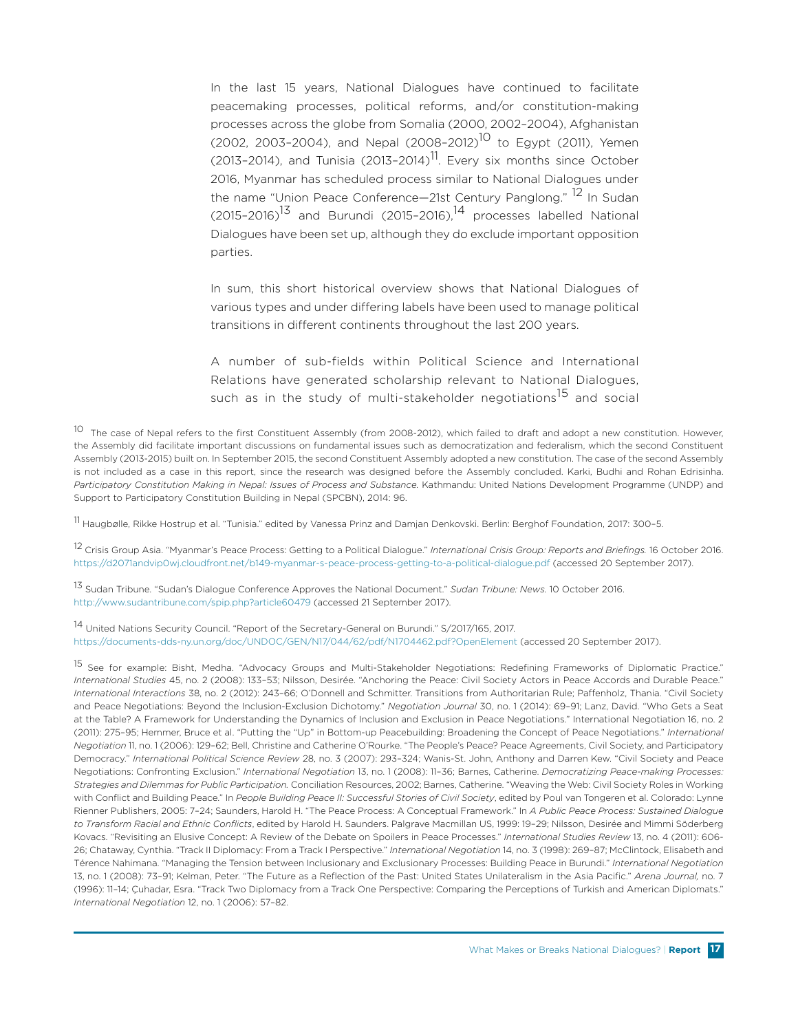In the last 15 years, National Dialogues have continued to facilitate peacemaking processes, political reforms, and/or constitution-making processes across the globe from Somalia (2000, 2002–2004), Afghanistan (2002, 2003–2004), and Nepal (2008–2012)[10] to Egypt (2011), Yemen (2013–2014), and Tunisia (2013–2014)[11]. Every six months since October 2016, Myanmar has scheduled process similar to National Dialogues under the name "Union Peace Conference—21st Century Panglong." [12] In Sudan (2015–2016)[13] and Burundi (2015–2016),[14] processes labelled National Dialogues have been set up, although they do exclude important opposition parties.

In sum, this short historical overview shows that National Dialogues of various types and under differing labels have been used to manage political transitions in different continents throughout the last 200 years.

A number of sub-fields within Political Science and International Relations have generated scholarship relevant to National Dialogues, such as in the study of multi-stakeholder negotiations[15] and social

[10] The case of Nepal refers to the first Constituent Assembly (from 2008-2012), which failed to draft and adopt a new constitution. However, the Assembly did facilitate important discussions on fundamental issues such as democratization and federalism, which the second Constituent Assembly (2013-2015) built on. In September 2015, the second Constituent Assembly adopted a new constitution. The case of the second Assembly is not included as a case in this report, since the research was designed before the Assembly concluded. Karki, Budhi and Rohan Edrisinha. *Participatory Constitution Making in Nepal: Issues of Process and Substance.* Kathmandu: United Nations Development Programme (UNDP) and Support to Participatory Constitution Building in Nepal (SPCBN), 2014: 96.

[11] Haugbølle, Rikke Hostrup et al. "Tunisia." edited by Vanessa Prinz and Damjan Denkovski. Berlin: Berghof Foundation, 2017: 300–5.

[12] Crisis Group Asia. "Myanmar's Peace Process: Getting to a Political Dialogue." *International Crisis Group: Reports and Briefings.* 16 October 2016. https://d2071andvip0wj.cloudfront.net/b149-myanmar-s-peace-process-getting-to-a-political-dialogue.pdf (accessed 20 September 2017).

[13] Sudan Tribune. "Sudan's Dialogue Conference Approves the National Document." *Sudan Tribune: News.* 10 October 2016. http://www.sudantribune.com/spip.php?article60479 (accessed 21 September 2017).

[14] United Nations Security Council. "Report of the Secretary-General on Burundi." S/2017/165, 2017. https://documents-dds-ny.un.org/doc/UNDOC/GEN/N17/044/62/pdf/N1704462.pdf?OpenElement (accessed 20 September 2017).

[15] See for example: Bisht, Medha. "Advocacy Groups and Multi-Stakeholder Negotiations: Redefining Frameworks of Diplomatic Practice." *International Studies* 45, no. 2 (2008): 133–53; Nilsson, Desirée. "Anchoring the Peace: Civil Society Actors in Peace Accords and Durable Peace." *International Interactions* 38, no. 2 (2012): 243–66; O'Donnell and Schmitter. Transitions from Authoritarian Rule; Paffenholz, Thania. "Civil Society and Peace Negotiations: Beyond the Inclusion-Exclusion Dichotomy." *Negotiation Journal* 30, no. 1 (2014): 69–91; Lanz, David. "Who Gets a Seat at the Table? A Framework for Understanding the Dynamics of Inclusion and Exclusion in Peace Negotiations." International Negotiation 16, no. 2 (2011): 275–95; Hemmer, Bruce et al. "Putting the "Up" in Bottom-up Peacebuilding: Broadening the Concept of Peace Negotiations." *International Negotiation* 11, no. 1 (2006): 129–62; Bell, Christine and Catherine O'Rourke. "The People's Peace? Peace Agreements, Civil Society, and Participatory Democracy." *International Political Science Review* 28, no. 3 (2007): 293–324; Wanis-St. John, Anthony and Darren Kew. "Civil Society and Peace Negotiations: Confronting Exclusion." *International Negotiation* 13, no. 1 (2008): 11–36; Barnes, Catherine. *Democratizing Peace-making Processes: Strategies and Dilemmas for Public Participation.* Conciliation Resources, 2002; Barnes, Catherine. "Weaving the Web: Civil Society Roles in Working with Conflict and Building Peace." In *People Building Peace II: Successful Stories of Civil Society*, edited by Poul van Tongeren et al. Colorado: Lynne Rienner Publishers, 2005: 7–24; Saunders, Harold H. "The Peace Process: A Conceptual Framework." In *A Public Peace Process: Sustained Dialogue to Transform Racial and Ethnic Conflicts*, edited by Harold H. Saunders. Palgrave Macmillan US, 1999: 19–29; Nilsson, Desirée and Mimmi Söderberg Kovacs. "Revisiting an Elusive Concept: A Review of the Debate on Spoilers in Peace Processes." *International Studies Review* 13, no. 4 (2011): 606-26; Chataway, Cynthia. "Track II Diplomacy: From a Track I Perspective." *International Negotiation* 14, no. 3 (1998): 269–87; McClintock, Elisabeth and Térence Nahimana. "Managing the Tension between Inclusionary and Exclusionary Processes: Building Peace in Burundi." *International Negotiation* 13, no. 1 (2008): 73–91; Kelman, Peter. "The Future as a Reflection of the Past: United States Unilateralism in the Asia Pacific." *Arena Journal,* no. 7 (1996): 11–14; Çuhadar, Esra. "Track Two Diplomacy from a Track One Perspective: Comparing the Perceptions of Turkish and American Diplomats." *International Negotiation* 12, no. 1 (2006): 57–82.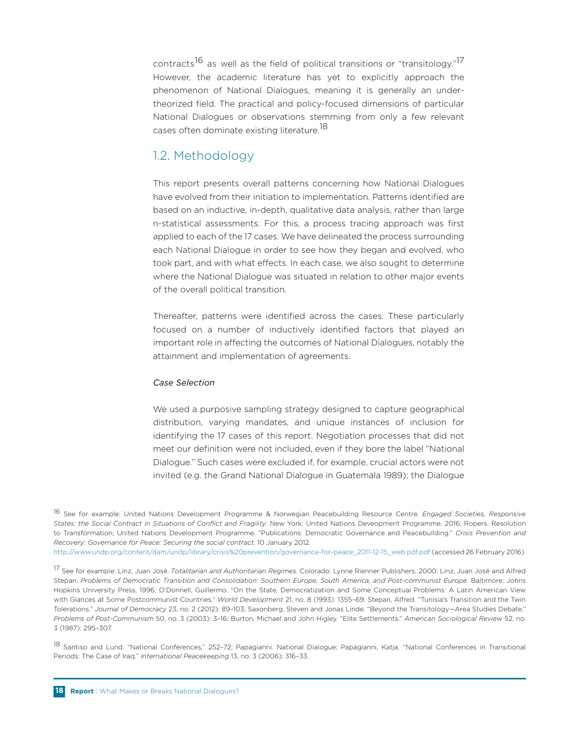contracts[16] as well as the field of political transitions or "transitology."[17] However, the academic literature has yet to explicitly approach the phenomenon of National Dialogues, meaning it is generally an under-theorized field. The practical and policy-focused dimensions of particular National Dialogues or observations stemming from only a few relevant cases often dominate existing literature.[18]

## 1.2. Methodology

This report presents overall patterns concerning how National Dialogues have evolved from their initiation to implementation. Patterns identified are based on an inductive, in-depth, qualitative data analysis, rather than large n-statistical assessments. For this, a process tracing approach was first applied to each of the 17 cases. We have delineated the process surrounding each National Dialogue in order to see how they began and evolved, who took part, and with what effects. In each case, we also sought to determine where the National Dialogue was situated in relation to other major events of the overall political transition.

Thereafter, patterns were identified across the cases. These particularly focused on a number of inductively identified factors that played an important role in affecting the outcomes of National Dialogues, notably the attainment and implementation of agreements.

*Case Selection*

We used a purposive sampling strategy designed to capture geographical distribution, varying mandates, and unique instances of inclusion for identifying the 17 cases of this report. Negotiation processes that did not meet our definition were not included, even if they bore the label "National Dialogue." Such cases were excluded if, for example, crucial actors were not invited (e.g. the Grand National Dialogue in Guatemala 1989); the Dialogue

---

[16] See for example: United Nations Development Programme & Norwegian Peacebuilding Resource Centre. *Engaged Societies, Responsive States: the Social Contract in Situations of Conflict and Fragility.* New York: United Nations Deveopment Programme, 2016; Ropers. Resolution to Transformation; United Nations Development Programme. "Publications: Democratic Governance and Peacebuilding." *Crisis Prevention and Recovery: Governance for Peace: Securing the social contract.* 10 January 2012. http://www.undp.org/content/dam/undp/library/crisis%20prevention/governance-for-peace_2011-12-15_web.pdf (accessed 26 February 2016).

[17] See for example: Linz, Juan José. *Totalitarian and Authoritarian Regimes.* Colorado: Lynne Rienner Publishers, 2000; Linz, Juan José and Alfred Stepan. *Problems of Democratic Transition and Consolidation: Southern Europe, South America, and Post-communist Europe.* Baltimore: Johns Hopkins University Press, 1996; O'Donnell, Guillermo. "On the State, Democratization and Some Conceptual Problems: A Latin American View with Glances at Some Postcommunist Countries." *World Development* 21, no. 8 (1993): 1355–69; Stepan, Alfred. "Tunisia's Transition and the Twin Tolerations." *Journal of Democracy* 23, no. 2 (2012): 89–103; Saxonberg, Steven and Jonas Linde. "Beyond the Transitology—Area Studies Debate." *Problems of Post-Communism* 50, no. 3 (2003): 3–16; Burton, Michael and John Higley. "Elite Settlements." *American Sociological Review* 52, no. 3 (1987): 295–307.

[18] Santiso and Lund. "National Conferences," 252–72; Papagianni. National Dialogue; Papagianni, Katja. "National Conferences in Transitional Periods: The Case of Iraq." *International Peacekeeping* 13, no. 3 (2006): 316–33.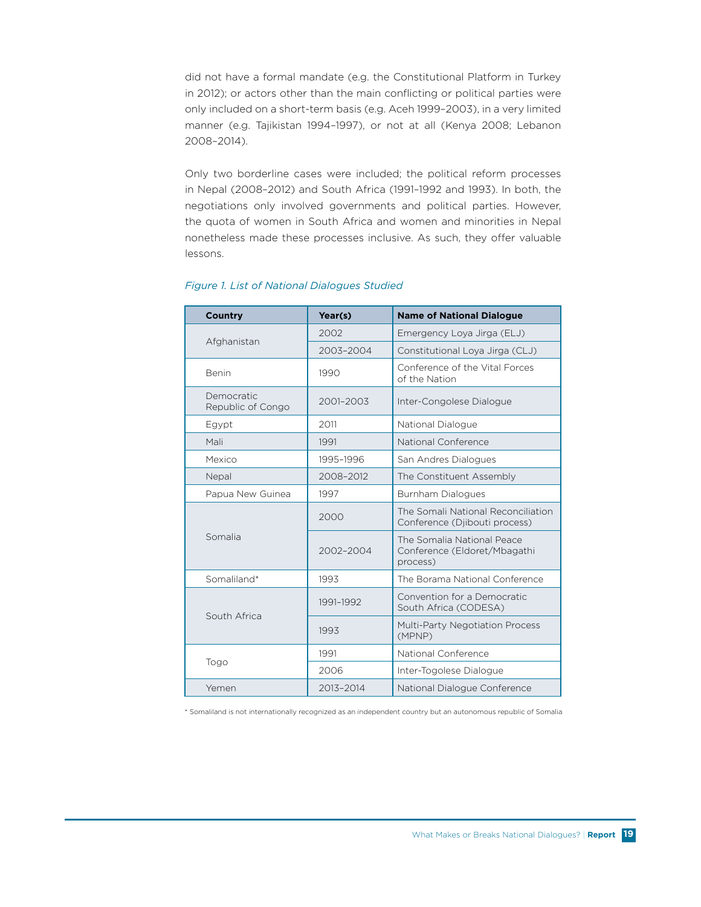did not have a formal mandate (e.g. the Constitutional Platform in Turkey in 2012); or actors other than the main conflicting or political parties were only included on a short-term basis (e.g. Aceh 1999–2003), in a very limited manner (e.g. Tajikistan 1994–1997), or not at all (Kenya 2008; Lebanon 2008–2014).

Only two borderline cases were included; the political reform processes in Nepal (2008–2012) and South Africa (1991–1992 and 1993). In both, the negotiations only involved governments and political parties. However, the quota of women in South Africa and women and minorities in Nepal nonetheless made these processes inclusive. As such, they offer valuable lessons.

*Figure 1. List of National Dialogues Studied*

| Country | Year(s) | Name of National Dialogue |
|---|---|---|
| Afghanistan | 2002 | Emergency Loya Jirga (ELJ) |
| | 2003–2004 | Constitutional Loya Jirga (CLJ) |
| Benin | 1990 | Conference of the Vital Forces of the Nation |
| Democratic Republic of Congo | 2001–2003 | Inter-Congolese Dialogue |
| Egypt | 2011 | National Dialogue |
| Mali | 1991 | National Conference |
| Mexico | 1995–1996 | San Andres Dialogues |
| Nepal | 2008–2012 | The Constituent Assembly |
| Papua New Guinea | 1997 | Burnham Dialogues |
| Somalia | 2000 | The Somali National Reconciliation Conference (Djibouti process) |
| | 2002–2004 | The Somalia National Peace Conference (Eldoret/Mbagathi process) |
| Somaliland* | 1993 | The Borama National Conference |
| South Africa | 1991–1992 | Convention for a Democratic South Africa (CODESA) |
| | 1993 | Multi-Party Negotiation Process (MPNP) |
| Togo | 1991 | National Conference |
| | 2006 | Inter-Togolese Dialogue |
| Yemen | 2013–2014 | National Dialogue Conference |

* Somaliland is not internationally recognized as an independent country but an autonomous republic of Somalia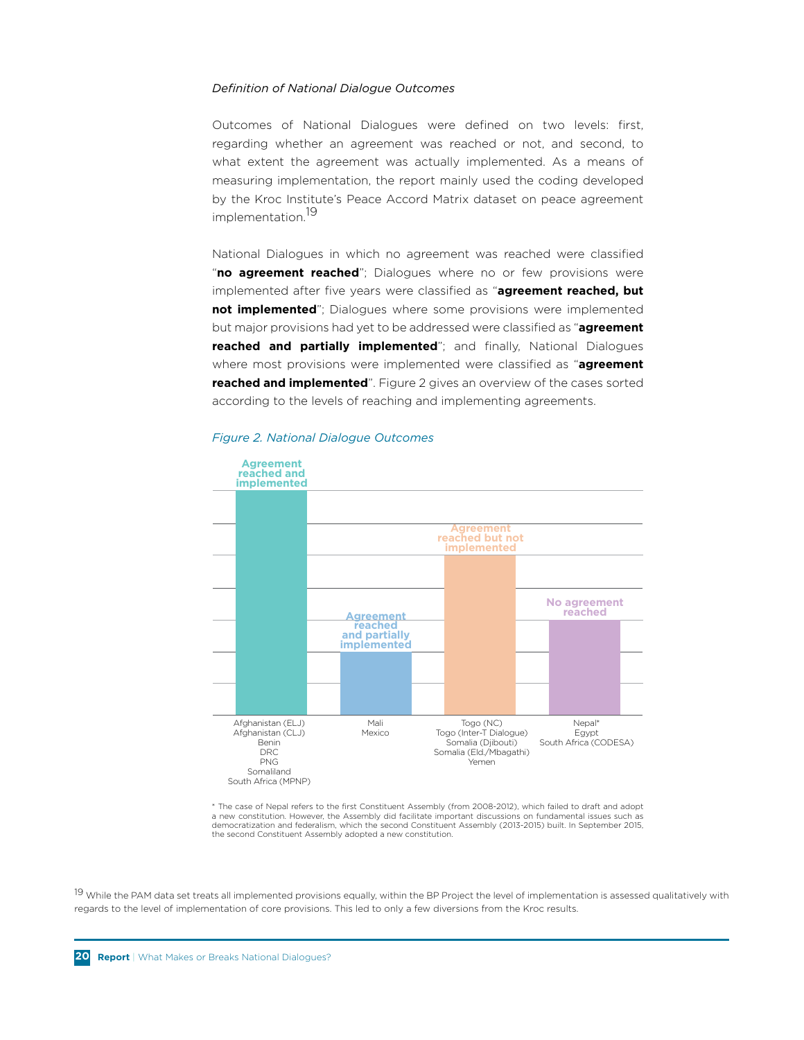*Definition of National Dialogue Outcomes*

Outcomes of National Dialogues were defined on two levels: first, regarding whether an agreement was reached or not, and second, to what extent the agreement was actually implemented. As a means of measuring implementation, the report mainly used the coding developed by the Kroc Institute's Peace Accord Matrix dataset on peace agreement implementation.[19]

National Dialogues in which no agreement was reached were classified "**no agreement reached**"; Dialogues where no or few provisions were implemented after five years were classified as "**agreement reached, but not implemented**"; Dialogues where some provisions were implemented but major provisions had yet to be addressed were classified as "**agreement reached and partially implemented**"; and finally, National Dialogues where most provisions were implemented were classified as "**agreement reached and implemented**". Figure 2 gives an overview of the cases sorted according to the levels of reaching and implementing agreements.

*Figure 2. National Dialogue Outcomes*

| Agreement reached and implemented | Agreement reached and partially implemented | Agreement reached but not implemented | No agreement reached |
|---|---|---|---|
| Afghanistan (ELJ) | Mali | Togo (NC) | Nepal* |
| Afghanistan (CLJ) | Mexico | Togo (Inter-T Dialogue) | Egypt |
| Benin | | Somalia (Djibouti) | South Africa (CODESA) |
| DRC | | Somalia (Eld./Mbagathi) | |
| PNG | | Yemen | |
| Somaliland | | | |
| South Africa (MPNP) | | | |

* The case of Nepal refers to the first Constituent Assembly (from 2008-2012), which failed to draft and adopt a new constitution. However, the Assembly did facilitate important discussions on fundamental issues such as democratization and federalism, which the second Constituent Assembly (2013-2015) built. In September 2015, the second Constituent Assembly adopted a new constitution.

[19] While the PAM data set treats all implemented provisions equally, within the BP Project the level of implementation is assessed qualitatively with regards to the level of implementation of core provisions. This led to only a few diversions from the Kroc results.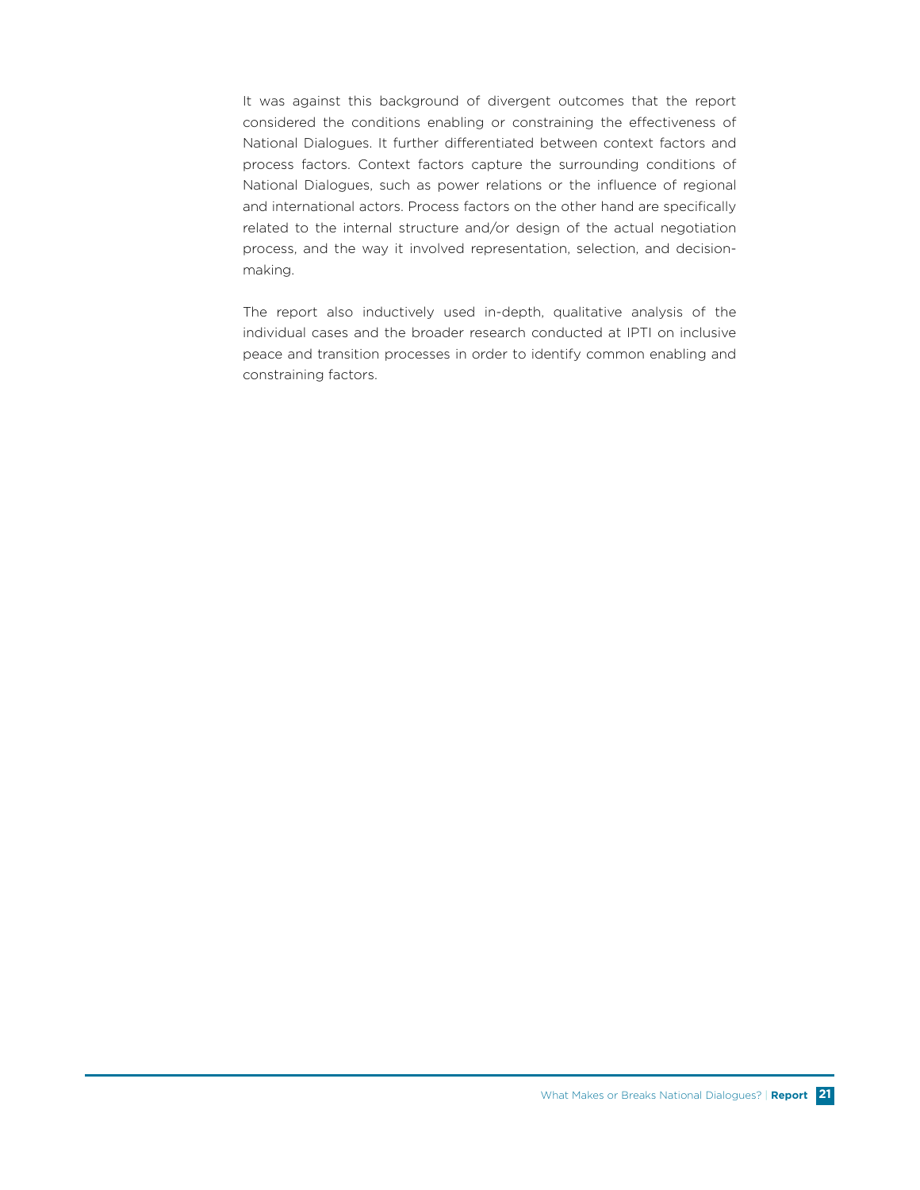It was against this background of divergent outcomes that the report considered the conditions enabling or constraining the effectiveness of National Dialogues. It further differentiated between context factors and process factors. Context factors capture the surrounding conditions of National Dialogues, such as power relations or the influence of regional and international actors. Process factors on the other hand are specifically related to the internal structure and/or design of the actual negotiation process, and the way it involved representation, selection, and decision-making.

The report also inductively used in-depth, qualitative analysis of the individual cases and the broader research conducted at IPTI on inclusive peace and transition processes in order to identify common enabling and constraining factors.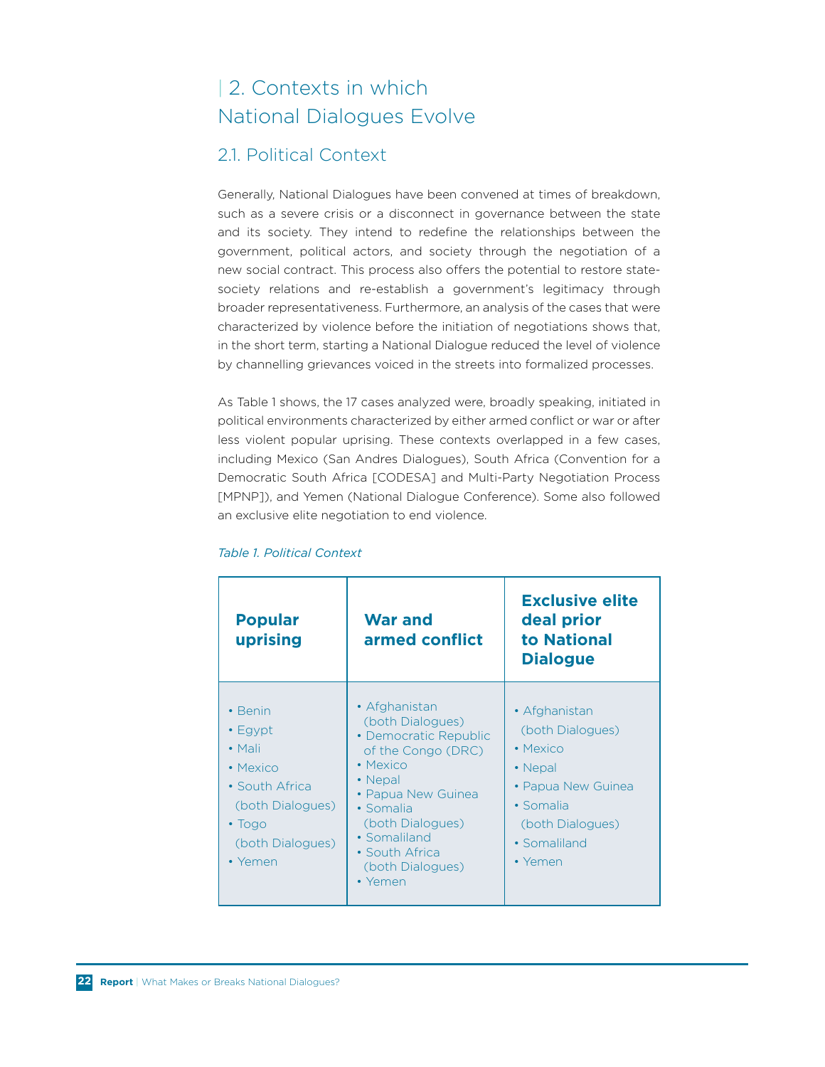# 2. Contexts in which National Dialogues Evolve

## 2.1. Political Context

Generally, National Dialogues have been convened at times of breakdown, such as a severe crisis or a disconnect in governance between the state and its society. They intend to redefine the relationships between the government, political actors, and society through the negotiation of a new social contract. This process also offers the potential to restore state-society relations and re-establish a government's legitimacy through broader representativeness. Furthermore, an analysis of the cases that were characterized by violence before the initiation of negotiations shows that, in the short term, starting a National Dialogue reduced the level of violence by channelling grievances voiced in the streets into formalized processes.

As Table 1 shows, the 17 cases analyzed were, broadly speaking, initiated in political environments characterized by either armed conflict or war or after less violent popular uprising. These contexts overlapped in a few cases, including Mexico (San Andres Dialogues), South Africa (Convention for a Democratic South Africa [CODESA] and Multi-Party Negotiation Process [MPNP]), and Yemen (National Dialogue Conference). Some also followed an exclusive elite negotiation to end violence.

*Table 1. Political Context*

| Popular uprising | War and armed conflict | Exclusive elite deal prior to National Dialogue |
|---|---|---|
| • Benin<br>• Egypt<br>• Mali<br>• Mexico<br>• South Africa (both Dialogues)<br>• Togo (both Dialogues)<br>• Yemen | • Afghanistan (both Dialogues)<br>• Democratic Republic of the Congo (DRC)<br>• Mexico<br>• Nepal<br>• Papua New Guinea<br>• Somalia (both Dialogues)<br>• Somaliland<br>• South Africa (both Dialogues)<br>• Yemen | • Afghanistan (both Dialogues)<br>• Mexico<br>• Nepal<br>• Papua New Guinea<br>• Somalia (both Dialogues)<br>• Somaliland<br>• Yemen |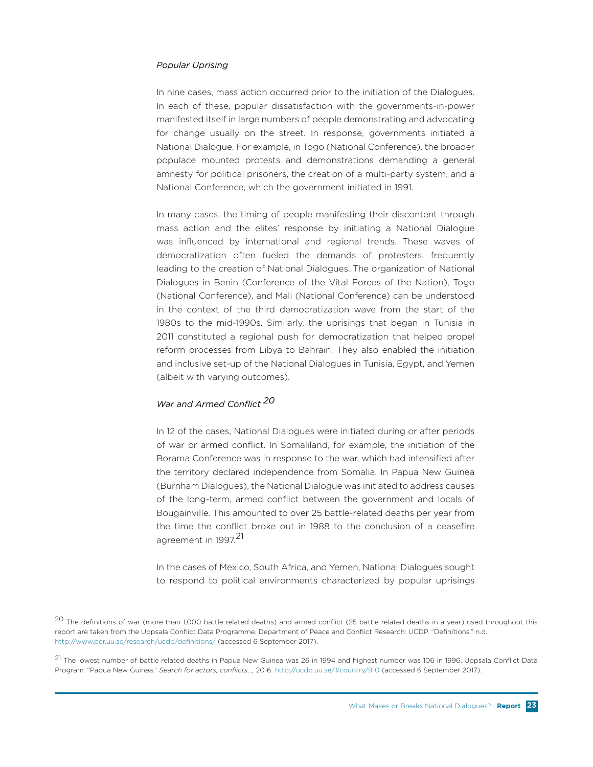*Popular Uprising*

In nine cases, mass action occurred prior to the initiation of the Dialogues. In each of these, popular dissatisfaction with the governments-in-power manifested itself in large numbers of people demonstrating and advocating for change usually on the street. In response, governments initiated a National Dialogue. For example, in Togo (National Conference), the broader populace mounted protests and demonstrations demanding a general amnesty for political prisoners, the creation of a multi-party system, and a National Conference, which the government initiated in 1991.

In many cases, the timing of people manifesting their discontent through mass action and the elites' response by initiating a National Dialogue was influenced by international and regional trends. These waves of democratization often fueled the demands of protesters, frequently leading to the creation of National Dialogues. The organization of National Dialogues in Benin (Conference of the Vital Forces of the Nation), Togo (National Conference), and Mali (National Conference) can be understood in the context of the third democratization wave from the start of the 1980s to the mid-1990s. Similarly, the uprisings that began in Tunisia in 2011 constituted a regional push for democratization that helped propel reform processes from Libya to Bahrain. They also enabled the initiation and inclusive set-up of the National Dialogues in Tunisia, Egypt, and Yemen (albeit with varying outcomes).

*War and Armed Conflict* [20]

In 12 of the cases, National Dialogues were initiated during or after periods of war or armed conflict. In Somaliland, for example, the initiation of the Borama Conference was in response to the war, which had intensified after the territory declared independence from Somalia. In Papua New Guinea (Burnham Dialogues), the National Dialogue was initiated to address causes of the long-term, armed conflict between the government and locals of Bougainville. This amounted to over 25 battle-related deaths per year from the time the conflict broke out in 1988 to the conclusion of a ceasefire agreement in 1997.[21]

In the cases of Mexico, South Africa, and Yemen, National Dialogues sought to respond to political environments characterized by popular uprisings

[20] The definitions of war (more than 1,000 battle related deaths) and armed conflict (25 battle related deaths in a year) used throughout this report are taken from the Uppsala Conflict Data Programme. Department of Peace and Conflict Research: UCDP. "Definitions." n.d. http://www.pcr.uu.se/research/ucdp/definitions/ (accessed 6 September 2017).

[21] The lowest number of battle related deaths in Papua New Guinea was 26 in 1994 and highest number was 106 in 1996. Uppsala Conflict Data Program. "Papua New Guinea." *Search for actors, conflicts...*, 2016. http://ucdp.uu.se/#country/910 (accessed 6 September 2017).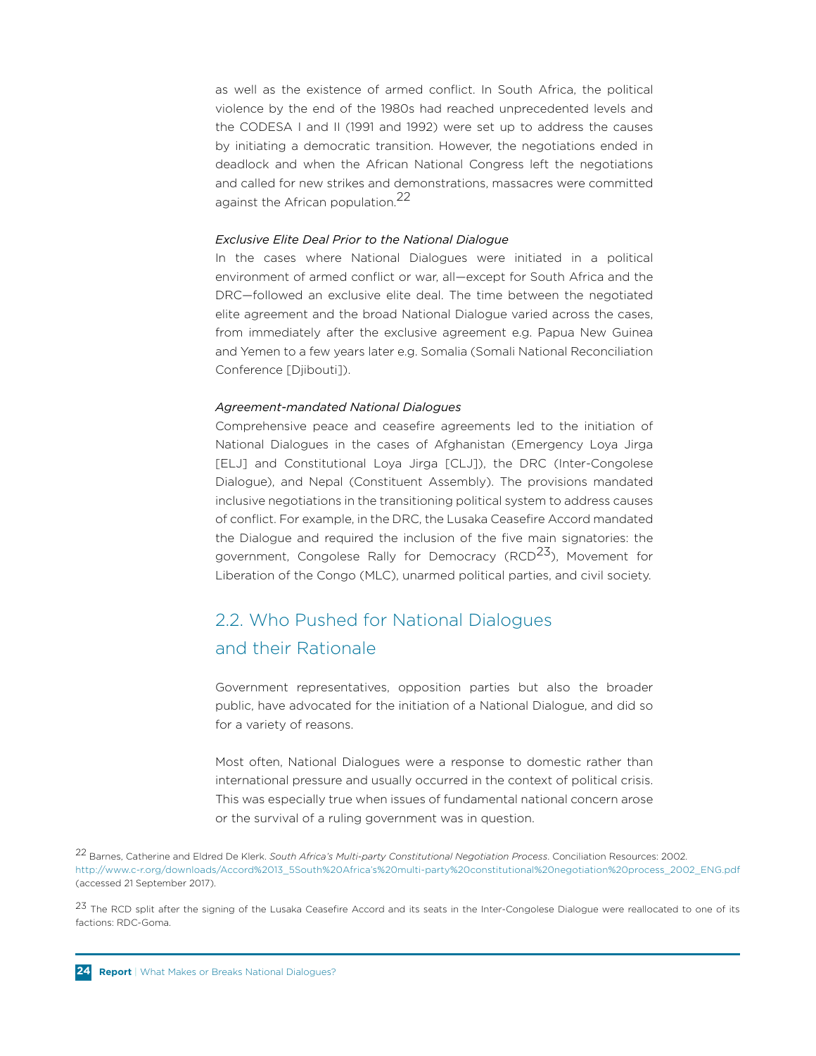as well as the existence of armed conflict. In South Africa, the political violence by the end of the 1980s had reached unprecedented levels and the CODESA I and II (1991 and 1992) were set up to address the causes by initiating a democratic transition. However, the negotiations ended in deadlock and when the African National Congress left the negotiations and called for new strikes and demonstrations, massacres were committed against the African population.[22]

*Exclusive Elite Deal Prior to the National Dialogue*

In the cases where National Dialogues were initiated in a political environment of armed conflict or war, all—except for South Africa and the DRC—followed an exclusive elite deal. The time between the negotiated elite agreement and the broad National Dialogue varied across the cases, from immediately after the exclusive agreement e.g. Papua New Guinea and Yemen to a few years later e.g. Somalia (Somali National Reconciliation Conference [Djibouti]).

*Agreement-mandated National Dialogues*

Comprehensive peace and ceasefire agreements led to the initiation of National Dialogues in the cases of Afghanistan (Emergency Loya Jirga [ELJ] and Constitutional Loya Jirga [CLJ]), the DRC (Inter-Congolese Dialogue), and Nepal (Constituent Assembly). The provisions mandated inclusive negotiations in the transitioning political system to address causes of conflict. For example, in the DRC, the Lusaka Ceasefire Accord mandated the Dialogue and required the inclusion of the five main signatories: the government, Congolese Rally for Democracy (RCD[23]), Movement for Liberation of the Congo (MLC), unarmed political parties, and civil society.

## 2.2. Who Pushed for National Dialogues and their Rationale

Government representatives, opposition parties but also the broader public, have advocated for the initiation of a National Dialogue, and did so for a variety of reasons.

Most often, National Dialogues were a response to domestic rather than international pressure and usually occurred in the context of political crisis. This was especially true when issues of fundamental national concern arose or the survival of a ruling government was in question.

[22] Barnes, Catherine and Eldred De Klerk. *South Africa's Multi-party Constitutional Negotiation Process*. Conciliation Resources: 2002. http://www.c-r.org/downloads/Accord%2013_5South%20Africa's%20multi-party%20constitutional%20negotiation%20process_2002_ENG.pdf (accessed 21 September 2017).

[23] The RCD split after the signing of the Lusaka Ceasefire Accord and its seats in the Inter-Congolese Dialogue were reallocated to one of its factions: RDC-Goma.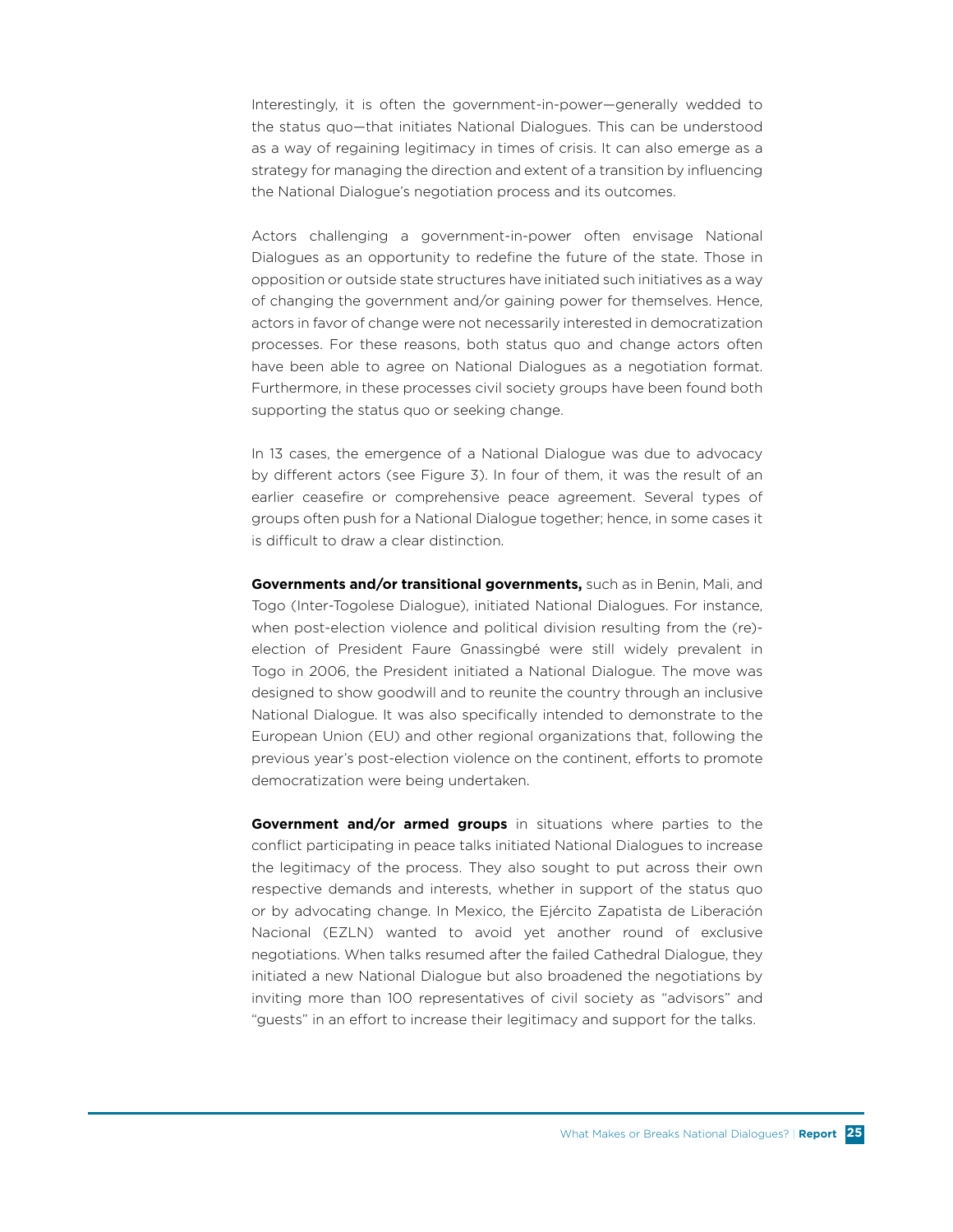Interestingly, it is often the government-in-power—generally wedded to the status quo—that initiates National Dialogues. This can be understood as a way of regaining legitimacy in times of crisis. It can also emerge as a strategy for managing the direction and extent of a transition by influencing the National Dialogue's negotiation process and its outcomes.

Actors challenging a government-in-power often envisage National Dialogues as an opportunity to redefine the future of the state. Those in opposition or outside state structures have initiated such initiatives as a way of changing the government and/or gaining power for themselves. Hence, actors in favor of change were not necessarily interested in democratization processes. For these reasons, both status quo and change actors often have been able to agree on National Dialogues as a negotiation format. Furthermore, in these processes civil society groups have been found both supporting the status quo or seeking change.

In 13 cases, the emergence of a National Dialogue was due to advocacy by different actors (see Figure 3). In four of them, it was the result of an earlier ceasefire or comprehensive peace agreement. Several types of groups often push for a National Dialogue together; hence, in some cases it is difficult to draw a clear distinction.

**Governments and/or transitional governments,** such as in Benin, Mali, and Togo (Inter-Togolese Dialogue), initiated National Dialogues. For instance, when post-election violence and political division resulting from the (re)-election of President Faure Gnassingbé were still widely prevalent in Togo in 2006, the President initiated a National Dialogue. The move was designed to show goodwill and to reunite the country through an inclusive National Dialogue. It was also specifically intended to demonstrate to the European Union (EU) and other regional organizations that, following the previous year's post-election violence on the continent, efforts to promote democratization were being undertaken.

**Government and/or armed groups** in situations where parties to the conflict participating in peace talks initiated National Dialogues to increase the legitimacy of the process. They also sought to put across their own respective demands and interests, whether in support of the status quo or by advocating change. In Mexico, the Ejército Zapatista de Liberación Nacional (EZLN) wanted to avoid yet another round of exclusive negotiations. When talks resumed after the failed Cathedral Dialogue, they initiated a new National Dialogue but also broadened the negotiations by inviting more than 100 representatives of civil society as "advisors" and "guests" in an effort to increase their legitimacy and support for the talks.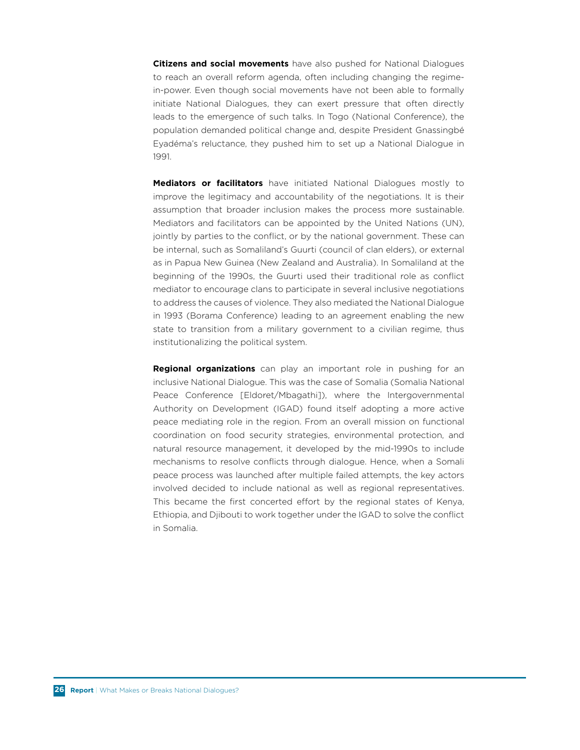**Citizens and social movements** have also pushed for National Dialogues to reach an overall reform agenda, often including changing the regime-in-power. Even though social movements have not been able to formally initiate National Dialogues, they can exert pressure that often directly leads to the emergence of such talks. In Togo (National Conference), the population demanded political change and, despite President Gnassingbé Eyadéma's reluctance, they pushed him to set up a National Dialogue in 1991.

**Mediators or facilitators** have initiated National Dialogues mostly to improve the legitimacy and accountability of the negotiations. It is their assumption that broader inclusion makes the process more sustainable. Mediators and facilitators can be appointed by the United Nations (UN), jointly by parties to the conflict, or by the national government. These can be internal, such as Somaliland's Guurti (council of clan elders), or external as in Papua New Guinea (New Zealand and Australia). In Somaliland at the beginning of the 1990s, the Guurti used their traditional role as conflict mediator to encourage clans to participate in several inclusive negotiations to address the causes of violence. They also mediated the National Dialogue in 1993 (Borama Conference) leading to an agreement enabling the new state to transition from a military government to a civilian regime, thus institutionalizing the political system.

**Regional organizations** can play an important role in pushing for an inclusive National Dialogue. This was the case of Somalia (Somalia National Peace Conference [Eldoret/Mbagathi]), where the Intergovernmental Authority on Development (IGAD) found itself adopting a more active peace mediating role in the region. From an overall mission on functional coordination on food security strategies, environmental protection, and natural resource management, it developed by the mid-1990s to include mechanisms to resolve conflicts through dialogue. Hence, when a Somali peace process was launched after multiple failed attempts, the key actors involved decided to include national as well as regional representatives. This became the first concerted effort by the regional states of Kenya, Ethiopia, and Djibouti to work together under the IGAD to solve the conflict in Somalia.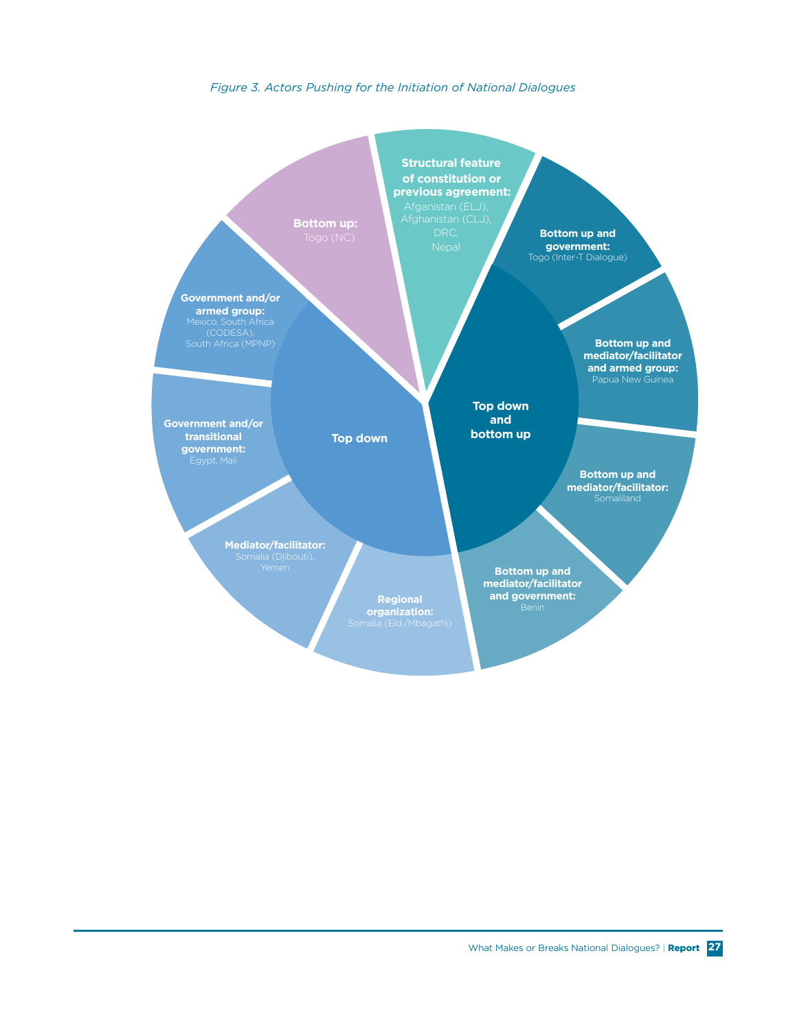*Figure 3. Actors Pushing for the Initiation of National Dialogues*

**Top down**

- **Government and/or armed group:** Mexico, South Africa (CODESA), South Africa (MPNP)
- **Government and/or transitional government:** Egypt, Mali
- **Mediator/facilitator:** Somalia (Djibouti), Yemen
- **Regional organization:** Somalia (Eld./Mbagathi)

**Bottom up:** Togo (NC)

**Structural feature of constitution or previous agreement:** Afganistan (ELJ), Afghanistan (CLJ), DRC, Nepal

**Top down and bottom up**

- **Bottom up and government:** Togo (Inter-T Dialogue)
- **Bottom up and mediator/facilitator and armed group:** Papua New Guinea
- **Bottom up and mediator/facilitator:** Somaliland
- **Bottom up and mediator/facilitator and government:** Benin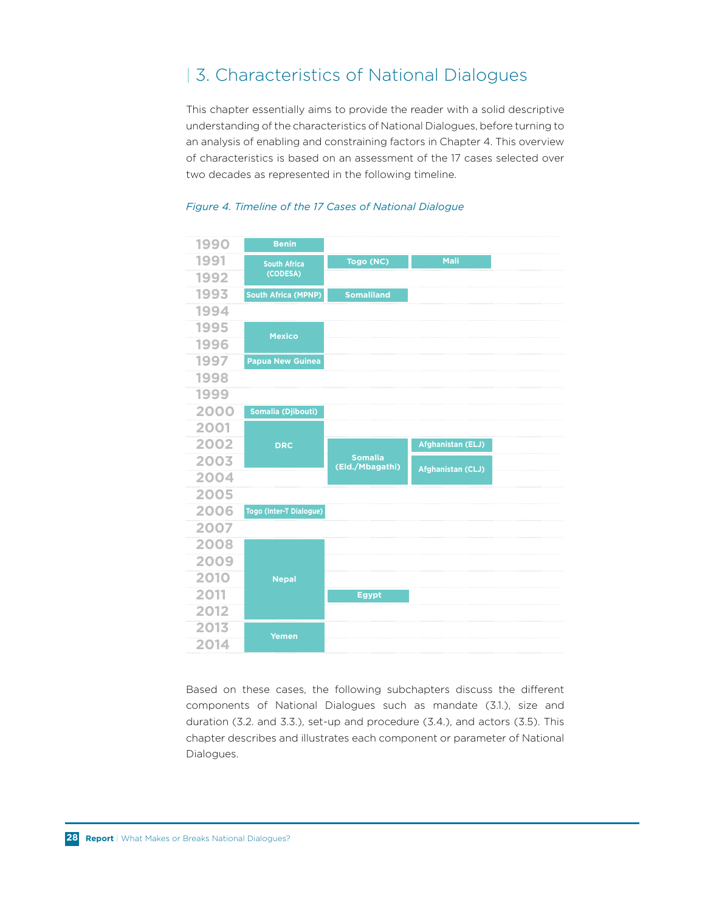# | 3. Characteristics of National Dialogues

This chapter essentially aims to provide the reader with a solid descriptive understanding of the characteristics of National Dialogues, before turning to an analysis of enabling and constraining factors in Chapter 4. This overview of characteristics is based on an assessment of the 17 cases selected over two decades as represented in the following timeline.

*Figure 4. Timeline of the 17 Cases of National Dialogue*

| Year | | | |
|---|---|---|---|
| 1990 | Benin | | |
| 1991 | South Africa (CODESA) | Togo (NC) | Mali |
| 1992 | South Africa (CODESA) | | |
| 1993 | South Africa (MPNP) | Somaliland | |
| 1994 | | | |
| 1995 | Mexico | | |
| 1996 | Mexico | | |
| 1997 | Papua New Guinea | | |
| 1998 | | | |
| 1999 | | | |
| 2000 | Somalia (Djibouti) | | |
| 2001 | DRC | | |
| 2002 | DRC | Somalia (Eld./Mbagathi) | Afghanistan (ELJ) |
| 2003 | DRC | Somalia (Eld./Mbagathi) | Afghanistan (CLJ) |
| 2004 | | Somalia (Eld./Mbagathi) | Afghanistan (CLJ) |
| 2005 | | | |
| 2006 | Togo (Inter-T Dialogue) | | |
| 2007 | | | |
| 2008 | Nepal | | |
| 2009 | Nepal | | |
| 2010 | Nepal | | |
| 2011 | Nepal | Egypt | |
| 2012 | Nepal | | |
| 2013 | Yemen | | |
| 2014 | Yemen | | |

Based on these cases, the following subchapters discuss the different components of National Dialogues such as mandate (3.1.), size and duration (3.2. and 3.3.), set-up and procedure (3.4.), and actors (3.5). This chapter describes and illustrates each component or parameter of National Dialogues.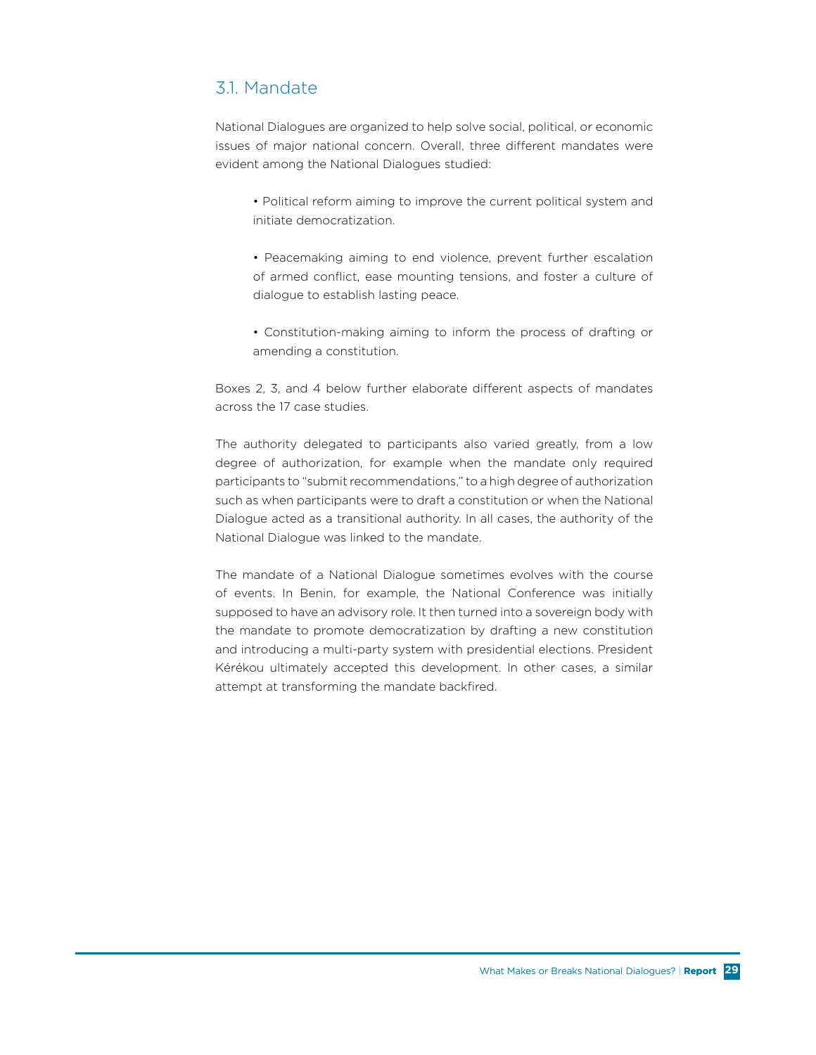## 3.1. Mandate

National Dialogues are organized to help solve social, political, or economic issues of major national concern. Overall, three different mandates were evident among the National Dialogues studied:

- Political reform aiming to improve the current political system and initiate democratization.
- Peacemaking aiming to end violence, prevent further escalation of armed conflict, ease mounting tensions, and foster a culture of dialogue to establish lasting peace.
- Constitution-making aiming to inform the process of drafting or amending a constitution.

Boxes 2, 3, and 4 below further elaborate different aspects of mandates across the 17 case studies.

The authority delegated to participants also varied greatly, from a low degree of authorization, for example when the mandate only required participants to "submit recommendations," to a high degree of authorization such as when participants were to draft a constitution or when the National Dialogue acted as a transitional authority. In all cases, the authority of the National Dialogue was linked to the mandate.

The mandate of a National Dialogue sometimes evolves with the course of events. In Benin, for example, the National Conference was initially supposed to have an advisory role. It then turned into a sovereign body with the mandate to promote democratization by drafting a new constitution and introducing a multi-party system with presidential elections. President Kérékou ultimately accepted this development. In other cases, a similar attempt at transforming the mandate backfired.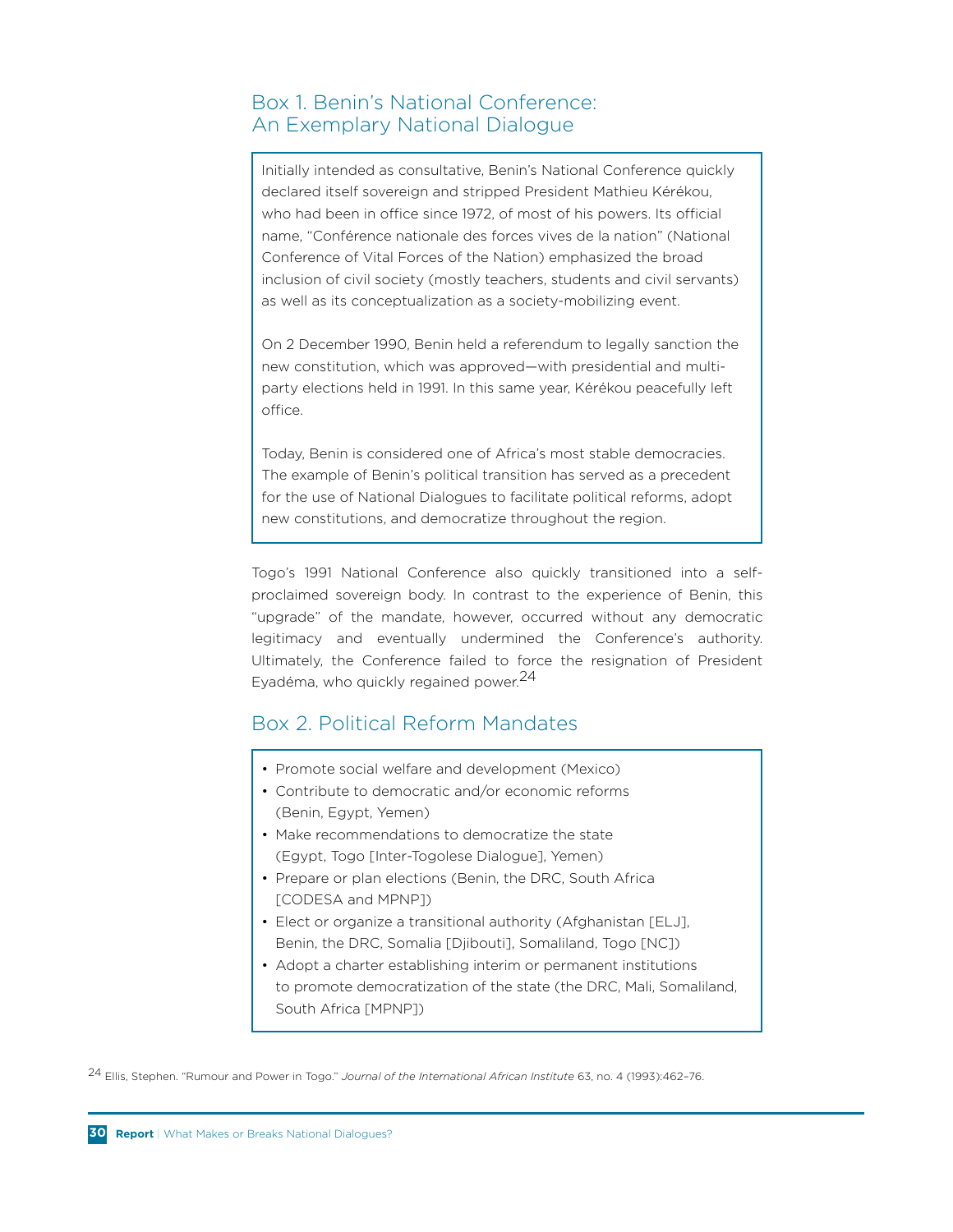### Box 1. Benin's National Conference: An Exemplary National Dialogue

Initially intended as consultative, Benin's National Conference quickly declared itself sovereign and stripped President Mathieu Kérékou, who had been in office since 1972, of most of his powers. Its official name, "Conférence nationale des forces vives de la nation" (National Conference of Vital Forces of the Nation) emphasized the broad inclusion of civil society (mostly teachers, students and civil servants) as well as its conceptualization as a society-mobilizing event.

On 2 December 1990, Benin held a referendum to legally sanction the new constitution, which was approved—with presidential and multi-party elections held in 1991. In this same year, Kérékou peacefully left office.

Today, Benin is considered one of Africa's most stable democracies. The example of Benin's political transition has served as a precedent for the use of National Dialogues to facilitate political reforms, adopt new constitutions, and democratize throughout the region.

Togo's 1991 National Conference also quickly transitioned into a self-proclaimed sovereign body. In contrast to the experience of Benin, this "upgrade" of the mandate, however, occurred without any democratic legitimacy and eventually undermined the Conference's authority. Ultimately, the Conference failed to force the resignation of President Eyadéma, who quickly regained power.[24]

### Box 2. Political Reform Mandates

- Promote social welfare and development (Mexico)
- Contribute to democratic and/or economic reforms (Benin, Egypt, Yemen)
- Make recommendations to democratize the state (Egypt, Togo [Inter-Togolese Dialogue], Yemen)
- Prepare or plan elections (Benin, the DRC, South Africa [CODESA and MPNP])
- Elect or organize a transitional authority (Afghanistan [ELJ], Benin, the DRC, Somalia [Djibouti], Somaliland, Togo [NC])
- Adopt a charter establishing interim or permanent institutions to promote democratization of the state (the DRC, Mali, Somaliland, South Africa [MPNP])

[24] Ellis, Stephen. "Rumour and Power in Togo." *Journal of the International African Institute* 63, no. 4 (1993):462–76.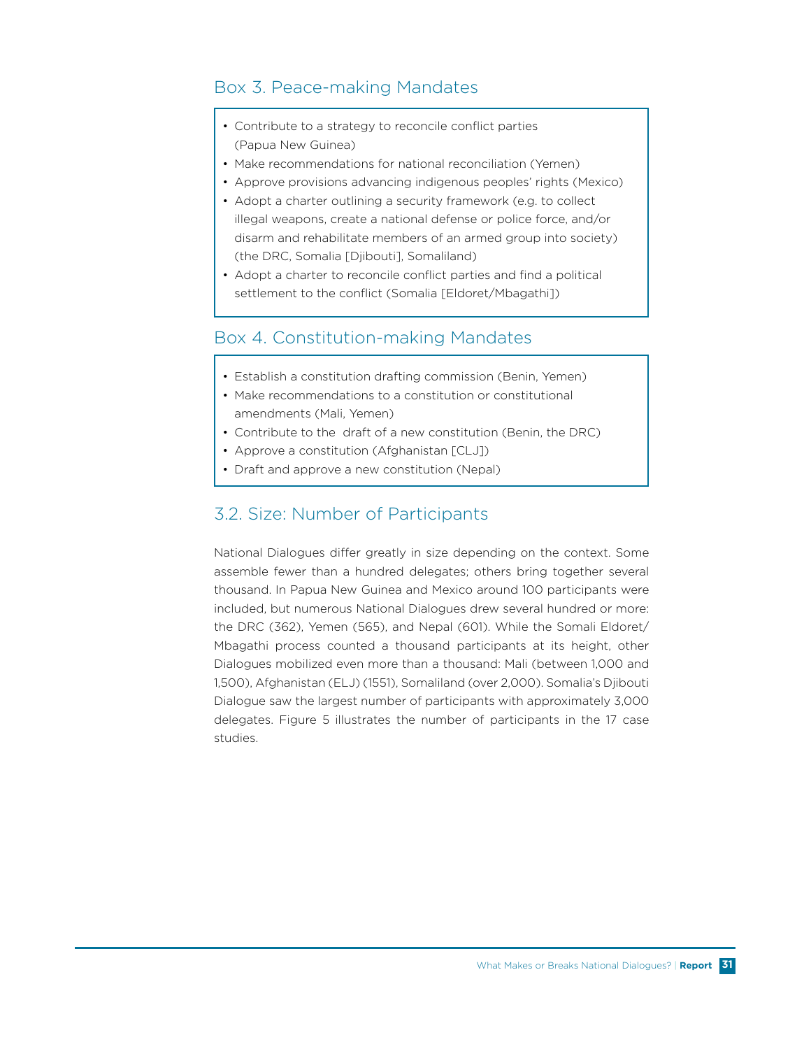## Box 3. Peace-making Mandates

- Contribute to a strategy to reconcile conflict parties (Papua New Guinea)
- Make recommendations for national reconciliation (Yemen)
- Approve provisions advancing indigenous peoples' rights (Mexico)
- Adopt a charter outlining a security framework (e.g. to collect illegal weapons, create a national defense or police force, and/or disarm and rehabilitate members of an armed group into society) (the DRC, Somalia [Djibouti], Somaliland)
- Adopt a charter to reconcile conflict parties and find a political settlement to the conflict (Somalia [Eldoret/Mbagathi])

## Box 4. Constitution-making Mandates

- Establish a constitution drafting commission (Benin, Yemen)
- Make recommendations to a constitution or constitutional amendments (Mali, Yemen)
- Contribute to the draft of a new constitution (Benin, the DRC)
- Approve a constitution (Afghanistan [CLJ])
- Draft and approve a new constitution (Nepal)

## 3.2. Size: Number of Participants

National Dialogues differ greatly in size depending on the context. Some assemble fewer than a hundred delegates; others bring together several thousand. In Papua New Guinea and Mexico around 100 participants were included, but numerous National Dialogues drew several hundred or more: the DRC (362), Yemen (565), and Nepal (601). While the Somali Eldoret/Mbagathi process counted a thousand participants at its height, other Dialogues mobilized even more than a thousand: Mali (between 1,000 and 1,500), Afghanistan (ELJ) (1551), Somaliland (over 2,000). Somalia's Djibouti Dialogue saw the largest number of participants with approximately 3,000 delegates. Figure 5 illustrates the number of participants in the 17 case studies.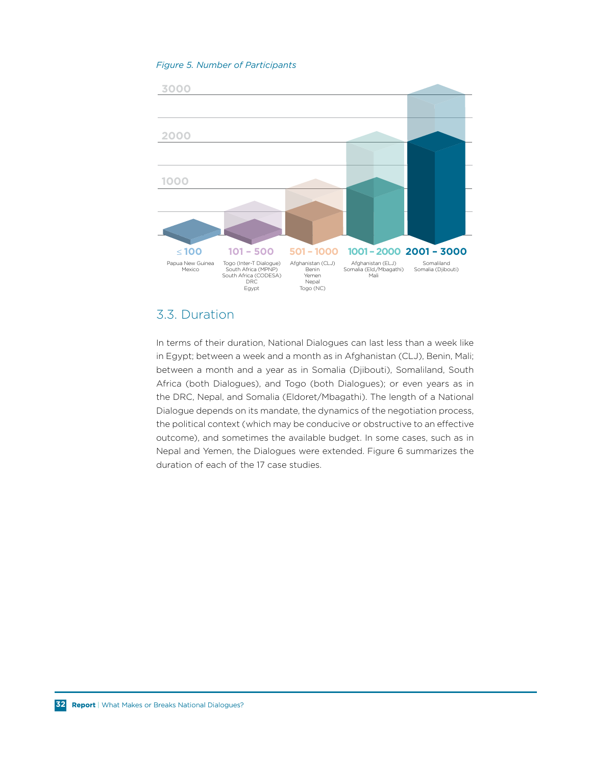*Figure 5. Number of Participants*

| ≤ 100 | 101 – 500 | 501 – 1000 | 1001 – 2000 | 2001 – 3000 |
|---|---|---|---|---|
| Papua New Guinea<br>Mexico | Togo (Inter-T Dialogue)<br>South Africa (MPNP)<br>South Africa (CODESA)<br>DRC<br>Egypt | Afghanistan (CLJ)<br>Benin<br>Yemen<br>Nepal<br>Togo (NC) | Afghanistan (ELJ)<br>Somalia (Eld./Mbagathi)<br>Mali | Somaliland<br>Somalia (Djibouti) |

## 3.3. Duration

In terms of their duration, National Dialogues can last less than a week like in Egypt; between a week and a month as in Afghanistan (CLJ), Benin, Mali; between a month and a year as in Somalia (Djibouti), Somaliland, South Africa (both Dialogues), and Togo (both Dialogues); or even years as in the DRC, Nepal, and Somalia (Eldoret/Mbagathi). The length of a National Dialogue depends on its mandate, the dynamics of the negotiation process, the political context (which may be conducive or obstructive to an effective outcome), and sometimes the available budget. In some cases, such as in Nepal and Yemen, the Dialogues were extended. Figure 6 summarizes the duration of each of the 17 case studies.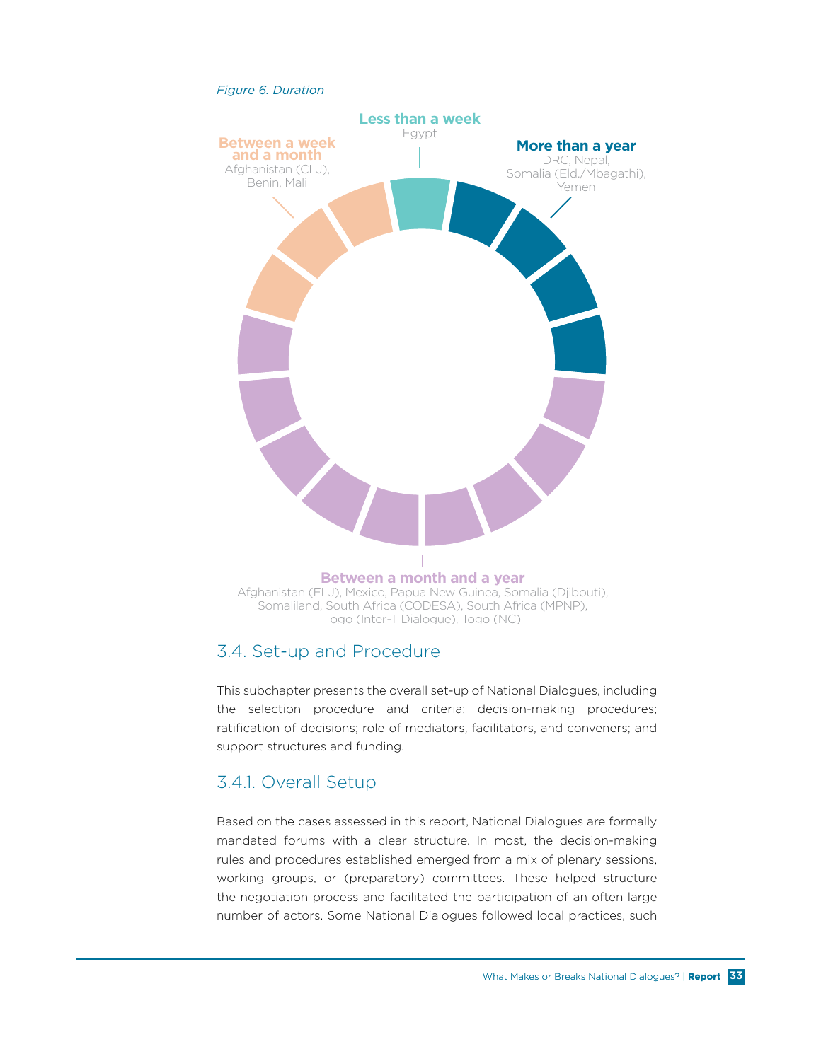*Figure 6. Duration*

**Less than a week**
Egypt

**More than a year**
DRC, Nepal, Somalia (Eld./Mbagathi), Yemen

**Between a week and a month**
Afghanistan (CLJ), Benin, Mali

**Between a month and a year**
Afghanistan (ELJ), Mexico, Papua New Guinea, Somalia (Djibouti), Somaliland, South Africa (CODESA), South Africa (MPNP), Togo (Inter-T Dialogue), Togo (NC)

## 3.4. Set-up and Procedure

This subchapter presents the overall set-up of National Dialogues, including the selection procedure and criteria; decision-making procedures; ratification of decisions; role of mediators, facilitators, and conveners; and support structures and funding.

### 3.4.1. Overall Setup

Based on the cases assessed in this report, National Dialogues are formally mandated forums with a clear structure. In most, the decision-making rules and procedures established emerged from a mix of plenary sessions, working groups, or (preparatory) committees. These helped structure the negotiation process and facilitated the participation of an often large number of actors. Some National Dialogues followed local practices, such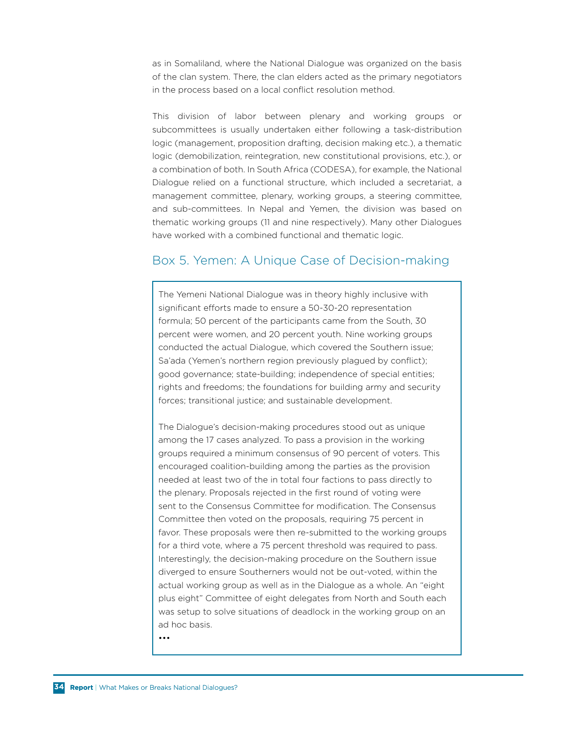as in Somaliland, where the National Dialogue was organized on the basis of the clan system. There, the clan elders acted as the primary negotiators in the process based on a local conflict resolution method.

This division of labor between plenary and working groups or subcommittees is usually undertaken either following a task-distribution logic (management, proposition drafting, decision making etc.), a thematic logic (demobilization, reintegration, new constitutional provisions, etc.), or a combination of both. In South Africa (CODESA), for example, the National Dialogue relied on a functional structure, which included a secretariat, a management committee, plenary, working groups, a steering committee, and sub-committees. In Nepal and Yemen, the division was based on thematic working groups (11 and nine respectively). Many other Dialogues have worked with a combined functional and thematic logic.

## Box 5. Yemen: A Unique Case of Decision-making

The Yemeni National Dialogue was in theory highly inclusive with significant efforts made to ensure a 50-30-20 representation formula; 50 percent of the participants came from the South, 30 percent were women, and 20 percent youth. Nine working groups conducted the actual Dialogue, which covered the Southern issue; Sa'ada (Yemen's northern region previously plagued by conflict); good governance; state-building; independence of special entities; rights and freedoms; the foundations for building army and security forces; transitional justice; and sustainable development.

The Dialogue's decision-making procedures stood out as unique among the 17 cases analyzed. To pass a provision in the working groups required a minimum consensus of 90 percent of voters. This encouraged coalition-building among the parties as the provision needed at least two of the in total four factions to pass directly to the plenary. Proposals rejected in the first round of voting were sent to the Consensus Committee for modification. The Consensus Committee then voted on the proposals, requiring 75 percent in favor. These proposals were then re-submitted to the working groups for a third vote, where a 75 percent threshold was required to pass. Interestingly, the decision-making procedure on the Southern issue diverged to ensure Southerners would not be out-voted, within the actual working group as well as in the Dialogue as a whole. An "eight plus eight" Committee of eight delegates from North and South each was setup to solve situations of deadlock in the working group on an ad hoc basis.

...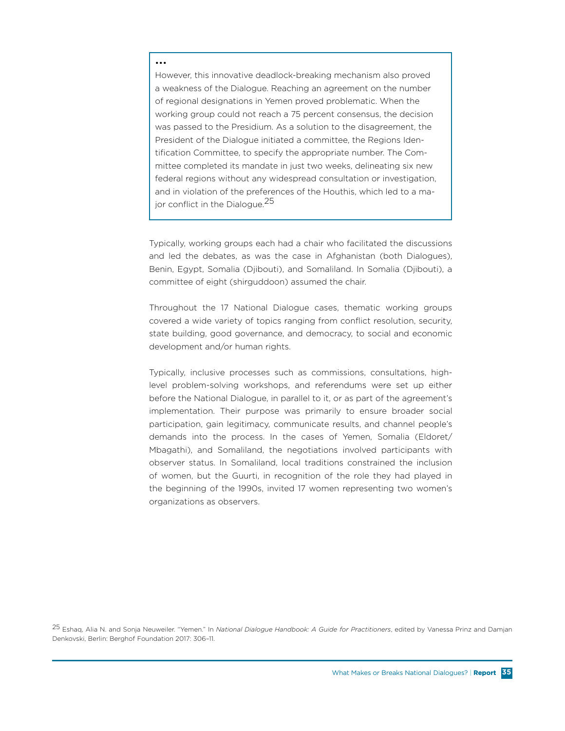…

However, this innovative deadlock-breaking mechanism also proved a weakness of the Dialogue. Reaching an agreement on the number of regional designations in Yemen proved problematic. When the working group could not reach a 75 percent consensus, the decision was passed to the Presidium. As a solution to the disagreement, the President of the Dialogue initiated a committee, the Regions Identification Committee, to specify the appropriate number. The Committee completed its mandate in just two weeks, delineating six new federal regions without any widespread consultation or investigation, and in violation of the preferences of the Houthis, which led to a major conflict in the Dialogue.[25]

Typically, working groups each had a chair who facilitated the discussions and led the debates, as was the case in Afghanistan (both Dialogues), Benin, Egypt, Somalia (Djibouti), and Somaliland. In Somalia (Djibouti), a committee of eight (shirguddoon) assumed the chair.

Throughout the 17 National Dialogue cases, thematic working groups covered a wide variety of topics ranging from conflict resolution, security, state building, good governance, and democracy, to social and economic development and/or human rights.

Typically, inclusive processes such as commissions, consultations, high-level problem-solving workshops, and referendums were set up either before the National Dialogue, in parallel to it, or as part of the agreement's implementation. Their purpose was primarily to ensure broader social participation, gain legitimacy, communicate results, and channel people's demands into the process. In the cases of Yemen, Somalia (Eldoret/Mbagathi), and Somaliland, the negotiations involved participants with observer status. In Somaliland, local traditions constrained the inclusion of women, but the Guurti, in recognition of the role they had played in the beginning of the 1990s, invited 17 women representing two women's organizations as observers.

[25] Eshaq, Alia N. and Sonja Neuweiler. "Yemen." In *National Dialogue Handbook: A Guide for Practitioners*, edited by Vanessa Prinz and Damjan Denkovski, Berlin: Berghof Foundation 2017: 306–11.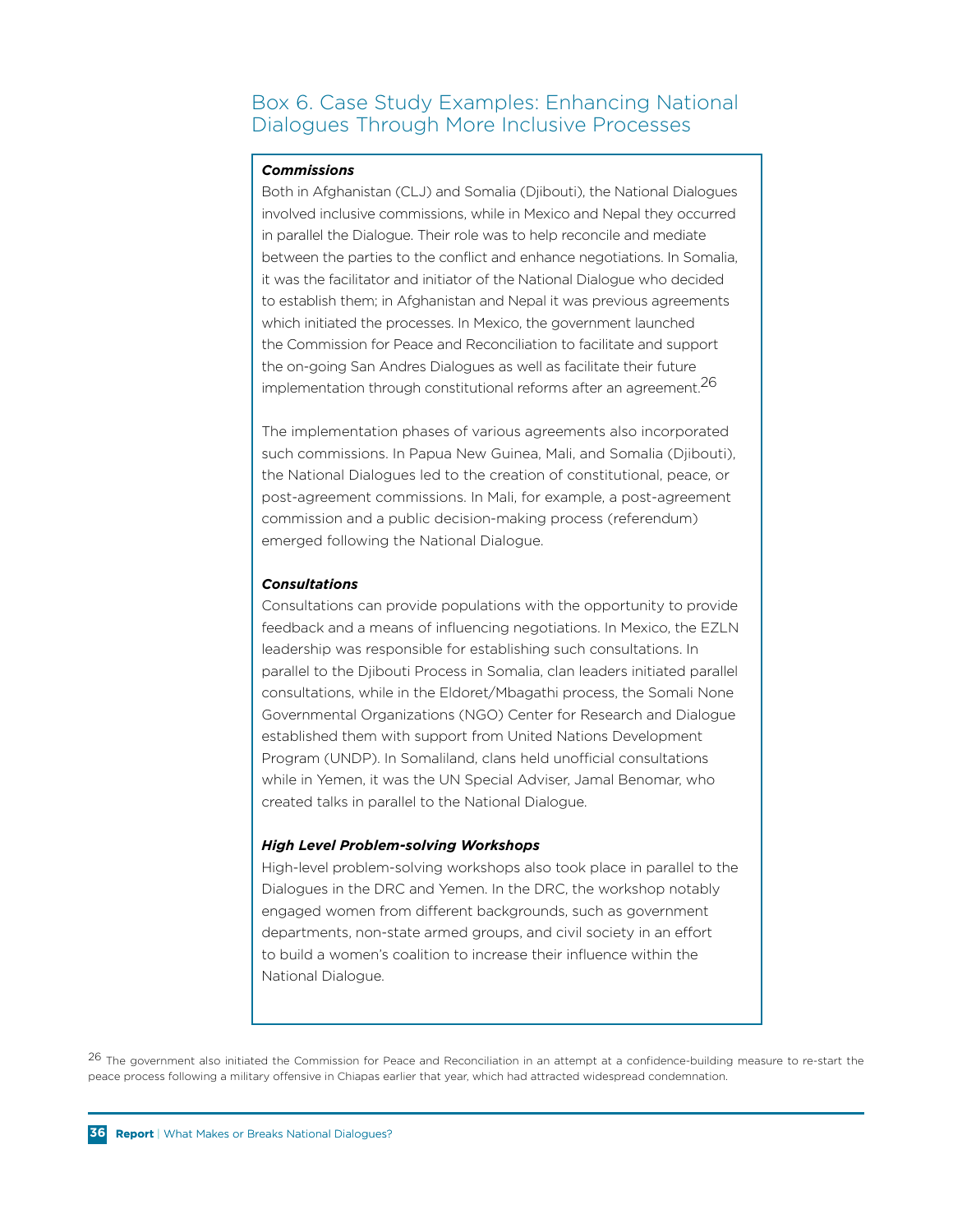## Box 6. Case Study Examples: Enhancing National Dialogues Through More Inclusive Processes

***Commissions***

Both in Afghanistan (CLJ) and Somalia (Djibouti), the National Dialogues involved inclusive commissions, while in Mexico and Nepal they occurred in parallel the Dialogue. Their role was to help reconcile and mediate between the parties to the conflict and enhance negotiations. In Somalia, it was the facilitator and initiator of the National Dialogue who decided to establish them; in Afghanistan and Nepal it was previous agreements which initiated the processes. In Mexico, the government launched the Commission for Peace and Reconciliation to facilitate and support the on-going San Andres Dialogues as well as facilitate their future implementation through constitutional reforms after an agreement.[26]

The implementation phases of various agreements also incorporated such commissions. In Papua New Guinea, Mali, and Somalia (Djibouti), the National Dialogues led to the creation of constitutional, peace, or post-agreement commissions. In Mali, for example, a post-agreement commission and a public decision-making process (referendum) emerged following the National Dialogue.

***Consultations***

Consultations can provide populations with the opportunity to provide feedback and a means of influencing negotiations. In Mexico, the EZLN leadership was responsible for establishing such consultations. In parallel to the Djibouti Process in Somalia, clan leaders initiated parallel consultations, while in the Eldoret/Mbagathi process, the Somali None Governmental Organizations (NGO) Center for Research and Dialogue established them with support from United Nations Development Program (UNDP). In Somaliland, clans held unofficial consultations while in Yemen, it was the UN Special Adviser, Jamal Benomar, who created talks in parallel to the National Dialogue.

***High Level Problem-solving Workshops***

High-level problem-solving workshops also took place in parallel to the Dialogues in the DRC and Yemen. In the DRC, the workshop notably engaged women from different backgrounds, such as government departments, non-state armed groups, and civil society in an effort to build a women's coalition to increase their influence within the National Dialogue.

[26] The government also initiated the Commission for Peace and Reconciliation in an attempt at a confidence-building measure to re-start the peace process following a military offensive in Chiapas earlier that year, which had attracted widespread condemnation.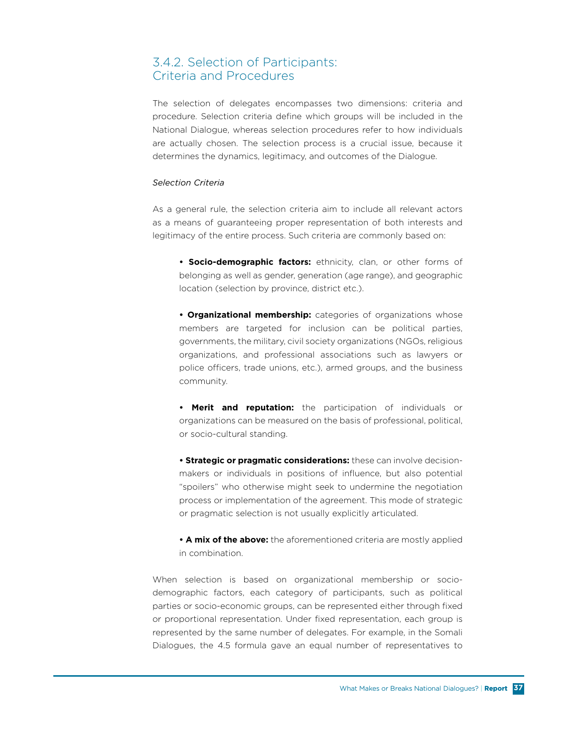### 3.4.2. Selection of Participants: Criteria and Procedures

The selection of delegates encompasses two dimensions: criteria and procedure. Selection criteria define which groups will be included in the National Dialogue, whereas selection procedures refer to how individuals are actually chosen. The selection process is a crucial issue, because it determines the dynamics, legitimacy, and outcomes of the Dialogue.

*Selection Criteria*

As a general rule, the selection criteria aim to include all relevant actors as a means of guaranteeing proper representation of both interests and legitimacy of the entire process. Such criteria are commonly based on:

- **Socio-demographic factors:** ethnicity, clan, or other forms of belonging as well as gender, generation (age range), and geographic location (selection by province, district etc.).

- **Organizational membership:** categories of organizations whose members are targeted for inclusion can be political parties, governments, the military, civil society organizations (NGOs, religious organizations, and professional associations such as lawyers or police officers, trade unions, etc.), armed groups, and the business community.

- **Merit and reputation:** the participation of individuals or organizations can be measured on the basis of professional, political, or socio-cultural standing.

- **Strategic or pragmatic considerations:** these can involve decision-makers or individuals in positions of influence, but also potential "spoilers" who otherwise might seek to undermine the negotiation process or implementation of the agreement. This mode of strategic or pragmatic selection is not usually explicitly articulated.

- **A mix of the above:** the aforementioned criteria are mostly applied in combination.

When selection is based on organizational membership or socio-demographic factors, each category of participants, such as political parties or socio-economic groups, can be represented either through fixed or proportional representation. Under fixed representation, each group is represented by the same number of delegates. For example, in the Somali Dialogues, the 4.5 formula gave an equal number of representatives to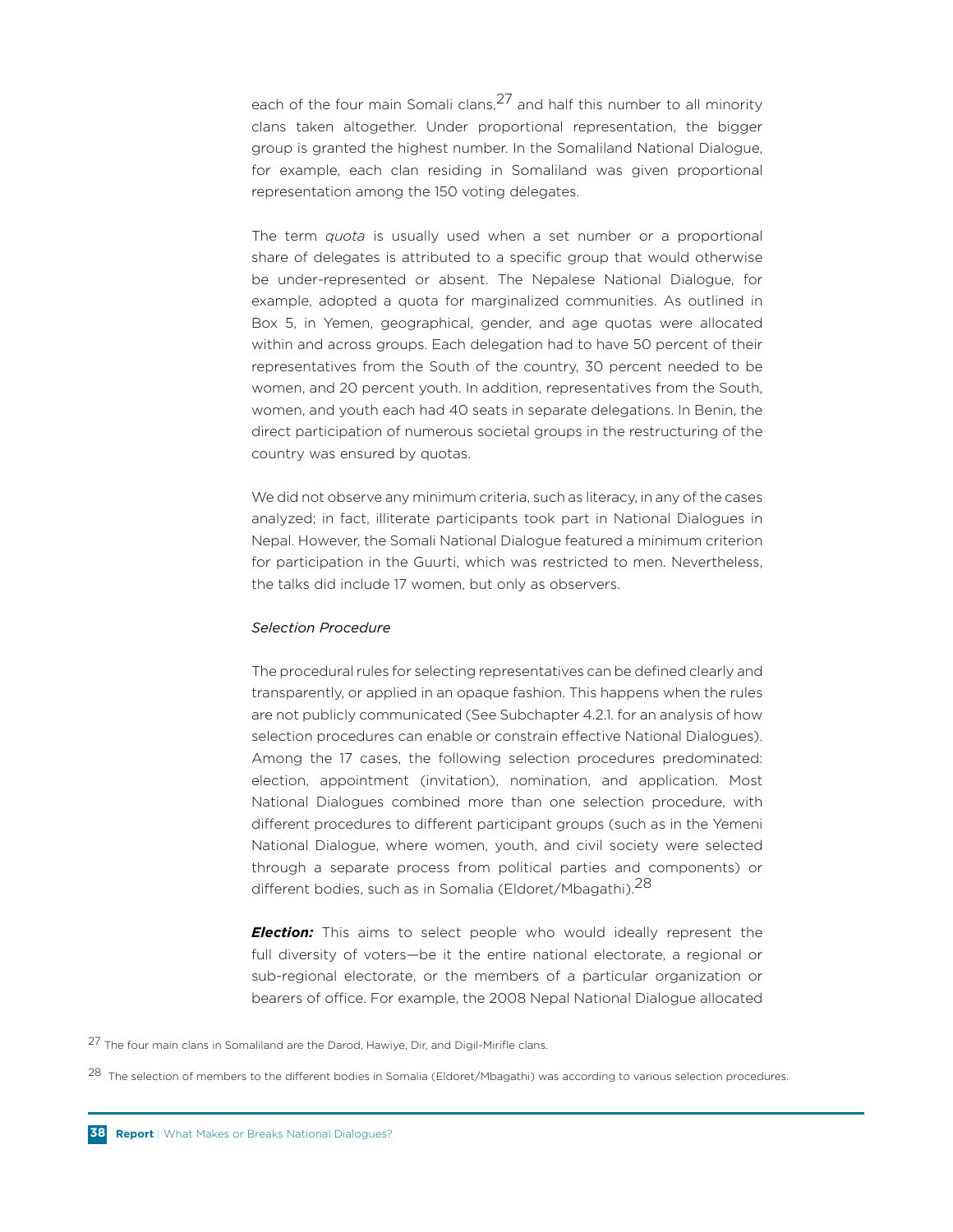each of the four main Somali clans,[27] and half this number to all minority clans taken altogether. Under proportional representation, the bigger group is granted the highest number. In the Somaliland National Dialogue, for example, each clan residing in Somaliland was given proportional representation among the 150 voting delegates.

The term *quota* is usually used when a set number or a proportional share of delegates is attributed to a specific group that would otherwise be under-represented or absent. The Nepalese National Dialogue, for example, adopted a quota for marginalized communities. As outlined in Box 5, in Yemen, geographical, gender, and age quotas were allocated within and across groups. Each delegation had to have 50 percent of their representatives from the South of the country, 30 percent needed to be women, and 20 percent youth. In addition, representatives from the South, women, and youth each had 40 seats in separate delegations. In Benin, the direct participation of numerous societal groups in the restructuring of the country was ensured by quotas.

We did not observe any minimum criteria, such as literacy, in any of the cases analyzed; in fact, illiterate participants took part in National Dialogues in Nepal. However, the Somali National Dialogue featured a minimum criterion for participation in the Guurti, which was restricted to men. Nevertheless, the talks did include 17 women, but only as observers.

*Selection Procedure*

The procedural rules for selecting representatives can be defined clearly and transparently, or applied in an opaque fashion. This happens when the rules are not publicly communicated (See Subchapter 4.2.1. for an analysis of how selection procedures can enable or constrain effective National Dialogues). Among the 17 cases, the following selection procedures predominated: election, appointment (invitation), nomination, and application. Most National Dialogues combined more than one selection procedure, with different procedures to different participant groups (such as in the Yemeni National Dialogue, where women, youth, and civil society were selected through a separate process from political parties and components) or different bodies, such as in Somalia (Eldoret/Mbagathi).[28]

***Election:*** This aims to select people who would ideally represent the full diversity of voters—be it the entire national electorate, a regional or sub-regional electorate, or the members of a particular organization or bearers of office. For example, the 2008 Nepal National Dialogue allocated

[27] The four main clans in Somaliland are the Darod, Hawiye, Dir, and Digil-Mirifle clans.

[28] The selection of members to the different bodies in Somalia (Eldoret/Mbagathi) was according to various selection procedures.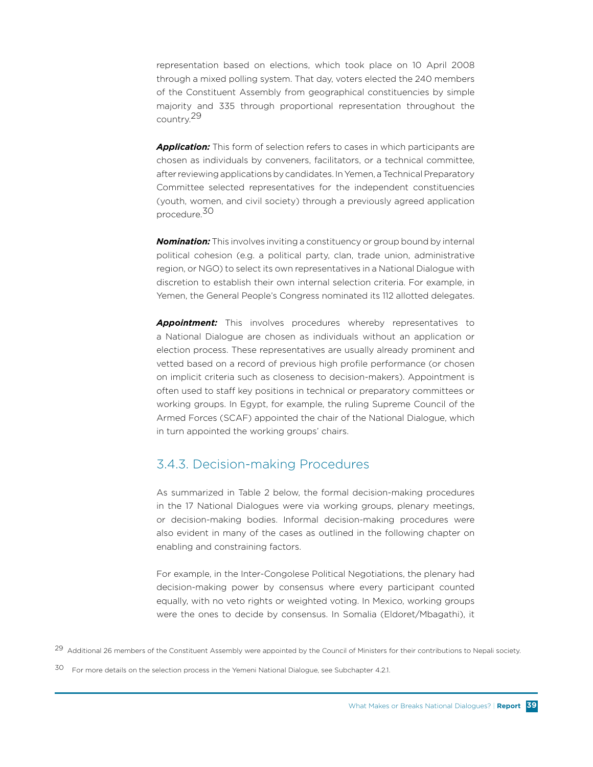representation based on elections, which took place on 10 April 2008 through a mixed polling system. That day, voters elected the 240 members of the Constituent Assembly from geographical constituencies by simple majority and 335 through proportional representation throughout the country.[29]

***Application:*** This form of selection refers to cases in which participants are chosen as individuals by conveners, facilitators, or a technical committee, after reviewing applications by candidates. In Yemen, a Technical Preparatory Committee selected representatives for the independent constituencies (youth, women, and civil society) through a previously agreed application procedure.[30]

***Nomination:*** This involves inviting a constituency or group bound by internal political cohesion (e.g. a political party, clan, trade union, administrative region, or NGO) to select its own representatives in a National Dialogue with discretion to establish their own internal selection criteria. For example, in Yemen, the General People's Congress nominated its 112 allotted delegates.

***Appointment:*** This involves procedures whereby representatives to a National Dialogue are chosen as individuals without an application or election process. These representatives are usually already prominent and vetted based on a record of previous high profile performance (or chosen on implicit criteria such as closeness to decision-makers). Appointment is often used to staff key positions in technical or preparatory committees or working groups. In Egypt, for example, the ruling Supreme Council of the Armed Forces (SCAF) appointed the chair of the National Dialogue, which in turn appointed the working groups' chairs.

### 3.4.3. Decision-making Procedures

As summarized in Table 2 below, the formal decision-making procedures in the 17 National Dialogues were via working groups, plenary meetings, or decision-making bodies. Informal decision-making procedures were also evident in many of the cases as outlined in the following chapter on enabling and constraining factors.

For example, in the Inter-Congolese Political Negotiations, the plenary had decision-making power by consensus where every participant counted equally, with no veto rights or weighted voting. In Mexico, working groups were the ones to decide by consensus. In Somalia (Eldoret/Mbagathi), it

[29] Additional 26 members of the Constituent Assembly were appointed by the Council of Ministers for their contributions to Nepali society.

[30] For more details on the selection process in the Yemeni National Dialogue, see Subchapter 4.2.1.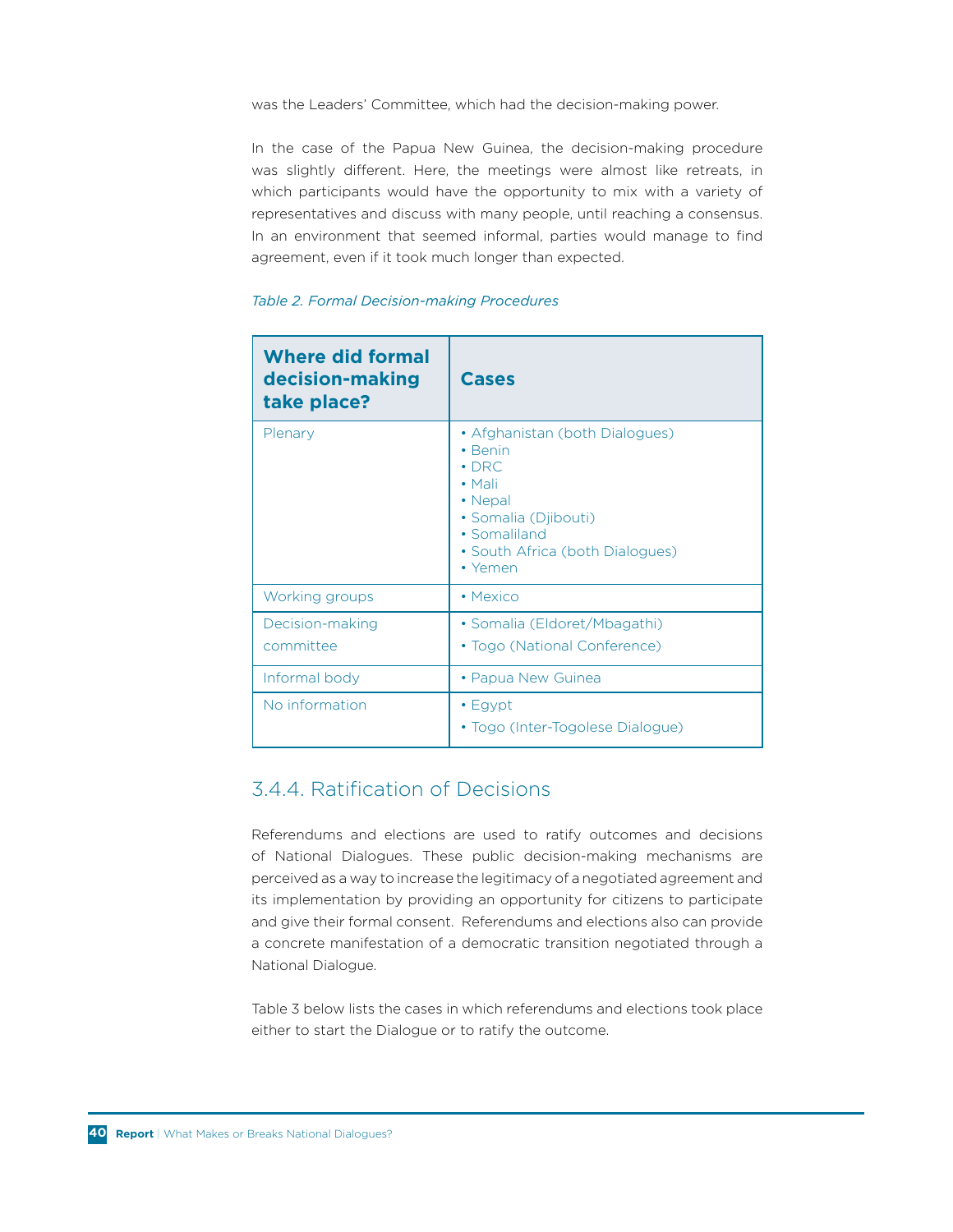was the Leaders' Committee, which had the decision-making power.

In the case of the Papua New Guinea, the decision-making procedure was slightly different. Here, the meetings were almost like retreats, in which participants would have the opportunity to mix with a variety of representatives and discuss with many people, until reaching a consensus. In an environment that seemed informal, parties would manage to find agreement, even if it took much longer than expected.

*Table 2. Formal Decision-making Procedures*

| Where did formal decision-making take place? | Cases |
|---|---|
| Plenary | • Afghanistan (both Dialogues)<br>• Benin<br>• DRC<br>• Mali<br>• Nepal<br>• Somalia (Djibouti)<br>• Somaliland<br>• South Africa (both Dialogues)<br>• Yemen |
| Working groups | • Mexico |
| Decision-making committee | • Somalia (Eldoret/Mbagathi)<br>• Togo (National Conference) |
| Informal body | • Papua New Guinea |
| No information | • Egypt<br>• Togo (Inter-Togolese Dialogue) |

### 3.4.4. Ratification of Decisions

Referendums and elections are used to ratify outcomes and decisions of National Dialogues. These public decision-making mechanisms are perceived as a way to increase the legitimacy of a negotiated agreement and its implementation by providing an opportunity for citizens to participate and give their formal consent. Referendums and elections also can provide a concrete manifestation of a democratic transition negotiated through a National Dialogue.

Table 3 below lists the cases in which referendums and elections took place either to start the Dialogue or to ratify the outcome.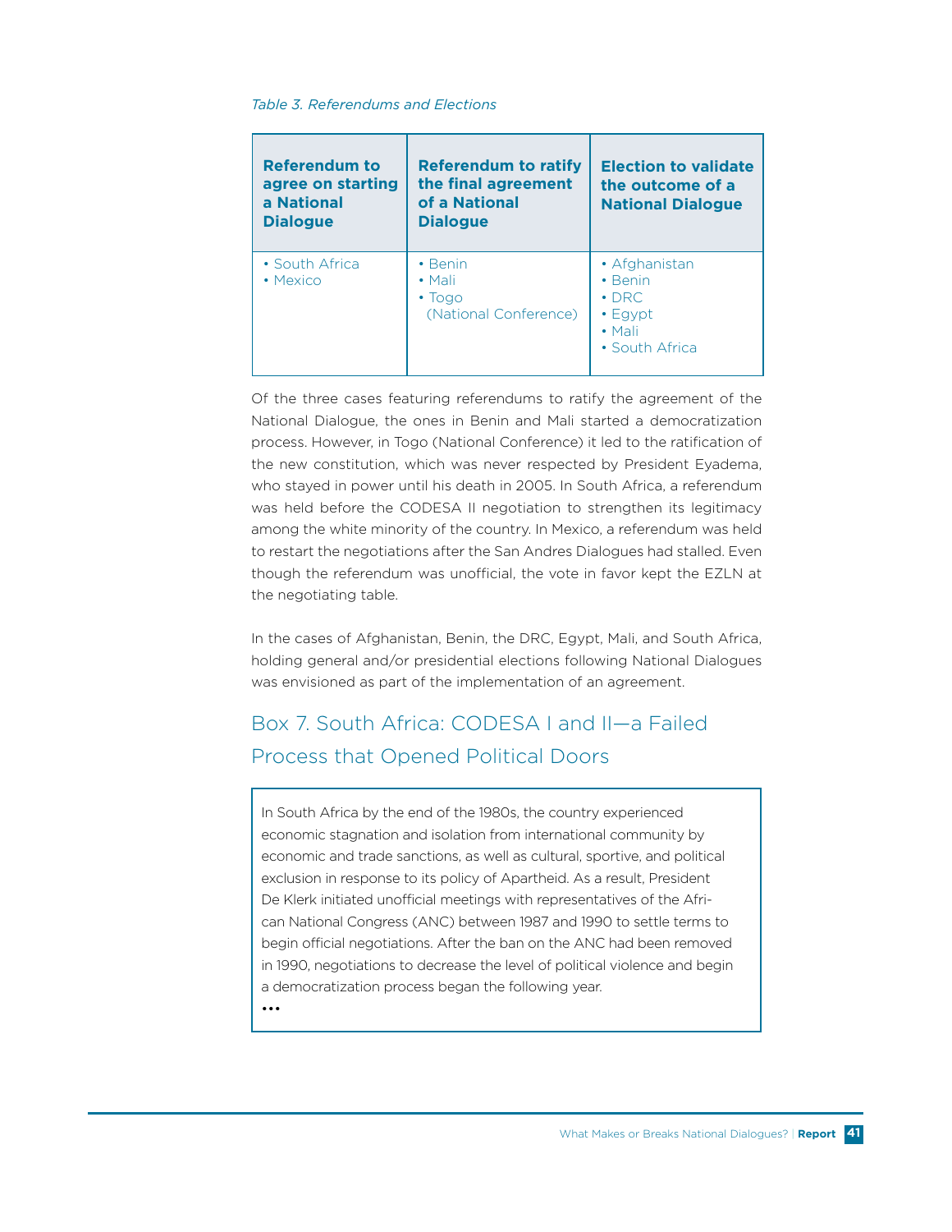*Table 3. Referendums and Elections*

| Referendum to agree on starting a National Dialogue | Referendum to ratify the final agreement of a National Dialogue | Election to validate the outcome of a National Dialogue |
|---|---|---|
| • South Africa<br>• Mexico | • Benin<br>• Mali<br>• Togo (National Conference) | • Afghanistan<br>• Benin<br>• DRC<br>• Egypt<br>• Mali<br>• South Africa |

Of the three cases featuring referendums to ratify the agreement of the National Dialogue, the ones in Benin and Mali started a democratization process. However, in Togo (National Conference) it led to the ratification of the new constitution, which was never respected by President Eyadema, who stayed in power until his death in 2005. In South Africa, a referendum was held before the CODESA II negotiation to strengthen its legitimacy among the white minority of the country. In Mexico, a referendum was held to restart the negotiations after the San Andres Dialogues had stalled. Even though the referendum was unofficial, the vote in favor kept the EZLN at the negotiating table.

In the cases of Afghanistan, Benin, the DRC, Egypt, Mali, and South Africa, holding general and/or presidential elections following National Dialogues was envisioned as part of the implementation of an agreement.

## Box 7. South Africa: CODESA I and II—a Failed Process that Opened Political Doors

In South Africa by the end of the 1980s, the country experienced economic stagnation and isolation from international community by economic and trade sanctions, as well as cultural, sportive, and political exclusion in response to its policy of Apartheid. As a result, President De Klerk initiated unofficial meetings with representatives of the African National Congress (ANC) between 1987 and 1990 to settle terms to begin official negotiations. After the ban on the ANC had been removed in 1990, negotiations to decrease the level of political violence and begin a democratization process began the following year.

•••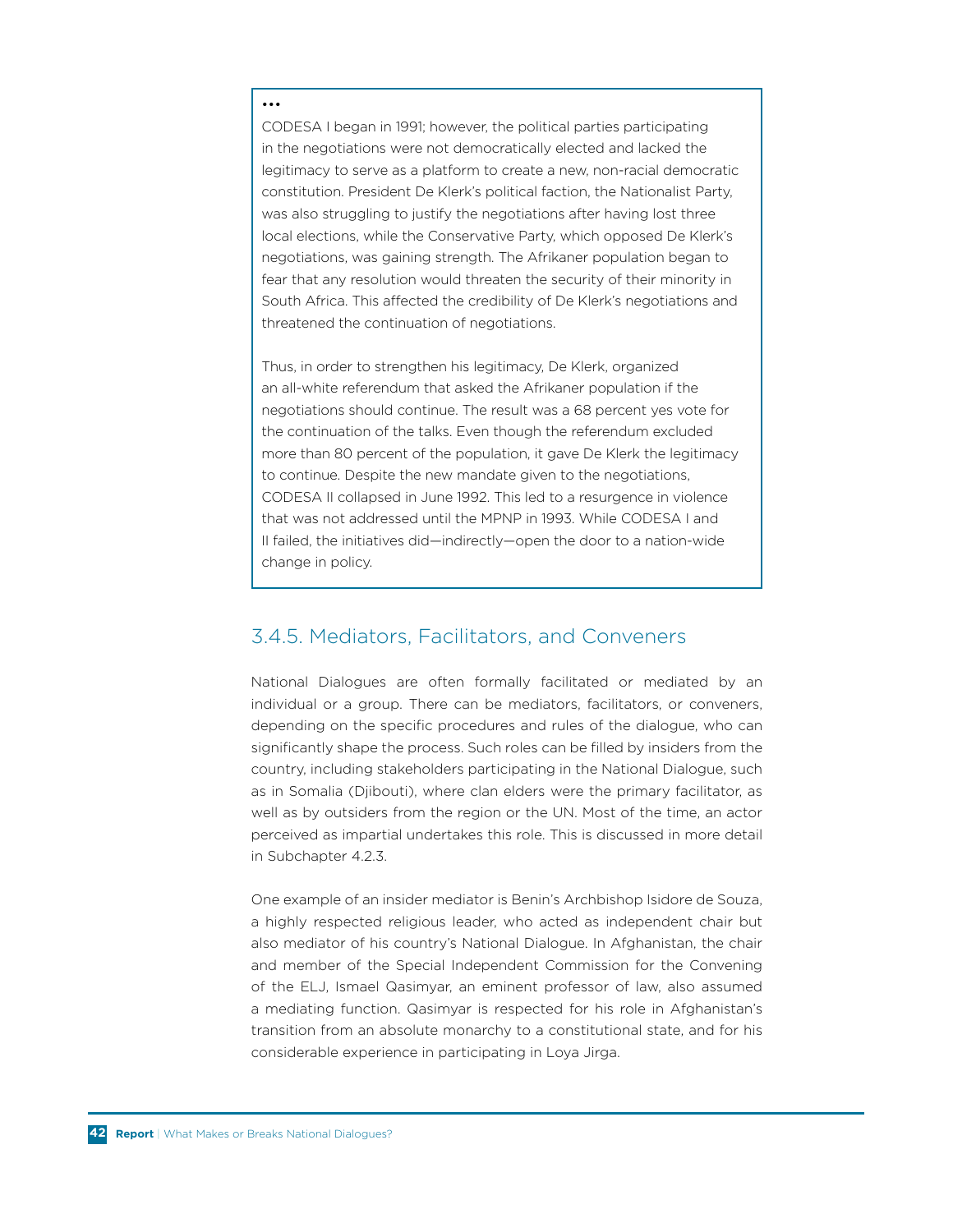...

CODESA I began in 1991; however, the political parties participating in the negotiations were not democratically elected and lacked the legitimacy to serve as a platform to create a new, non-racial democratic constitution. President De Klerk's political faction, the Nationalist Party, was also struggling to justify the negotiations after having lost three local elections, while the Conservative Party, which opposed De Klerk's negotiations, was gaining strength. The Afrikaner population began to fear that any resolution would threaten the security of their minority in South Africa. This affected the credibility of De Klerk's negotiations and threatened the continuation of negotiations.

Thus, in order to strengthen his legitimacy, De Klerk, organized an all-white referendum that asked the Afrikaner population if the negotiations should continue. The result was a 68 percent yes vote for the continuation of the talks. Even though the referendum excluded more than 80 percent of the population, it gave De Klerk the legitimacy to continue. Despite the new mandate given to the negotiations, CODESA II collapsed in June 1992. This led to a resurgence in violence that was not addressed until the MPNP in 1993. While CODESA I and II failed, the initiatives did—indirectly—open the door to a nation-wide change in policy.

### 3.4.5. Mediators, Facilitators, and Conveners

National Dialogues are often formally facilitated or mediated by an individual or a group. There can be mediators, facilitators, or conveners, depending on the specific procedures and rules of the dialogue, who can significantly shape the process. Such roles can be filled by insiders from the country, including stakeholders participating in the National Dialogue, such as in Somalia (Djibouti), where clan elders were the primary facilitator, as well as by outsiders from the region or the UN. Most of the time, an actor perceived as impartial undertakes this role. This is discussed in more detail in Subchapter 4.2.3.

One example of an insider mediator is Benin's Archbishop Isidore de Souza, a highly respected religious leader, who acted as independent chair but also mediator of his country's National Dialogue. In Afghanistan, the chair and member of the Special Independent Commission for the Convening of the ELJ, Ismael Qasimyar, an eminent professor of law, also assumed a mediating function. Qasimyar is respected for his role in Afghanistan's transition from an absolute monarchy to a constitutional state, and for his considerable experience in participating in Loya Jirga.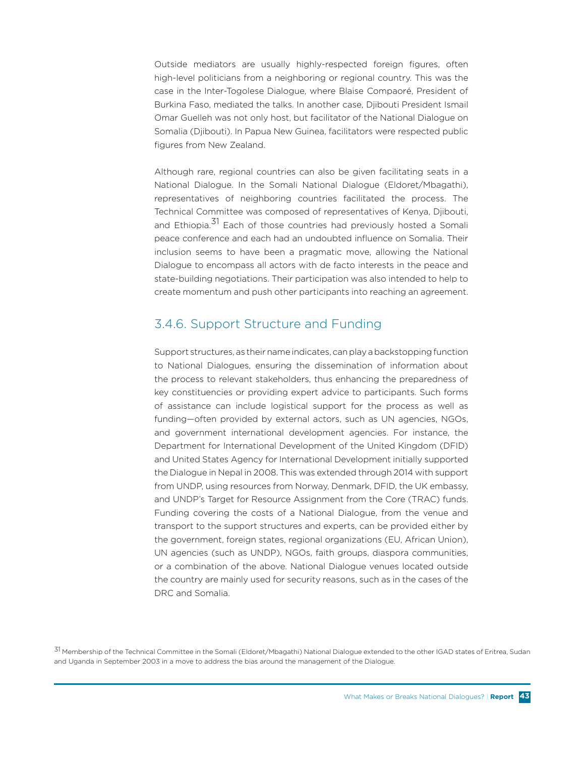Outside mediators are usually highly-respected foreign figures, often high-level politicians from a neighboring or regional country. This was the case in the Inter-Togolese Dialogue, where Blaise Compaoré, President of Burkina Faso, mediated the talks. In another case, Djibouti President Ismail Omar Guelleh was not only host, but facilitator of the National Dialogue on Somalia (Djibouti). In Papua New Guinea, facilitators were respected public figures from New Zealand.

Although rare, regional countries can also be given facilitating seats in a National Dialogue. In the Somali National Dialogue (Eldoret/Mbagathi), representatives of neighboring countries facilitated the process. The Technical Committee was composed of representatives of Kenya, Djibouti, and Ethiopia.[31] Each of those countries had previously hosted a Somali peace conference and each had an undoubted influence on Somalia. Their inclusion seems to have been a pragmatic move, allowing the National Dialogue to encompass all actors with de facto interests in the peace and state-building negotiations. Their participation was also intended to help to create momentum and push other participants into reaching an agreement.

### 3.4.6. Support Structure and Funding

Support structures, as their name indicates, can play a backstopping function to National Dialogues, ensuring the dissemination of information about the process to relevant stakeholders, thus enhancing the preparedness of key constituencies or providing expert advice to participants. Such forms of assistance can include logistical support for the process as well as funding—often provided by external actors, such as UN agencies, NGOs, and government international development agencies. For instance, the Department for International Development of the United Kingdom (DFID) and United States Agency for International Development initially supported the Dialogue in Nepal in 2008. This was extended through 2014 with support from UNDP, using resources from Norway, Denmark, DFID, the UK embassy, and UNDP's Target for Resource Assignment from the Core (TRAC) funds. Funding covering the costs of a National Dialogue, from the venue and transport to the support structures and experts, can be provided either by the government, foreign states, regional organizations (EU, African Union), UN agencies (such as UNDP), NGOs, faith groups, diaspora communities, or a combination of the above. National Dialogue venues located outside the country are mainly used for security reasons, such as in the cases of the DRC and Somalia.

[31] Membership of the Technical Committee in the Somali (Eldoret/Mbagathi) National Dialogue extended to the other IGAD states of Eritrea, Sudan and Uganda in September 2003 in a move to address the bias around the management of the Dialogue.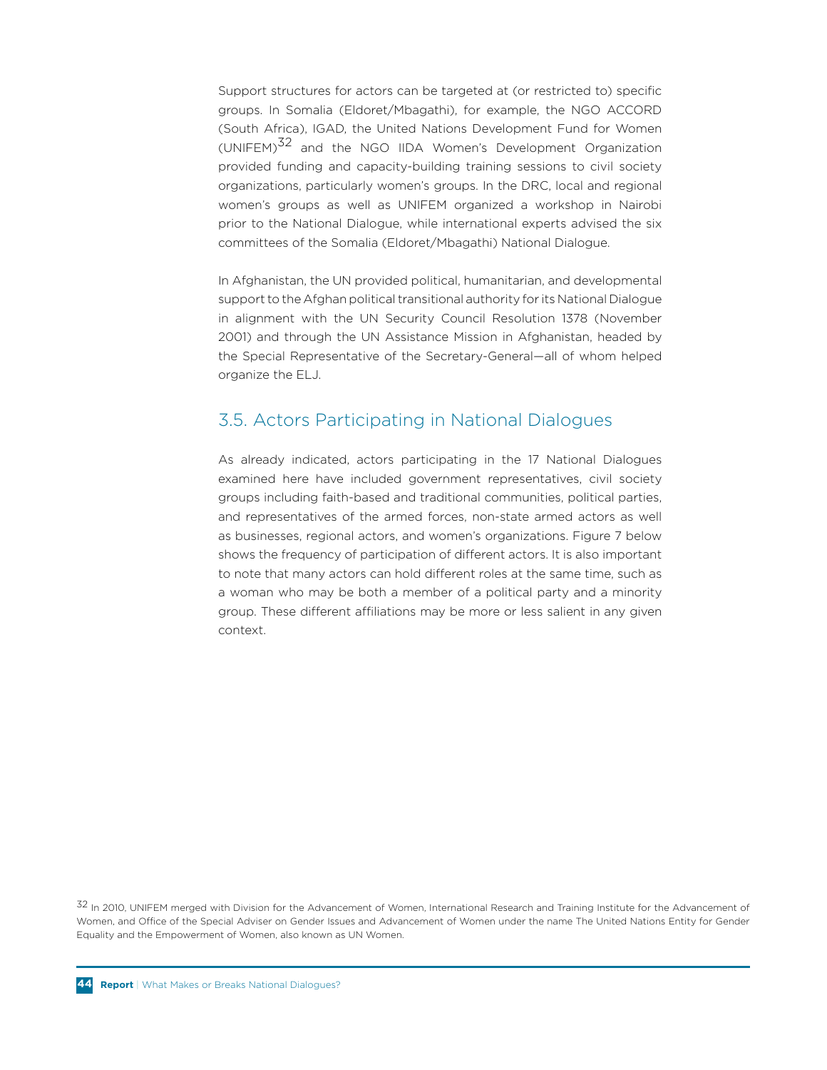Support structures for actors can be targeted at (or restricted to) specific groups. In Somalia (Eldoret/Mbagathi), for example, the NGO ACCORD (South Africa), IGAD, the United Nations Development Fund for Women (UNIFEM)[32] and the NGO IIDA Women's Development Organization provided funding and capacity-building training sessions to civil society organizations, particularly women's groups. In the DRC, local and regional women's groups as well as UNIFEM organized a workshop in Nairobi prior to the National Dialogue, while international experts advised the six committees of the Somalia (Eldoret/Mbagathi) National Dialogue.

In Afghanistan, the UN provided political, humanitarian, and developmental support to the Afghan political transitional authority for its National Dialogue in alignment with the UN Security Council Resolution 1378 (November 2001) and through the UN Assistance Mission in Afghanistan, headed by the Special Representative of the Secretary-General—all of whom helped organize the ELJ.

## 3.5. Actors Participating in National Dialogues

As already indicated, actors participating in the 17 National Dialogues examined here have included government representatives, civil society groups including faith-based and traditional communities, political parties, and representatives of the armed forces, non-state armed actors as well as businesses, regional actors, and women's organizations. Figure 7 below shows the frequency of participation of different actors. It is also important to note that many actors can hold different roles at the same time, such as a woman who may be both a member of a political party and a minority group. These different affiliations may be more or less salient in any given context.

[32] In 2010, UNIFEM merged with Division for the Advancement of Women, International Research and Training Institute for the Advancement of Women, and Office of the Special Adviser on Gender Issues and Advancement of Women under the name The United Nations Entity for Gender Equality and the Empowerment of Women, also known as UN Women.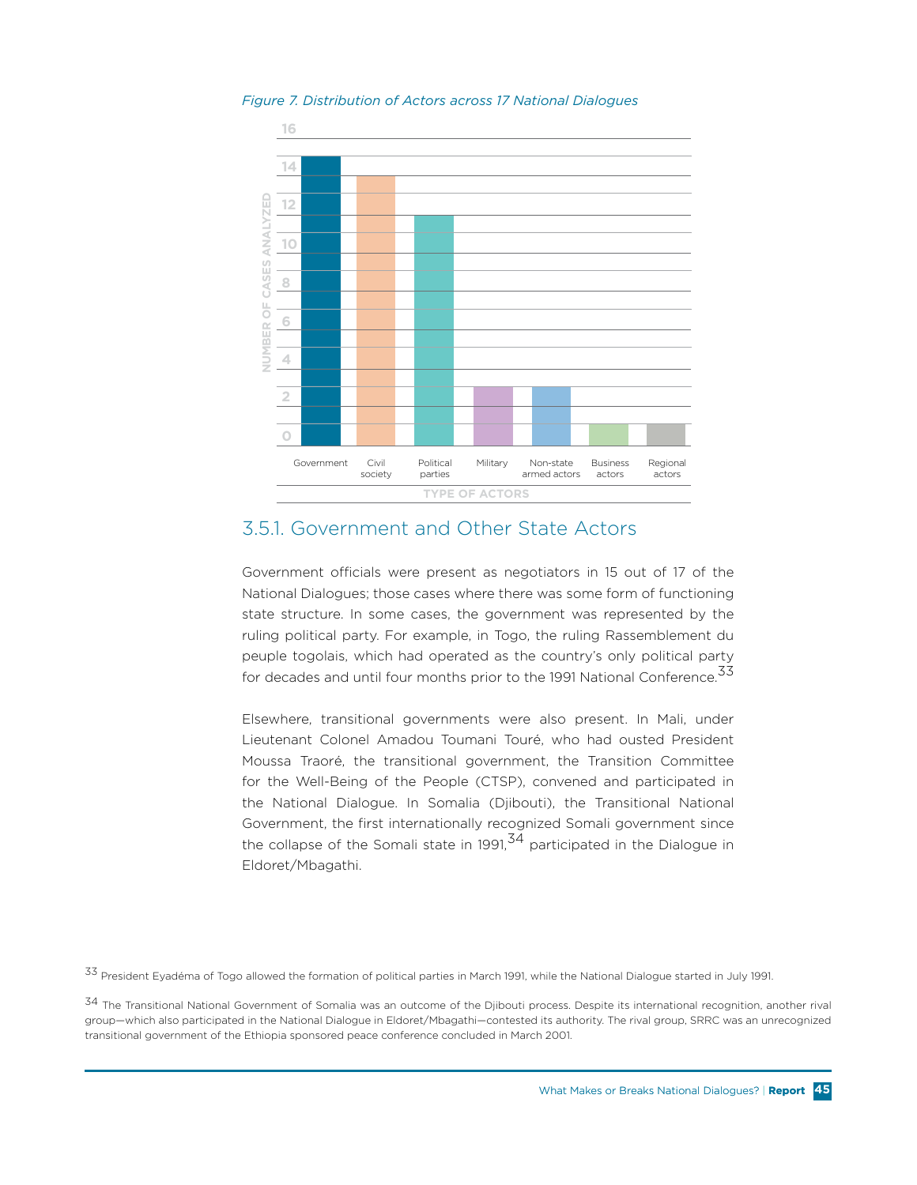*Figure 7. Distribution of Actors across 17 National Dialogues*

## 3.5.1. Government and Other State Actors

Government officials were present as negotiators in 15 out of 17 of the National Dialogues; those cases where there was some form of functioning state structure. In some cases, the government was represented by the ruling political party. For example, in Togo, the ruling Rassemblement du peuple togolais, which had operated as the country's only political party for decades and until four months prior to the 1991 National Conference.[33]

Elsewhere, transitional governments were also present. In Mali, under Lieutenant Colonel Amadou Toumani Touré, who had ousted President Moussa Traoré, the transitional government, the Transition Committee for the Well-Being of the People (CTSP), convened and participated in the National Dialogue. In Somalia (Djibouti), the Transitional National Government, the first internationally recognized Somali government since the collapse of the Somali state in 1991,[34] participated in the Dialogue in Eldoret/Mbagathi.

[33] President Eyadéma of Togo allowed the formation of political parties in March 1991, while the National Dialogue started in July 1991.

[34] The Transitional National Government of Somalia was an outcome of the Djibouti process. Despite its international recognition, another rival group—which also participated in the National Dialogue in Eldoret/Mbagathi—contested its authority. The rival group, SRRC was an unrecognized transitional government of the Ethiopia sponsored peace conference concluded in March 2001.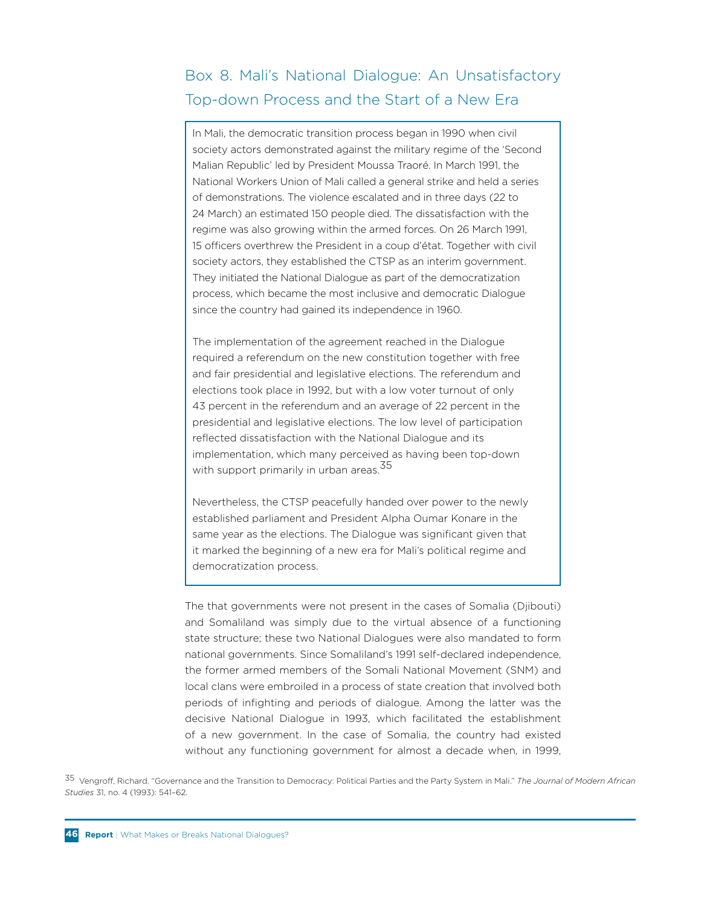## Box 8. Mali's National Dialogue: An Unsatisfactory Top-down Process and the Start of a New Era

In Mali, the democratic transition process began in 1990 when civil society actors demonstrated against the military regime of the 'Second Malian Republic' led by President Moussa Traoré. In March 1991, the National Workers Union of Mali called a general strike and held a series of demonstrations. The violence escalated and in three days (22 to 24 March) an estimated 150 people died. The dissatisfaction with the regime was also growing within the armed forces. On 26 March 1991, 15 officers overthrew the President in a coup d'état. Together with civil society actors, they established the CTSP as an interim government. They initiated the National Dialogue as part of the democratization process, which became the most inclusive and democratic Dialogue since the country had gained its independence in 1960.

The implementation of the agreement reached in the Dialogue required a referendum on the new constitution together with free and fair presidential and legislative elections. The referendum and elections took place in 1992, but with a low voter turnout of only 43 percent in the referendum and an average of 22 percent in the presidential and legislative elections. The low level of participation reflected dissatisfaction with the National Dialogue and its implementation, which many perceived as having been top-down with support primarily in urban areas.[35]

Nevertheless, the CTSP peacefully handed over power to the newly established parliament and President Alpha Oumar Konare in the same year as the elections. The Dialogue was significant given that it marked the beginning of a new era for Mali's political regime and democratization process.

The that governments were not present in the cases of Somalia (Djibouti) and Somaliland was simply due to the virtual absence of a functioning state structure; these two National Dialogues were also mandated to form national governments. Since Somaliland's 1991 self-declared independence, the former armed members of the Somali National Movement (SNM) and local clans were embroiled in a process of state creation that involved both periods of infighting and periods of dialogue. Among the latter was the decisive National Dialogue in 1993, which facilitated the establishment of a new government. In the case of Somalia, the country had existed without any functioning government for almost a decade when, in 1999,

[35] Vengroff, Richard. "Governance and the Transition to Democracy: Political Parties and the Party System in Mali." *The Journal of Modern African Studies* 31, no. 4 (1993): 541–62.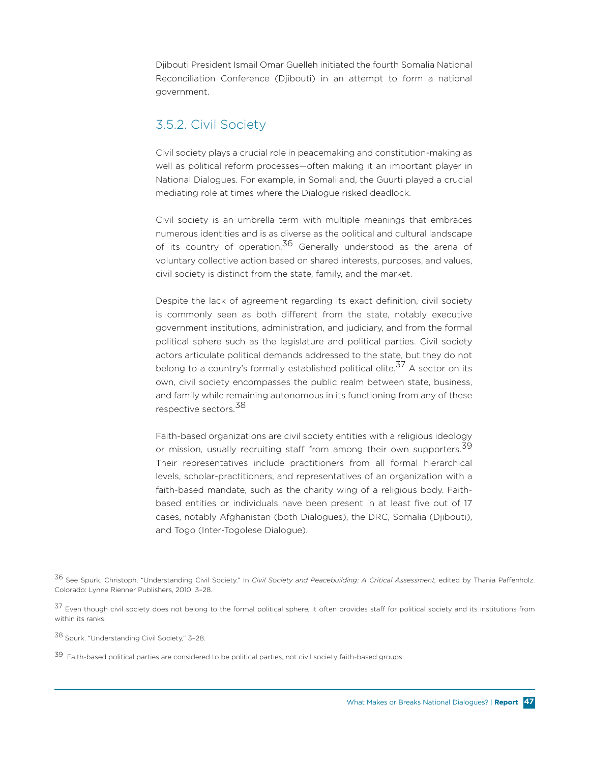Djibouti President Ismail Omar Guelleh initiated the fourth Somalia National Reconciliation Conference (Djibouti) in an attempt to form a national government.

### 3.5.2. Civil Society

Civil society plays a crucial role in peacemaking and constitution-making as well as political reform processes—often making it an important player in National Dialogues. For example, in Somaliland, the Guurti played a crucial mediating role at times where the Dialogue risked deadlock.

Civil society is an umbrella term with multiple meanings that embraces numerous identities and is as diverse as the political and cultural landscape of its country of operation.[36] Generally understood as the arena of voluntary collective action based on shared interests, purposes, and values, civil society is distinct from the state, family, and the market.

Despite the lack of agreement regarding its exact definition, civil society is commonly seen as both different from the state, notably executive government institutions, administration, and judiciary, and from the formal political sphere such as the legislature and political parties. Civil society actors articulate political demands addressed to the state, but they do not belong to a country's formally established political elite.[37] A sector on its own, civil society encompasses the public realm between state, business, and family while remaining autonomous in its functioning from any of these respective sectors.[38]

Faith-based organizations are civil society entities with a religious ideology or mission, usually recruiting staff from among their own supporters.[39] Their representatives include practitioners from all formal hierarchical levels, scholar-practitioners, and representatives of an organization with a faith-based mandate, such as the charity wing of a religious body. Faith-based entities or individuals have been present in at least five out of 17 cases, notably Afghanistan (both Dialogues), the DRC, Somalia (Djibouti), and Togo (Inter-Togolese Dialogue).

[36] See Spurk, Christoph. "Understanding Civil Society." In *Civil Society and Peacebuilding: A Critical Assessment,* edited by Thania Paffenholz. Colorado: Lynne Rienner Publishers, 2010: 3–28.

[37] Even though civil society does not belong to the formal political sphere, it often provides staff for political society and its institutions from within its ranks.

[38] Spurk. "Understanding Civil Society," 3–28.

[39] Faith-based political parties are considered to be political parties, not civil society faith-based groups.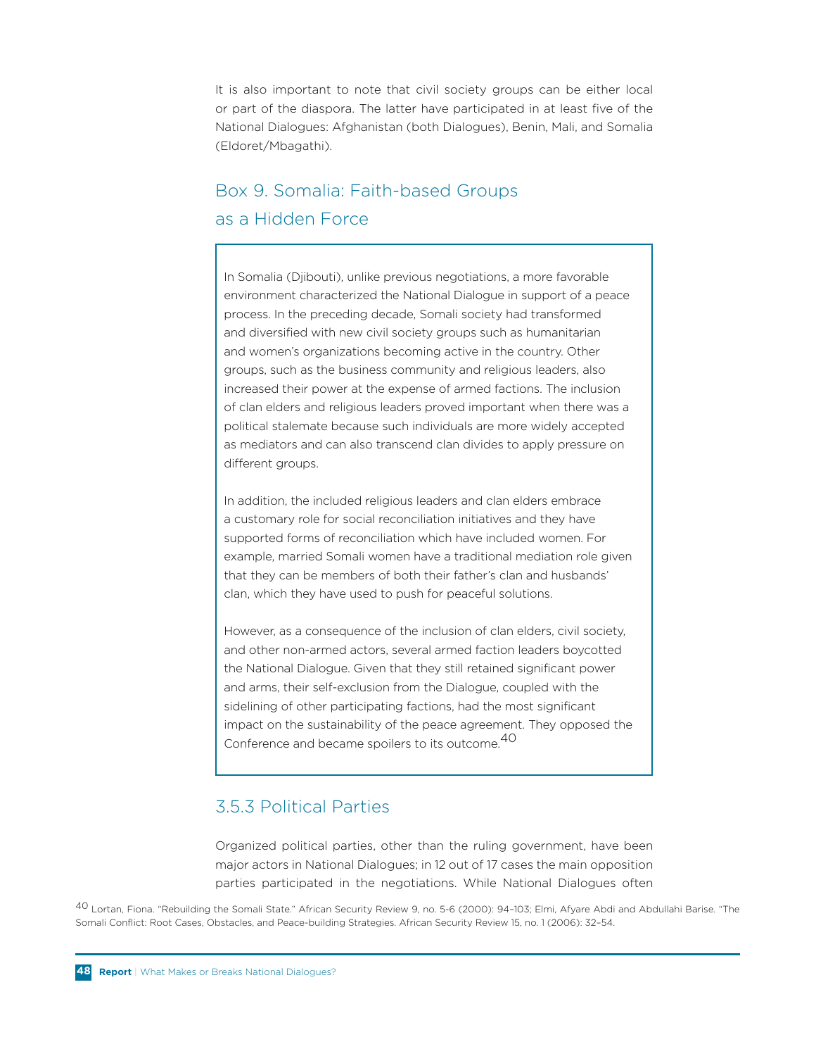It is also important to note that civil society groups can be either local or part of the diaspora. The latter have participated in at least five of the National Dialogues: Afghanistan (both Dialogues), Benin, Mali, and Somalia (Eldoret/Mbagathi).

### Box 9. Somalia: Faith-based Groups as a Hidden Force

In Somalia (Djibouti), unlike previous negotiations, a more favorable environment characterized the National Dialogue in support of a peace process. In the preceding decade, Somali society had transformed and diversified with new civil society groups such as humanitarian and women's organizations becoming active in the country. Other groups, such as the business community and religious leaders, also increased their power at the expense of armed factions. The inclusion of clan elders and religious leaders proved important when there was a political stalemate because such individuals are more widely accepted as mediators and can also transcend clan divides to apply pressure on different groups.

In addition, the included religious leaders and clan elders embrace a customary role for social reconciliation initiatives and they have supported forms of reconciliation which have included women. For example, married Somali women have a traditional mediation role given that they can be members of both their father's clan and husbands' clan, which they have used to push for peaceful solutions.

However, as a consequence of the inclusion of clan elders, civil society, and other non-armed actors, several armed faction leaders boycotted the National Dialogue. Given that they still retained significant power and arms, their self-exclusion from the Dialogue, coupled with the sidelining of other participating factions, had the most significant impact on the sustainability of the peace agreement. They opposed the Conference and became spoilers to its outcome.[40]

### 3.5.3 Political Parties

Organized political parties, other than the ruling government, have been major actors in National Dialogues; in 12 out of 17 cases the main opposition parties participated in the negotiations. While National Dialogues often

[40] Lortan, Fiona. "Rebuilding the Somali State." African Security Review 9, no. 5-6 (2000): 94–103; Elmi, Afyare Abdi and Abdullahi Barise. "The Somali Conflict: Root Cases, Obstacles, and Peace-building Strategies. African Security Review 15, no. 1 (2006): 32–54.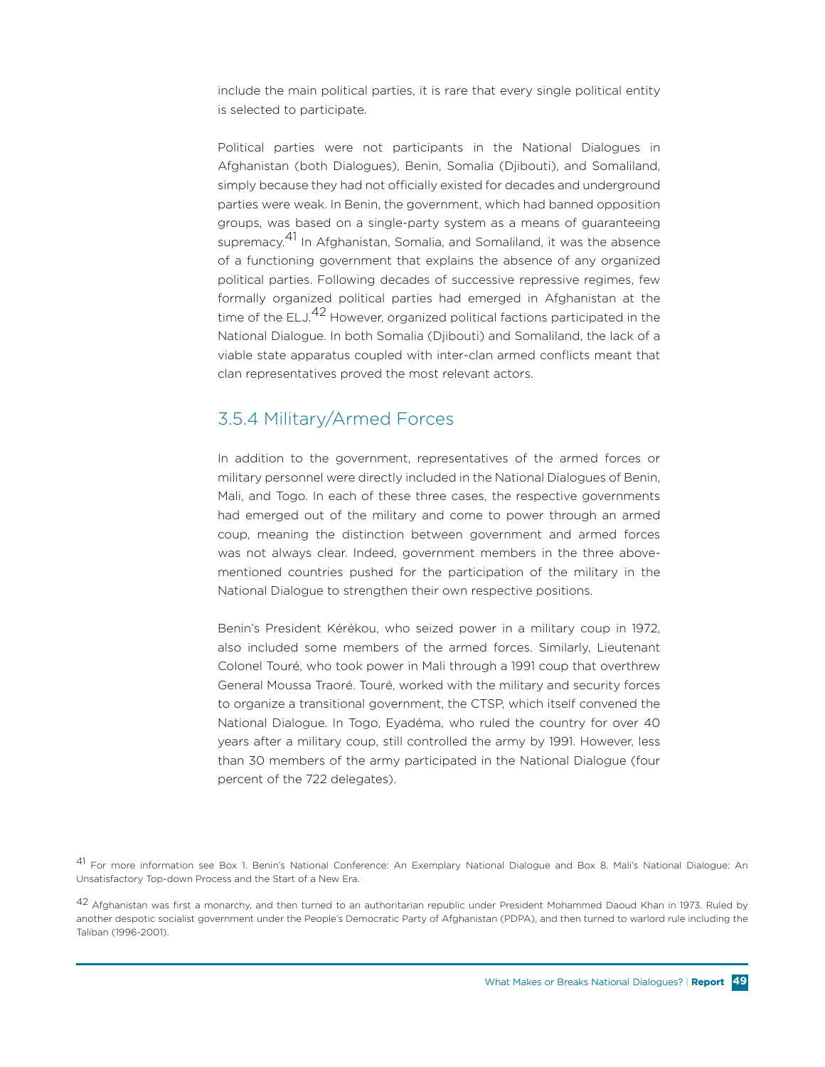include the main political parties, it is rare that every single political entity is selected to participate.

Political parties were not participants in the National Dialogues in Afghanistan (both Dialogues), Benin, Somalia (Djibouti), and Somaliland, simply because they had not officially existed for decades and underground parties were weak. In Benin, the government, which had banned opposition groups, was based on a single-party system as a means of guaranteeing supremacy.[41] In Afghanistan, Somalia, and Somaliland, it was the absence of a functioning government that explains the absence of any organized political parties. Following decades of successive repressive regimes, few formally organized political parties had emerged in Afghanistan at the time of the ELJ.[42] However, organized political factions participated in the National Dialogue. In both Somalia (Djibouti) and Somaliland, the lack of a viable state apparatus coupled with inter-clan armed conflicts meant that clan representatives proved the most relevant actors.

### 3.5.4 Military/Armed Forces

In addition to the government, representatives of the armed forces or military personnel were directly included in the National Dialogues of Benin, Mali, and Togo. In each of these three cases, the respective governments had emerged out of the military and come to power through an armed coup, meaning the distinction between government and armed forces was not always clear. Indeed, government members in the three above-mentioned countries pushed for the participation of the military in the National Dialogue to strengthen their own respective positions.

Benin's President Kérékou, who seized power in a military coup in 1972, also included some members of the armed forces. Similarly, Lieutenant Colonel Touré, who took power in Mali through a 1991 coup that overthrew General Moussa Traoré. Touré, worked with the military and security forces to organize a transitional government, the CTSP, which itself convened the National Dialogue. In Togo, Eyadéma, who ruled the country for over 40 years after a military coup, still controlled the army by 1991. However, less than 30 members of the army participated in the National Dialogue (four percent of the 722 delegates).

[41] For more information see Box 1. Benin's National Conference: An Exemplary National Dialogue and Box 8. Mali's National Dialogue: An Unsatisfactory Top-down Process and the Start of a New Era.

[42] Afghanistan was first a monarchy, and then turned to an authoritarian republic under President Mohammed Daoud Khan in 1973. Ruled by another despotic socialist government under the People's Democratic Party of Afghanistan (PDPA), and then turned to warlord rule including the Taliban (1996-2001).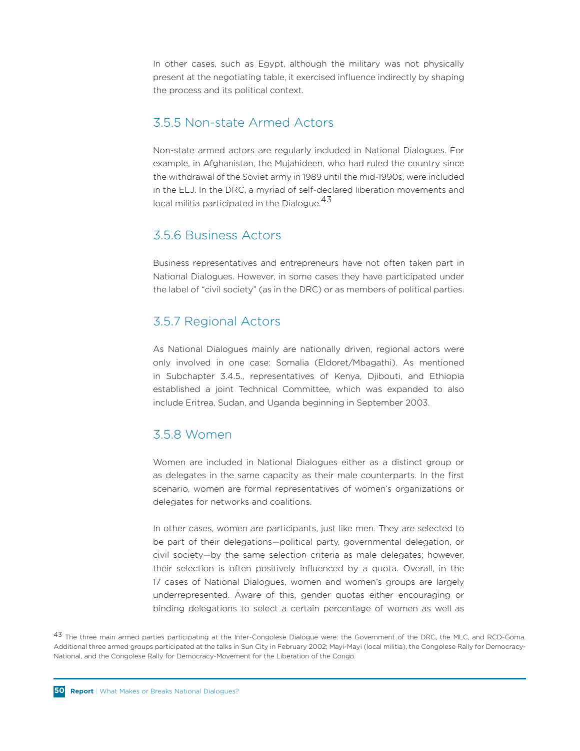In other cases, such as Egypt, although the military was not physically present at the negotiating table, it exercised influence indirectly by shaping the process and its political context.

### 3.5.5 Non-state Armed Actors

Non-state armed actors are regularly included in National Dialogues. For example, in Afghanistan, the Mujahideen, who had ruled the country since the withdrawal of the Soviet army in 1989 until the mid-1990s, were included in the ELJ. In the DRC, a myriad of self-declared liberation movements and local militia participated in the Dialogue.[43]

### 3.5.6 Business Actors

Business representatives and entrepreneurs have not often taken part in National Dialogues. However, in some cases they have participated under the label of "civil society" (as in the DRC) or as members of political parties.

### 3.5.7 Regional Actors

As National Dialogues mainly are nationally driven, regional actors were only involved in one case: Somalia (Eldoret/Mbagathi). As mentioned in Subchapter 3.4.5., representatives of Kenya, Djibouti, and Ethiopia established a joint Technical Committee, which was expanded to also include Eritrea, Sudan, and Uganda beginning in September 2003.

### 3.5.8 Women

Women are included in National Dialogues either as a distinct group or as delegates in the same capacity as their male counterparts. In the first scenario, women are formal representatives of women's organizations or delegates for networks and coalitions.

In other cases, women are participants, just like men. They are selected to be part of their delegations—political party, governmental delegation, or civil society—by the same selection criteria as male delegates; however, their selection is often positively influenced by a quota. Overall, in the 17 cases of National Dialogues, women and women's groups are largely underrepresented. Aware of this, gender quotas either encouraging or binding delegations to select a certain percentage of women as well as

[43] The three main armed parties participating at the Inter-Congolese Dialogue were: the Government of the DRC, the MLC, and RCD-Goma. Additional three armed groups participated at the talks in Sun City in February 2002; Mayi-Mayi (local militia), the Congolese Rally for Democracy-National, and the Congolese Rally for Democracy-Movement for the Liberation of the Congo.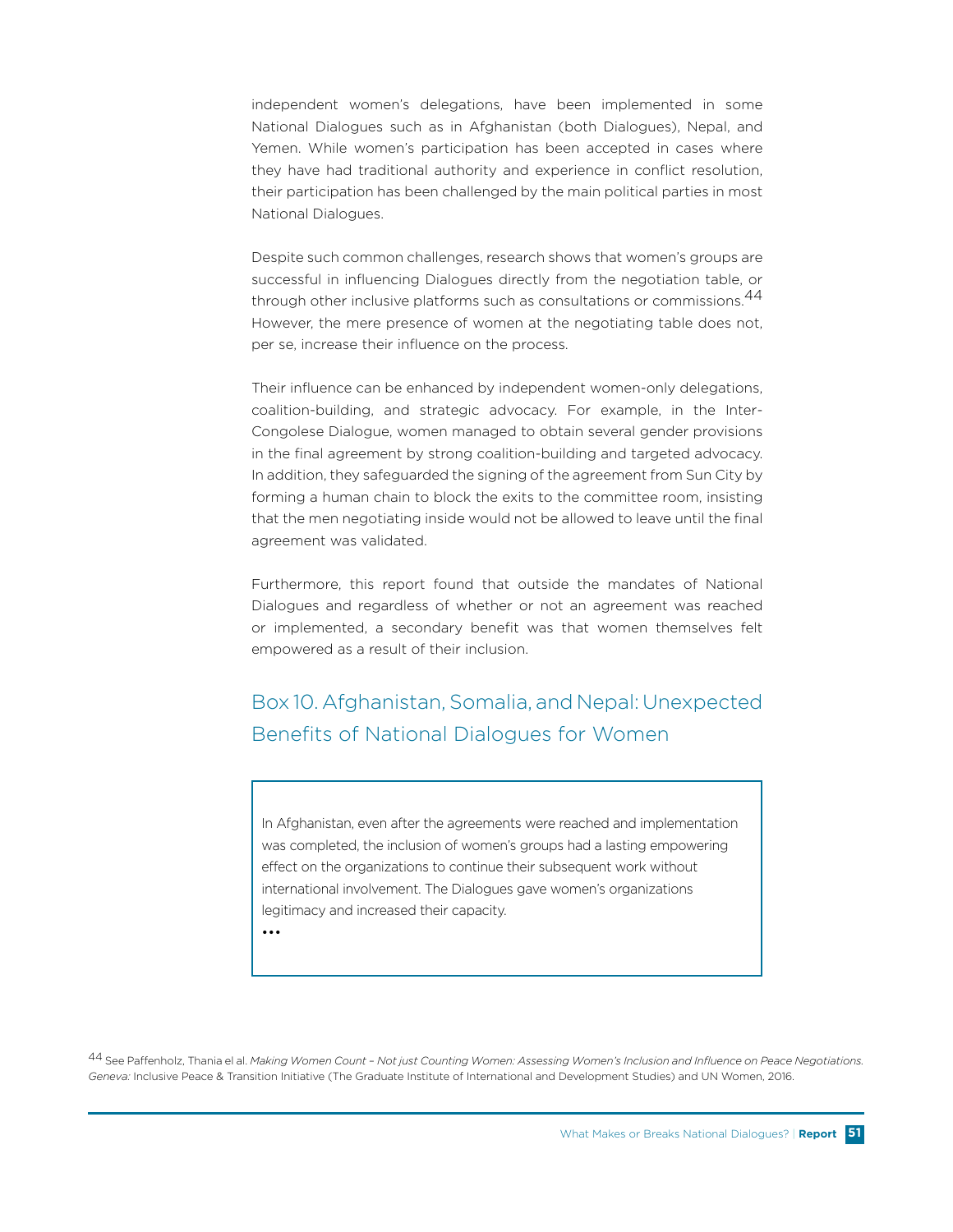independent women's delegations, have been implemented in some National Dialogues such as in Afghanistan (both Dialogues), Nepal, and Yemen. While women's participation has been accepted in cases where they have had traditional authority and experience in conflict resolution, their participation has been challenged by the main political parties in most National Dialogues.

Despite such common challenges, research shows that women's groups are successful in influencing Dialogues directly from the negotiation table, or through other inclusive platforms such as consultations or commissions.[44] However, the mere presence of women at the negotiating table does not, per se, increase their influence on the process.

Their influence can be enhanced by independent women-only delegations, coalition-building, and strategic advocacy. For example, in the Inter-Congolese Dialogue, women managed to obtain several gender provisions in the final agreement by strong coalition-building and targeted advocacy. In addition, they safeguarded the signing of the agreement from Sun City by forming a human chain to block the exits to the committee room, insisting that the men negotiating inside would not be allowed to leave until the final agreement was validated.

Furthermore, this report found that outside the mandates of National Dialogues and regardless of whether or not an agreement was reached or implemented, a secondary benefit was that women themselves felt empowered as a result of their inclusion.

## Box 10. Afghanistan, Somalia, and Nepal: Unexpected Benefits of National Dialogues for Women

In Afghanistan, even after the agreements were reached and implementation was completed, the inclusion of women's groups had a lasting empowering effect on the organizations to continue their subsequent work without international involvement. The Dialogues gave women's organizations legitimacy and increased their capacity.

•••

[44] See Paffenholz, Thania el al. *Making Women Count – Not just Counting Women: Assessing Women's Inclusion and Influence on Peace Negotiations. Geneva:* Inclusive Peace & Transition Initiative (The Graduate Institute of International and Development Studies) and UN Women, 2016.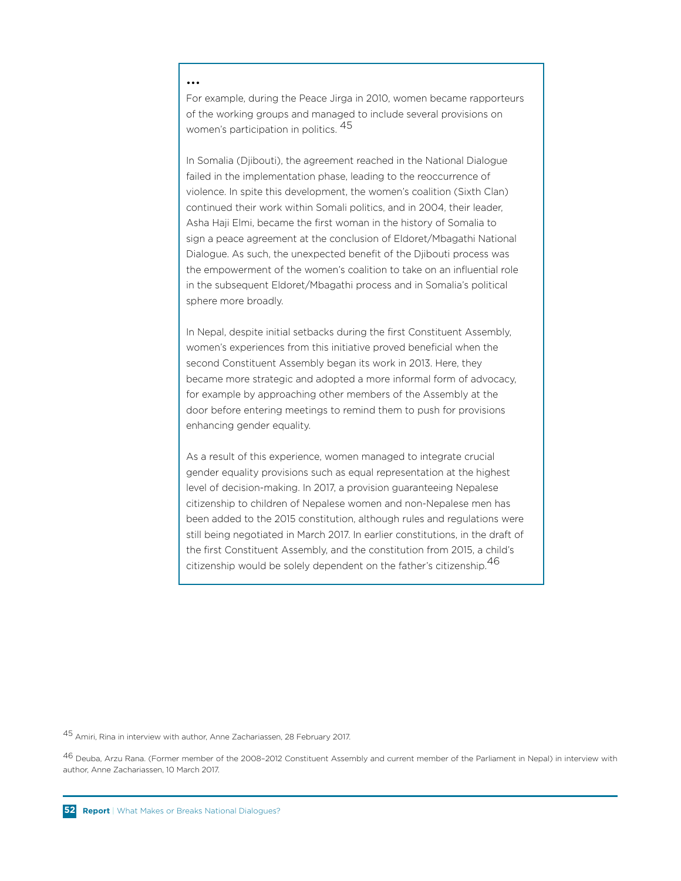...

For example, during the Peace Jirga in 2010, women became rapporteurs of the working groups and managed to include several provisions on women's participation in politics. [45]

In Somalia (Djibouti), the agreement reached in the National Dialogue failed in the implementation phase, leading to the reoccurrence of violence. In spite this development, the women's coalition (Sixth Clan) continued their work within Somali politics, and in 2004, their leader, Asha Haji Elmi, became the first woman in the history of Somalia to sign a peace agreement at the conclusion of Eldoret/Mbagathi National Dialogue. As such, the unexpected benefit of the Djibouti process was the empowerment of the women's coalition to take on an influential role in the subsequent Eldoret/Mbagathi process and in Somalia's political sphere more broadly.

In Nepal, despite initial setbacks during the first Constituent Assembly, women's experiences from this initiative proved beneficial when the second Constituent Assembly began its work in 2013. Here, they became more strategic and adopted a more informal form of advocacy, for example by approaching other members of the Assembly at the door before entering meetings to remind them to push for provisions enhancing gender equality.

As a result of this experience, women managed to integrate crucial gender equality provisions such as equal representation at the highest level of decision-making. In 2017, a provision guaranteeing Nepalese citizenship to children of Nepalese women and non-Nepalese men has been added to the 2015 constitution, although rules and regulations were still being negotiated in March 2017. In earlier constitutions, in the draft of the first Constituent Assembly, and the constitution from 2015, a child's citizenship would be solely dependent on the father's citizenship.[46]

[45] Amiri, Rina in interview with author, Anne Zachariassen, 28 February 2017.

[46] Deuba, Arzu Rana. (Former member of the 2008–2012 Constituent Assembly and current member of the Parliament in Nepal) in interview with author, Anne Zachariassen, 10 March 2017.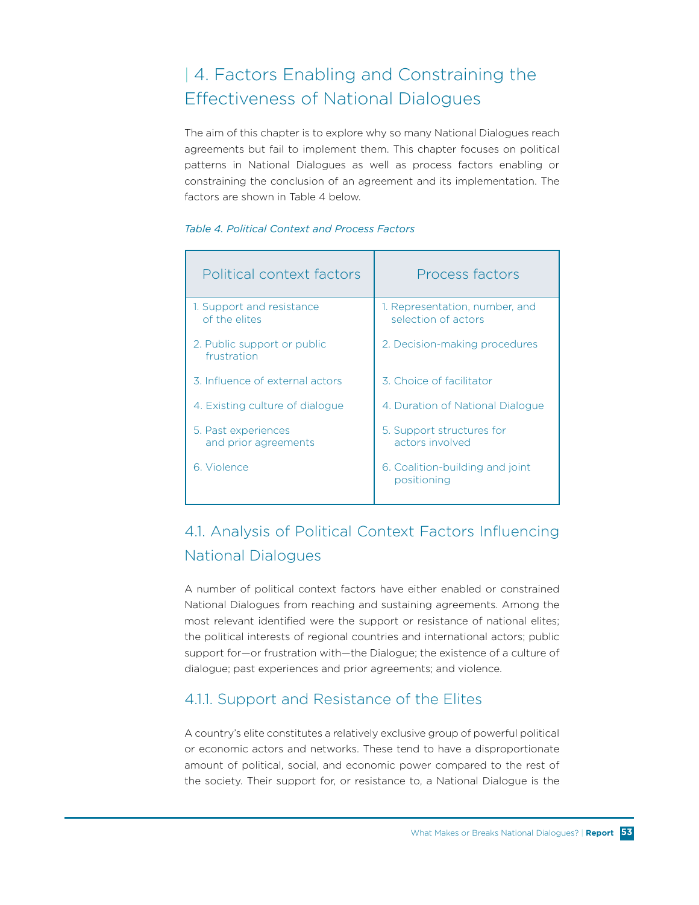# 4. Factors Enabling and Constraining the Effectiveness of National Dialogues

The aim of this chapter is to explore why so many National Dialogues reach agreements but fail to implement them. This chapter focuses on political patterns in National Dialogues as well as process factors enabling or constraining the conclusion of an agreement and its implementation. The factors are shown in Table 4 below.

*Table 4. Political Context and Process Factors*

| Political context factors | Process factors |
|---|---|
| 1. Support and resistance of the elites | 1. Representation, number, and selection of actors |
| 2. Public support or public frustration | 2. Decision-making procedures |
| 3. Influence of external actors | 3. Choice of facilitator |
| 4. Existing culture of dialogue | 4. Duration of National Dialogue |
| 5. Past experiences and prior agreements | 5. Support structures for actors involved |
| 6. Violence | 6. Coalition-building and joint positioning |

## 4.1. Analysis of Political Context Factors Influencing National Dialogues

A number of political context factors have either enabled or constrained National Dialogues from reaching and sustaining agreements. Among the most relevant identified were the support or resistance of national elites; the political interests of regional countries and international actors; public support for—or frustration with—the Dialogue; the existence of a culture of dialogue; past experiences and prior agreements; and violence.

### 4.1.1. Support and Resistance of the Elites

A country's elite constitutes a relatively exclusive group of powerful political or economic actors and networks. These tend to have a disproportionate amount of political, social, and economic power compared to the rest of the society. Their support for, or resistance to, a National Dialogue is the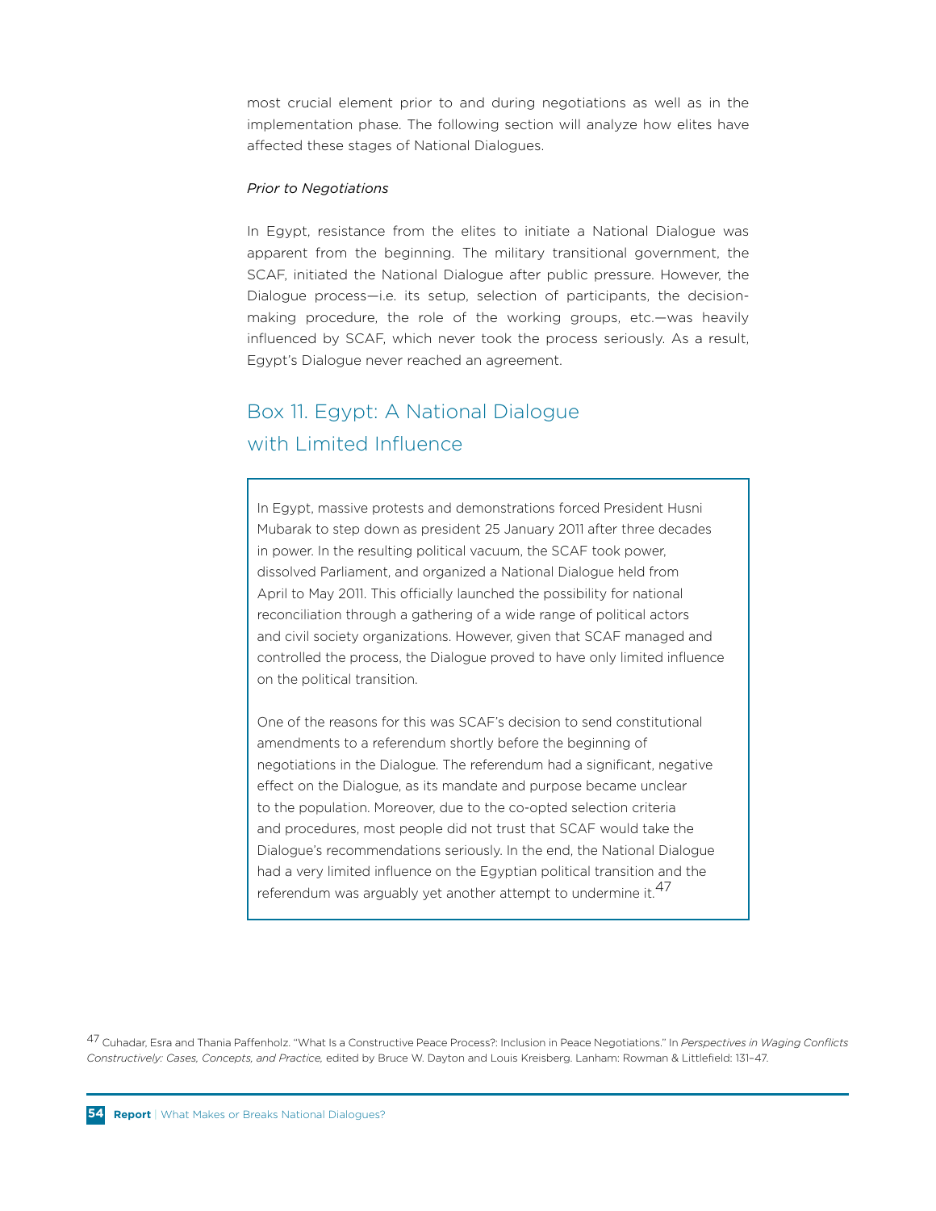most crucial element prior to and during negotiations as well as in the implementation phase. The following section will analyze how elites have affected these stages of National Dialogues.

*Prior to Negotiations*

In Egypt, resistance from the elites to initiate a National Dialogue was apparent from the beginning. The military transitional government, the SCAF, initiated the National Dialogue after public pressure. However, the Dialogue process—i.e. its setup, selection of participants, the decision-making procedure, the role of the working groups, etc.—was heavily influenced by SCAF, which never took the process seriously. As a result, Egypt's Dialogue never reached an agreement.

## Box 11. Egypt: A National Dialogue with Limited Influence

In Egypt, massive protests and demonstrations forced President Husni Mubarak to step down as president 25 January 2011 after three decades in power. In the resulting political vacuum, the SCAF took power, dissolved Parliament, and organized a National Dialogue held from April to May 2011. This officially launched the possibility for national reconciliation through a gathering of a wide range of political actors and civil society organizations. However, given that SCAF managed and controlled the process, the Dialogue proved to have only limited influence on the political transition.

One of the reasons for this was SCAF's decision to send constitutional amendments to a referendum shortly before the beginning of negotiations in the Dialogue. The referendum had a significant, negative effect on the Dialogue, as its mandate and purpose became unclear to the population. Moreover, due to the co-opted selection criteria and procedures, most people did not trust that SCAF would take the Dialogue's recommendations seriously. In the end, the National Dialogue had a very limited influence on the Egyptian political transition and the referendum was arguably yet another attempt to undermine it.[47]

[47] Cuhadar, Esra and Thania Paffenholz. "What Is a Constructive Peace Process?: Inclusion in Peace Negotiations." In *Perspectives in Waging Conflicts Constructively: Cases, Concepts, and Practice,* edited by Bruce W. Dayton and Louis Kreisberg. Lanham: Rowman & Littlefield: 131–47.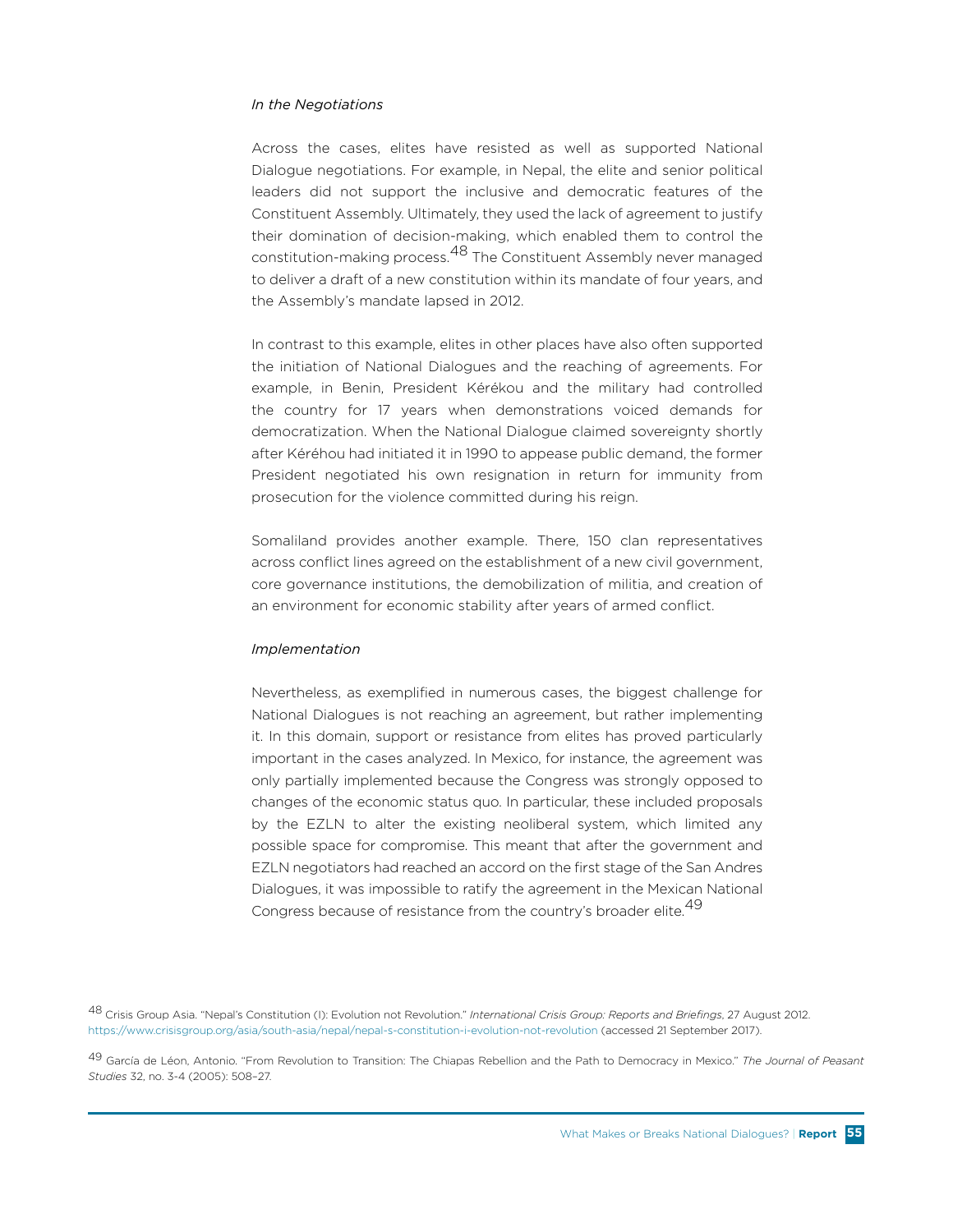*In the Negotiations*

Across the cases, elites have resisted as well as supported National Dialogue negotiations. For example, in Nepal, the elite and senior political leaders did not support the inclusive and democratic features of the Constituent Assembly. Ultimately, they used the lack of agreement to justify their domination of decision-making, which enabled them to control the constitution-making process.[48] The Constituent Assembly never managed to deliver a draft of a new constitution within its mandate of four years, and the Assembly's mandate lapsed in 2012.

In contrast to this example, elites in other places have also often supported the initiation of National Dialogues and the reaching of agreements. For example, in Benin, President Kérékou and the military had controlled the country for 17 years when demonstrations voiced demands for democratization. When the National Dialogue claimed sovereignty shortly after Kéréhou had initiated it in 1990 to appease public demand, the former President negotiated his own resignation in return for immunity from prosecution for the violence committed during his reign.

Somaliland provides another example. There, 150 clan representatives across conflict lines agreed on the establishment of a new civil government, core governance institutions, the demobilization of militia, and creation of an environment for economic stability after years of armed conflict.

*Implementation*

Nevertheless, as exemplified in numerous cases, the biggest challenge for National Dialogues is not reaching an agreement, but rather implementing it. In this domain, support or resistance from elites has proved particularly important in the cases analyzed. In Mexico, for instance, the agreement was only partially implemented because the Congress was strongly opposed to changes of the economic status quo. In particular, these included proposals by the EZLN to alter the existing neoliberal system, which limited any possible space for compromise. This meant that after the government and EZLN negotiators had reached an accord on the first stage of the San Andres Dialogues, it was impossible to ratify the agreement in the Mexican National Congress because of resistance from the country's broader elite.[49]

[48] Crisis Group Asia. "Nepal's Constitution (I): Evolution not Revolution." *International Crisis Group: Reports and Briefings*, 27 August 2012. https://www.crisisgroup.org/asia/south-asia/nepal/nepal-s-constitution-i-evolution-not-revolution (accessed 21 September 2017).

[49] García de Léon, Antonio. "From Revolution to Transition: The Chiapas Rebellion and the Path to Democracy in Mexico." *The Journal of Peasant Studies* 32, no. 3-4 (2005): 508–27.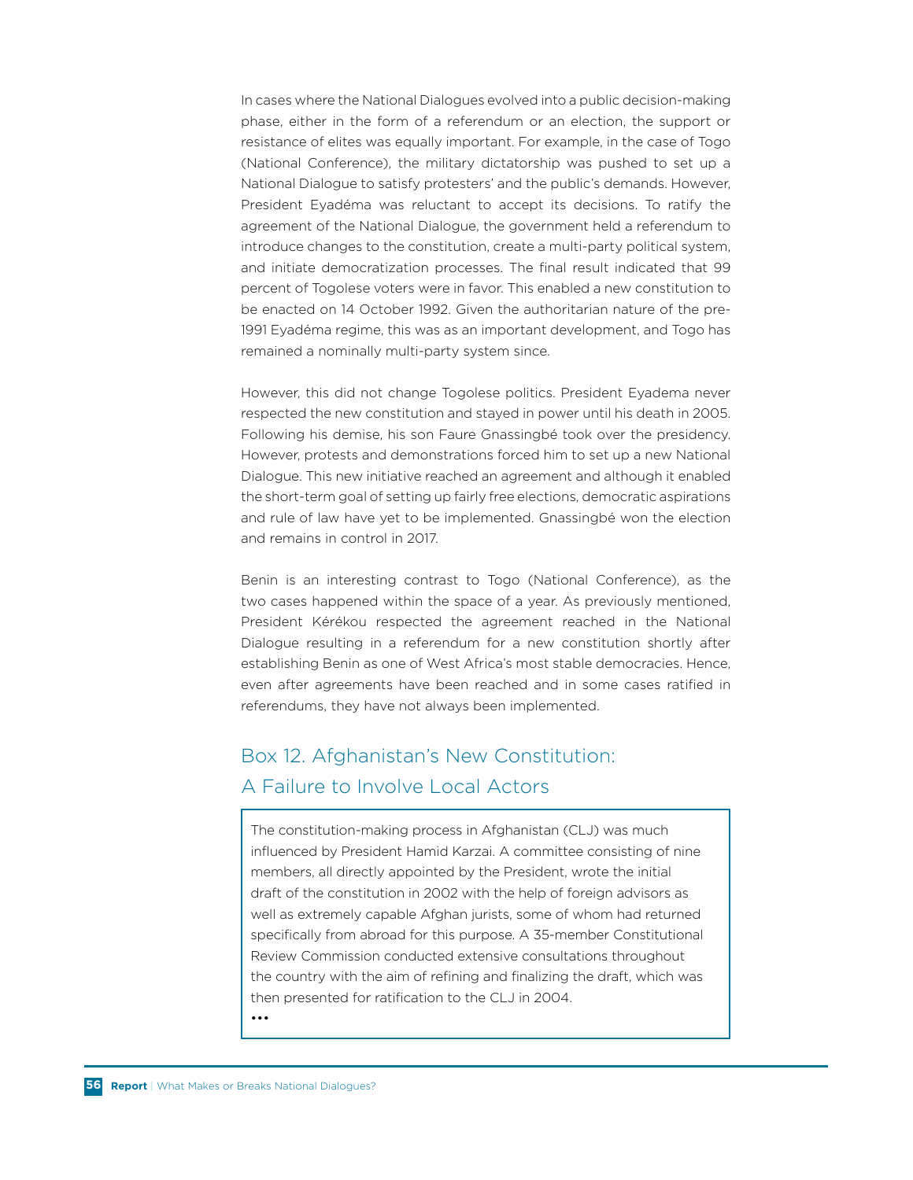In cases where the National Dialogues evolved into a public decision-making phase, either in the form of a referendum or an election, the support or resistance of elites was equally important. For example, in the case of Togo (National Conference), the military dictatorship was pushed to set up a National Dialogue to satisfy protesters' and the public's demands. However, President Eyadéma was reluctant to accept its decisions. To ratify the agreement of the National Dialogue, the government held a referendum to introduce changes to the constitution, create a multi-party political system, and initiate democratization processes. The final result indicated that 99 percent of Togolese voters were in favor. This enabled a new constitution to be enacted on 14 October 1992. Given the authoritarian nature of the pre-1991 Eyadéma regime, this was as an important development, and Togo has remained a nominally multi-party system since.

However, this did not change Togolese politics. President Eyadema never respected the new constitution and stayed in power until his death in 2005. Following his demise, his son Faure Gnassingbé took over the presidency. However, protests and demonstrations forced him to set up a new National Dialogue. This new initiative reached an agreement and although it enabled the short-term goal of setting up fairly free elections, democratic aspirations and rule of law have yet to be implemented. Gnassingbé won the election and remains in control in 2017.

Benin is an interesting contrast to Togo (National Conference), as the two cases happened within the space of a year. As previously mentioned, President Kérékou respected the agreement reached in the National Dialogue resulting in a referendum for a new constitution shortly after establishing Benin as one of West Africa's most stable democracies. Hence, even after agreements have been reached and in some cases ratified in referendums, they have not always been implemented.

## Box 12. Afghanistan's New Constitution: A Failure to Involve Local Actors

The constitution-making process in Afghanistan (CLJ) was much influenced by President Hamid Karzai. A committee consisting of nine members, all directly appointed by the President, wrote the initial draft of the constitution in 2002 with the help of foreign advisors as well as extremely capable Afghan jurists, some of whom had returned specifically from abroad for this purpose. A 35-member Constitutional Review Commission conducted extensive consultations throughout the country with the aim of refining and finalizing the draft, which was then presented for ratification to the CLJ in 2004.

...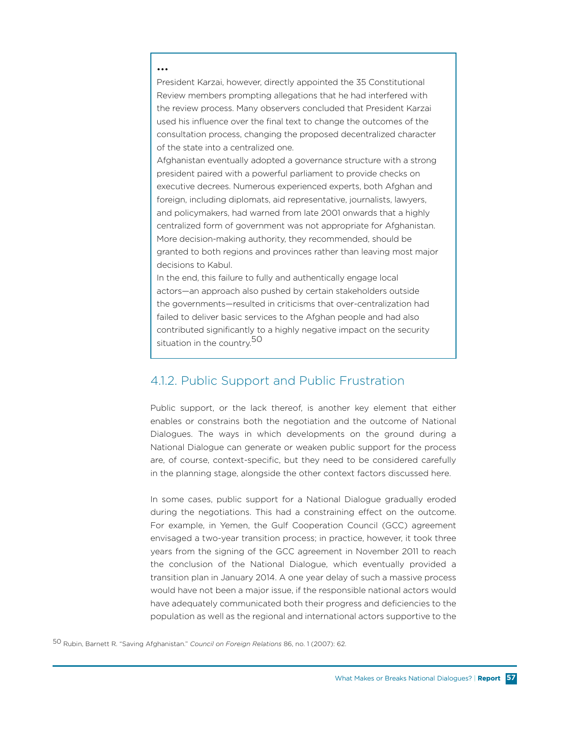...

President Karzai, however, directly appointed the 35 Constitutional Review members prompting allegations that he had interfered with the review process. Many observers concluded that President Karzai used his influence over the final text to change the outcomes of the consultation process, changing the proposed decentralized character of the state into a centralized one.

Afghanistan eventually adopted a governance structure with a strong president paired with a powerful parliament to provide checks on executive decrees. Numerous experienced experts, both Afghan and foreign, including diplomats, aid representative, journalists, lawyers, and policymakers, had warned from late 2001 onwards that a highly centralized form of government was not appropriate for Afghanistan. More decision-making authority, they recommended, should be granted to both regions and provinces rather than leaving most major decisions to Kabul.

In the end, this failure to fully and authentically engage local actors—an approach also pushed by certain stakeholders outside the governments—resulted in criticisms that over-centralization had failed to deliver basic services to the Afghan people and had also contributed significantly to a highly negative impact on the security situation in the country.[50]

## 4.1.2. Public Support and Public Frustration

Public support, or the lack thereof, is another key element that either enables or constrains both the negotiation and the outcome of National Dialogues. The ways in which developments on the ground during a National Dialogue can generate or weaken public support for the process are, of course, context-specific, but they need to be considered carefully in the planning stage, alongside the other context factors discussed here.

In some cases, public support for a National Dialogue gradually eroded during the negotiations. This had a constraining effect on the outcome. For example, in Yemen, the Gulf Cooperation Council (GCC) agreement envisaged a two-year transition process; in practice, however, it took three years from the signing of the GCC agreement in November 2011 to reach the conclusion of the National Dialogue, which eventually provided a transition plan in January 2014. A one year delay of such a massive process would have not been a major issue, if the responsible national actors would have adequately communicated both their progress and deficiencies to the population as well as the regional and international actors supportive to the

[50] Rubin, Barnett R. "Saving Afghanistan." *Council on Foreign Relations* 86, no. 1 (2007): 62.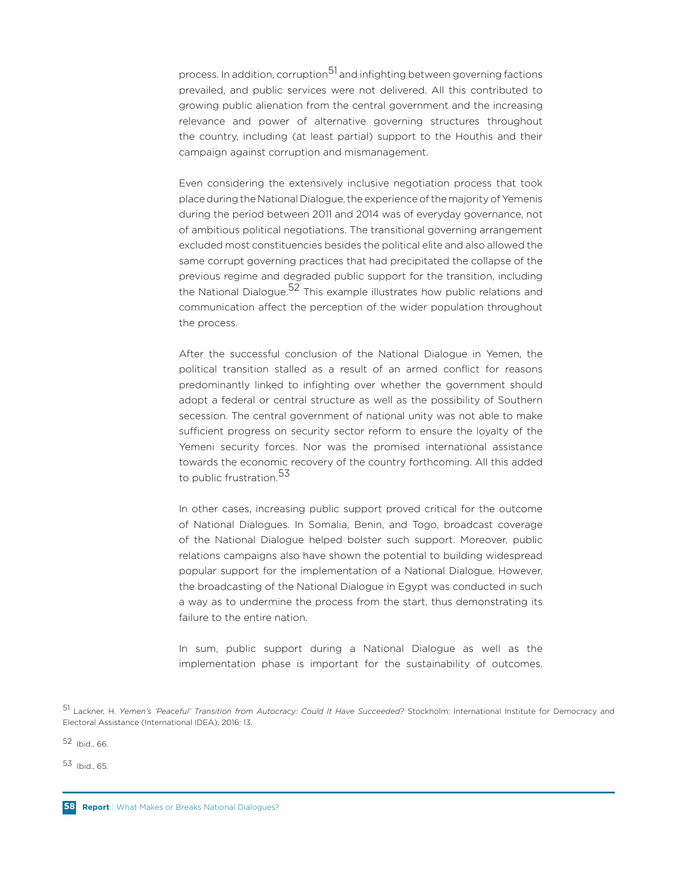process. In addition, corruption[51] and infighting between governing factions prevailed, and public services were not delivered. All this contributed to growing public alienation from the central government and the increasing relevance and power of alternative governing structures throughout the country, including (at least partial) support to the Houthis and their campaign against corruption and mismanagement.

Even considering the extensively inclusive negotiation process that took place during the National Dialogue, the experience of the majority of Yemenis during the period between 2011 and 2014 was of everyday governance, not of ambitious political negotiations. The transitional governing arrangement excluded most constituencies besides the political elite and also allowed the same corrupt governing practices that had precipitated the collapse of the previous regime and degraded public support for the transition, including the National Dialogue.[52] This example illustrates how public relations and communication affect the perception of the wider population throughout the process.

After the successful conclusion of the National Dialogue in Yemen, the political transition stalled as a result of an armed conflict for reasons predominantly linked to infighting over whether the government should adopt a federal or central structure as well as the possibility of Southern secession. The central government of national unity was not able to make sufficient progress on security sector reform to ensure the loyalty of the Yemeni security forces. Nor was the promised international assistance towards the economic recovery of the country forthcoming. All this added to public frustration.[53]

In other cases, increasing public support proved critical for the outcome of National Dialogues. In Somalia, Benin, and Togo, broadcast coverage of the National Dialogue helped bolster such support. Moreover, public relations campaigns also have shown the potential to building widespread popular support for the implementation of a National Dialogue. However, the broadcasting of the National Dialogue in Egypt was conducted in such a way as to undermine the process from the start, thus demonstrating its failure to the entire nation.

In sum, public support during a National Dialogue as well as the implementation phase is important for the sustainability of outcomes.

[51] Lackner, H. *Yemen's 'Peaceful' Transition from Autocracy: Could It Have Succeeded?* Stockholm: International Institute for Democracy and Electoral Assistance (International IDEA), 2016: 13.

[52] Ibid., 66.

[53] Ibid., 65.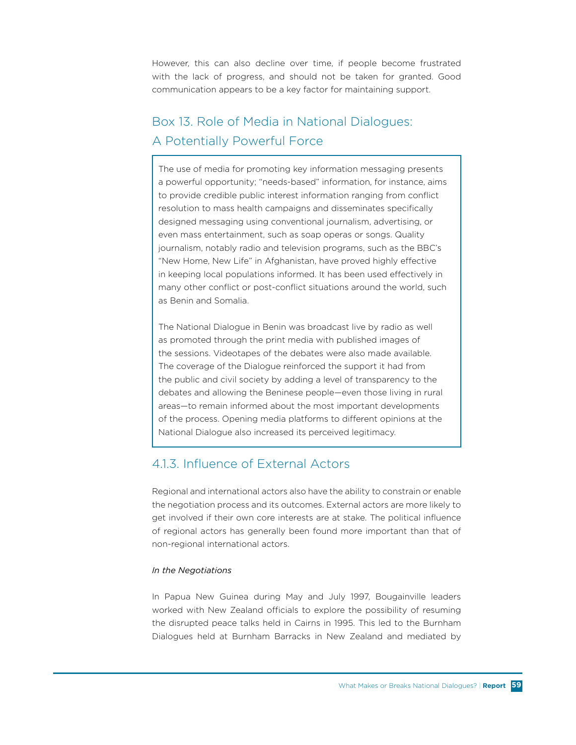However, this can also decline over time, if people become frustrated with the lack of progress, and should not be taken for granted. Good communication appears to be a key factor for maintaining support.

### Box 13. Role of Media in National Dialogues: A Potentially Powerful Force

The use of media for promoting key information messaging presents a powerful opportunity; "needs-based" information, for instance, aims to provide credible public interest information ranging from conflict resolution to mass health campaigns and disseminates specifically designed messaging using conventional journalism, advertising, or even mass entertainment, such as soap operas or songs. Quality journalism, notably radio and television programs, such as the BBC's "New Home, New Life" in Afghanistan, have proved highly effective in keeping local populations informed. It has been used effectively in many other conflict or post-conflict situations around the world, such as Benin and Somalia.

The National Dialogue in Benin was broadcast live by radio as well as promoted through the print media with published images of the sessions. Videotapes of the debates were also made available. The coverage of the Dialogue reinforced the support it had from the public and civil society by adding a level of transparency to the debates and allowing the Beninese people—even those living in rural areas—to remain informed about the most important developments of the process. Opening media platforms to different opinions at the National Dialogue also increased its perceived legitimacy.

### 4.1.3. Influence of External Actors

Regional and international actors also have the ability to constrain or enable the negotiation process and its outcomes. External actors are more likely to get involved if their own core interests are at stake. The political influence of regional actors has generally been found more important than that of non-regional international actors.

*In the Negotiations*

In Papua New Guinea during May and July 1997, Bougainville leaders worked with New Zealand officials to explore the possibility of resuming the disrupted peace talks held in Cairns in 1995. This led to the Burnham Dialogues held at Burnham Barracks in New Zealand and mediated by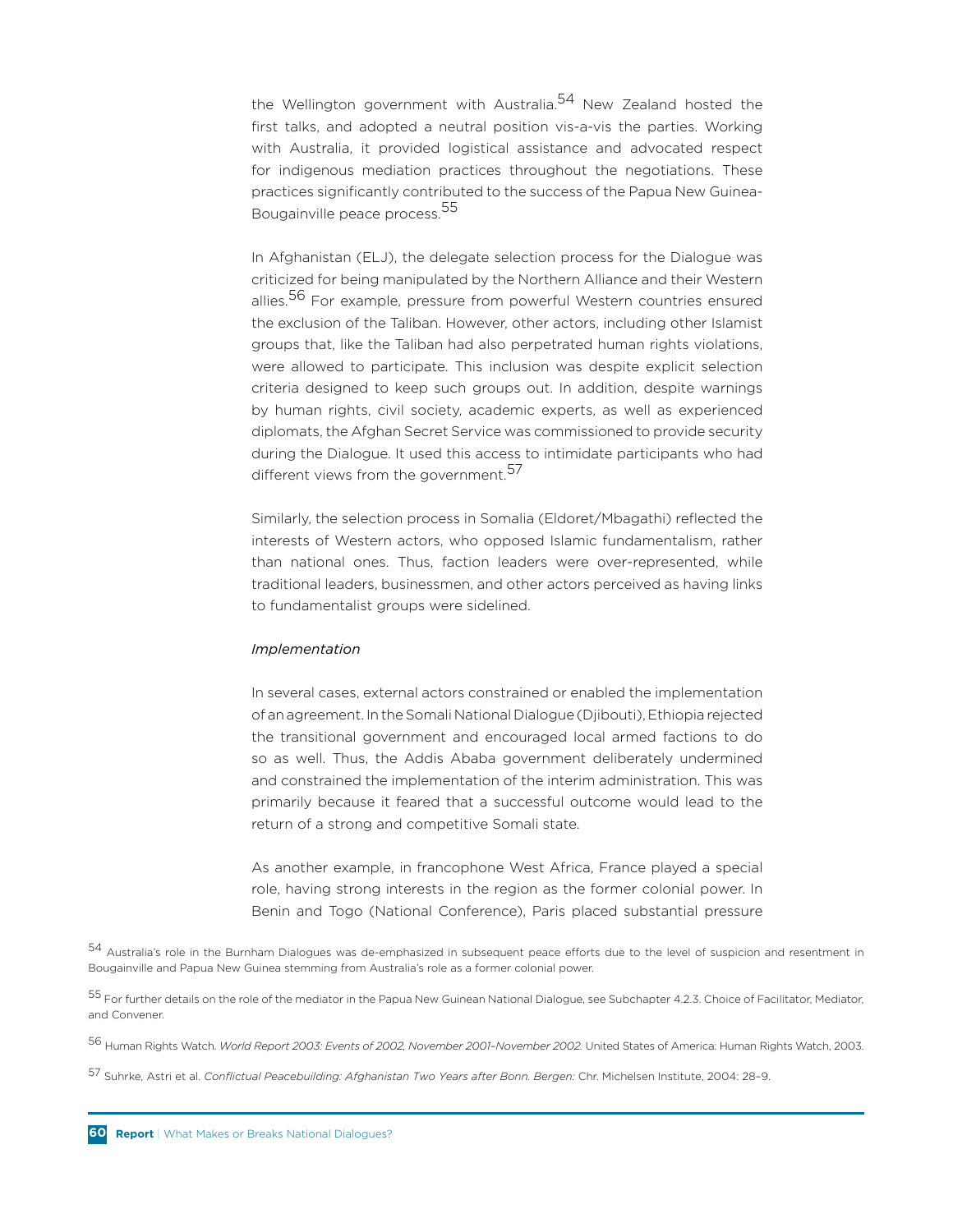the Wellington government with Australia.[54] New Zealand hosted the first talks, and adopted a neutral position vis-a-vis the parties. Working with Australia, it provided logistical assistance and advocated respect for indigenous mediation practices throughout the negotiations. These practices significantly contributed to the success of the Papua New Guinea-Bougainville peace process.[55]

In Afghanistan (ELJ), the delegate selection process for the Dialogue was criticized for being manipulated by the Northern Alliance and their Western allies.[56] For example, pressure from powerful Western countries ensured the exclusion of the Taliban. However, other actors, including other Islamist groups that, like the Taliban had also perpetrated human rights violations, were allowed to participate. This inclusion was despite explicit selection criteria designed to keep such groups out. In addition, despite warnings by human rights, civil society, academic experts, as well as experienced diplomats, the Afghan Secret Service was commissioned to provide security during the Dialogue. It used this access to intimidate participants who had different views from the government.[57]

Similarly, the selection process in Somalia (Eldoret/Mbagathi) reflected the interests of Western actors, who opposed Islamic fundamentalism, rather than national ones. Thus, faction leaders were over-represented, while traditional leaders, businessmen, and other actors perceived as having links to fundamentalist groups were sidelined.

*Implementation*

In several cases, external actors constrained or enabled the implementation of an agreement. In the Somali National Dialogue (Djibouti), Ethiopia rejected the transitional government and encouraged local armed factions to do so as well. Thus, the Addis Ababa government deliberately undermined and constrained the implementation of the interim administration. This was primarily because it feared that a successful outcome would lead to the return of a strong and competitive Somali state.

As another example, in francophone West Africa, France played a special role, having strong interests in the region as the former colonial power. In Benin and Togo (National Conference), Paris placed substantial pressure

[54] Australia's role in the Burnham Dialogues was de-emphasized in subsequent peace efforts due to the level of suspicion and resentment in Bougainville and Papua New Guinea stemming from Australia's role as a former colonial power.

[55] For further details on the role of the mediator in the Papua New Guinean National Dialogue, see Subchapter 4.2.3. Choice of Facilitator, Mediator, and Convener.

[56] Human Rights Watch. *World Report 2003: Events of 2002, November 2001–November 2002.* United States of America: Human Rights Watch, 2003.

[57] Suhrke, Astri et al. *Conflictual Peacebuilding: Afghanistan Two Years after Bonn. Bergen:* Chr. Michelsen Institute, 2004: 28–9.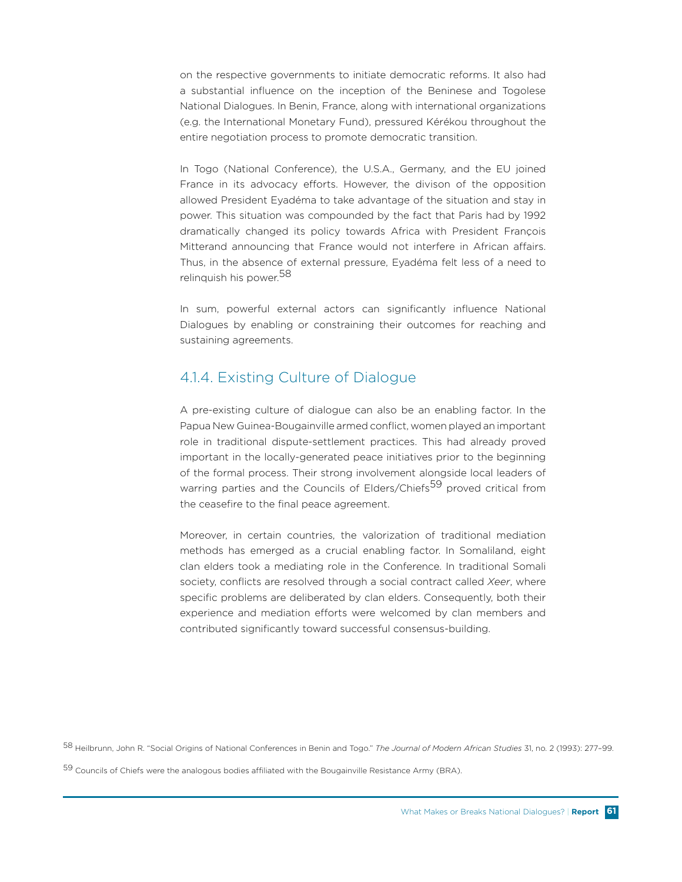on the respective governments to initiate democratic reforms. It also had a substantial influence on the inception of the Beninese and Togolese National Dialogues. In Benin, France, along with international organizations (e.g. the International Monetary Fund), pressured Kérékou throughout the entire negotiation process to promote democratic transition.

In Togo (National Conference), the U.S.A., Germany, and the EU joined France in its advocacy efforts. However, the divison of the opposition allowed President Eyadéma to take advantage of the situation and stay in power. This situation was compounded by the fact that Paris had by 1992 dramatically changed its policy towards Africa with President François Mitterand announcing that France would not interfere in African affairs. Thus, in the absence of external pressure, Eyadéma felt less of a need to relinquish his power.[58]

In sum, powerful external actors can significantly influence National Dialogues by enabling or constraining their outcomes for reaching and sustaining agreements.

### 4.1.4. Existing Culture of Dialogue

A pre-existing culture of dialogue can also be an enabling factor. In the Papua New Guinea-Bougainville armed conflict, women played an important role in traditional dispute-settlement practices. This had already proved important in the locally-generated peace initiatives prior to the beginning of the formal process. Their strong involvement alongside local leaders of warring parties and the Councils of Elders/Chiefs[59] proved critical from the ceasefire to the final peace agreement.

Moreover, in certain countries, the valorization of traditional mediation methods has emerged as a crucial enabling factor. In Somaliland, eight clan elders took a mediating role in the Conference. In traditional Somali society, conflicts are resolved through a social contract called *Xeer*, where specific problems are deliberated by clan elders. Consequently, both their experience and mediation efforts were welcomed by clan members and contributed significantly toward successful consensus-building.

[58] Heilbrunn, John R. "Social Origins of National Conferences in Benin and Togo." *The Journal of Modern African Studies* 31, no. 2 (1993): 277–99.

[59] Councils of Chiefs were the analogous bodies affiliated with the Bougainville Resistance Army (BRA).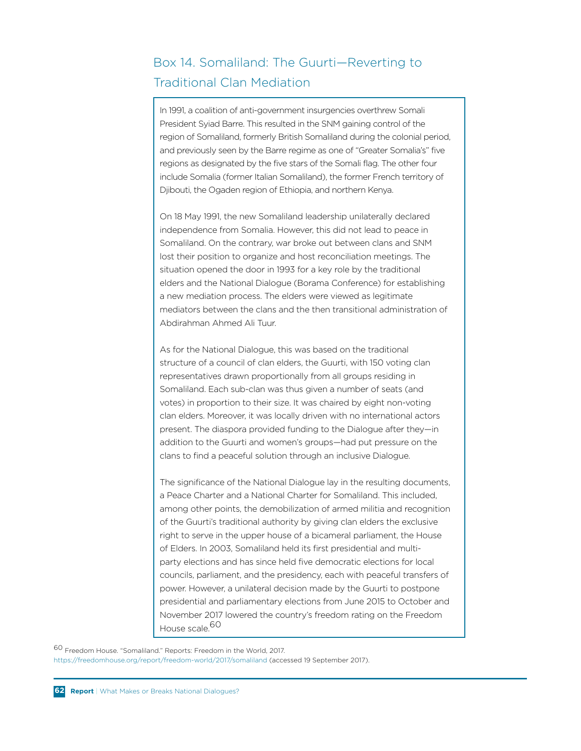## Box 14. Somaliland: The Guurti—Reverting to Traditional Clan Mediation

In 1991, a coalition of anti-government insurgencies overthrew Somali President Syiad Barre. This resulted in the SNM gaining control of the region of Somaliland, formerly British Somaliland during the colonial period, and previously seen by the Barre regime as one of "Greater Somalia's" five regions as designated by the five stars of the Somali flag. The other four include Somalia (former Italian Somaliland), the former French territory of Djibouti, the Ogaden region of Ethiopia, and northern Kenya.

On 18 May 1991, the new Somaliland leadership unilaterally declared independence from Somalia. However, this did not lead to peace in Somaliland. On the contrary, war broke out between clans and SNM lost their position to organize and host reconciliation meetings. The situation opened the door in 1993 for a key role by the traditional elders and the National Dialogue (Borama Conference) for establishing a new mediation process. The elders were viewed as legitimate mediators between the clans and the then transitional administration of Abdirahman Ahmed Ali Tuur.

As for the National Dialogue, this was based on the traditional structure of a council of clan elders, the Guurti, with 150 voting clan representatives drawn proportionally from all groups residing in Somaliland. Each sub-clan was thus given a number of seats (and votes) in proportion to their size. It was chaired by eight non-voting clan elders. Moreover, it was locally driven with no international actors present. The diaspora provided funding to the Dialogue after they—in addition to the Guurti and women's groups—had put pressure on the clans to find a peaceful solution through an inclusive Dialogue.

The significance of the National Dialogue lay in the resulting documents, a Peace Charter and a National Charter for Somaliland. This included, among other points, the demobilization of armed militia and recognition of the Guurti's traditional authority by giving clan elders the exclusive right to serve in the upper house of a bicameral parliament, the House of Elders. In 2003, Somaliland held its first presidential and multi-party elections and has since held five democratic elections for local councils, parliament, and the presidency, each with peaceful transfers of power. However, a unilateral decision made by the Guurti to postpone presidential and parliamentary elections from June 2015 to October and November 2017 lowered the country's freedom rating on the Freedom House scale.[60]

[60] Freedom House. "Somaliland." Reports: Freedom in the World, 2017. https://freedomhouse.org/report/freedom-world/2017/somaliland (accessed 19 September 2017).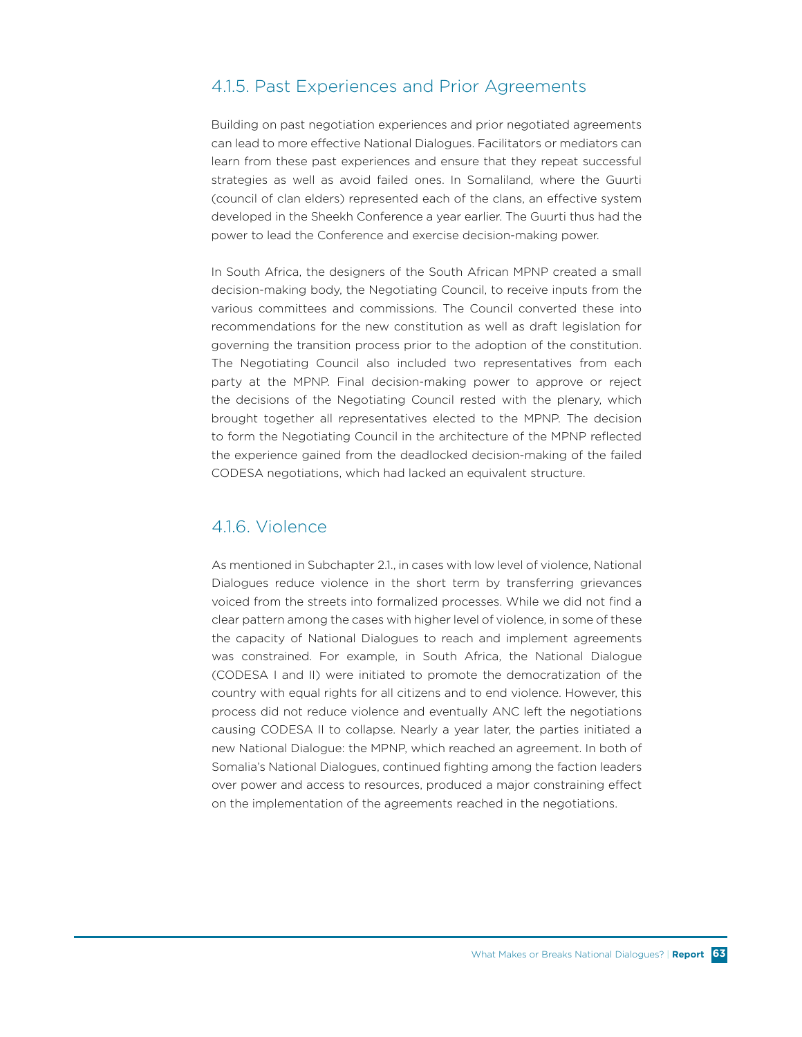### 4.1.5. Past Experiences and Prior Agreements

Building on past negotiation experiences and prior negotiated agreements can lead to more effective National Dialogues. Facilitators or mediators can learn from these past experiences and ensure that they repeat successful strategies as well as avoid failed ones. In Somaliland, where the Guurti (council of clan elders) represented each of the clans, an effective system developed in the Sheekh Conference a year earlier. The Guurti thus had the power to lead the Conference and exercise decision-making power.

In South Africa, the designers of the South African MPNP created a small decision-making body, the Negotiating Council, to receive inputs from the various committees and commissions. The Council converted these into recommendations for the new constitution as well as draft legislation for governing the transition process prior to the adoption of the constitution. The Negotiating Council also included two representatives from each party at the MPNP. Final decision-making power to approve or reject the decisions of the Negotiating Council rested with the plenary, which brought together all representatives elected to the MPNP. The decision to form the Negotiating Council in the architecture of the MPNP reflected the experience gained from the deadlocked decision-making of the failed CODESA negotiations, which had lacked an equivalent structure.

### 4.1.6. Violence

As mentioned in Subchapter 2.1., in cases with low level of violence, National Dialogues reduce violence in the short term by transferring grievances voiced from the streets into formalized processes. While we did not find a clear pattern among the cases with higher level of violence, in some of these the capacity of National Dialogues to reach and implement agreements was constrained. For example, in South Africa, the National Dialogue (CODESA I and II) were initiated to promote the democratization of the country with equal rights for all citizens and to end violence. However, this process did not reduce violence and eventually ANC left the negotiations causing CODESA II to collapse. Nearly a year later, the parties initiated a new National Dialogue: the MPNP, which reached an agreement. In both of Somalia's National Dialogues, continued fighting among the faction leaders over power and access to resources, produced a major constraining effect on the implementation of the agreements reached in the negotiations.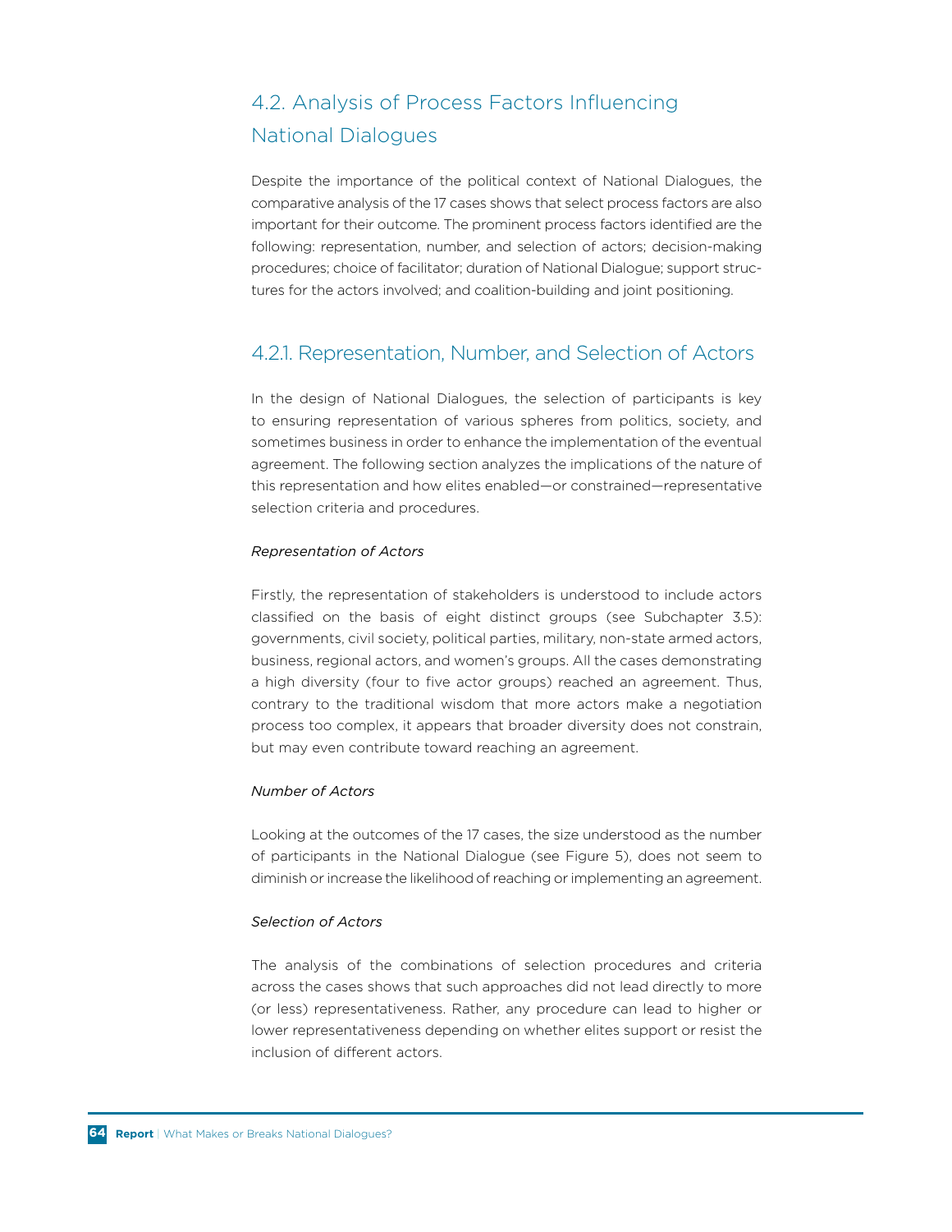## 4.2. Analysis of Process Factors Influencing National Dialogues

Despite the importance of the political context of National Dialogues, the comparative analysis of the 17 cases shows that select process factors are also important for their outcome. The prominent process factors identified are the following: representation, number, and selection of actors; decision-making procedures; choice of facilitator; duration of National Dialogue; support structures for the actors involved; and coalition-building and joint positioning.

### 4.2.1. Representation, Number, and Selection of Actors

In the design of National Dialogues, the selection of participants is key to ensuring representation of various spheres from politics, society, and sometimes business in order to enhance the implementation of the eventual agreement. The following section analyzes the implications of the nature of this representation and how elites enabled—or constrained—representative selection criteria and procedures.

*Representation of Actors*

Firstly, the representation of stakeholders is understood to include actors classified on the basis of eight distinct groups (see Subchapter 3.5): governments, civil society, political parties, military, non-state armed actors, business, regional actors, and women's groups. All the cases demonstrating a high diversity (four to five actor groups) reached an agreement. Thus, contrary to the traditional wisdom that more actors make a negotiation process too complex, it appears that broader diversity does not constrain, but may even contribute toward reaching an agreement.

*Number of Actors*

Looking at the outcomes of the 17 cases, the size understood as the number of participants in the National Dialogue (see Figure 5), does not seem to diminish or increase the likelihood of reaching or implementing an agreement.

*Selection of Actors*

The analysis of the combinations of selection procedures and criteria across the cases shows that such approaches did not lead directly to more (or less) representativeness. Rather, any procedure can lead to higher or lower representativeness depending on whether elites support or resist the inclusion of different actors.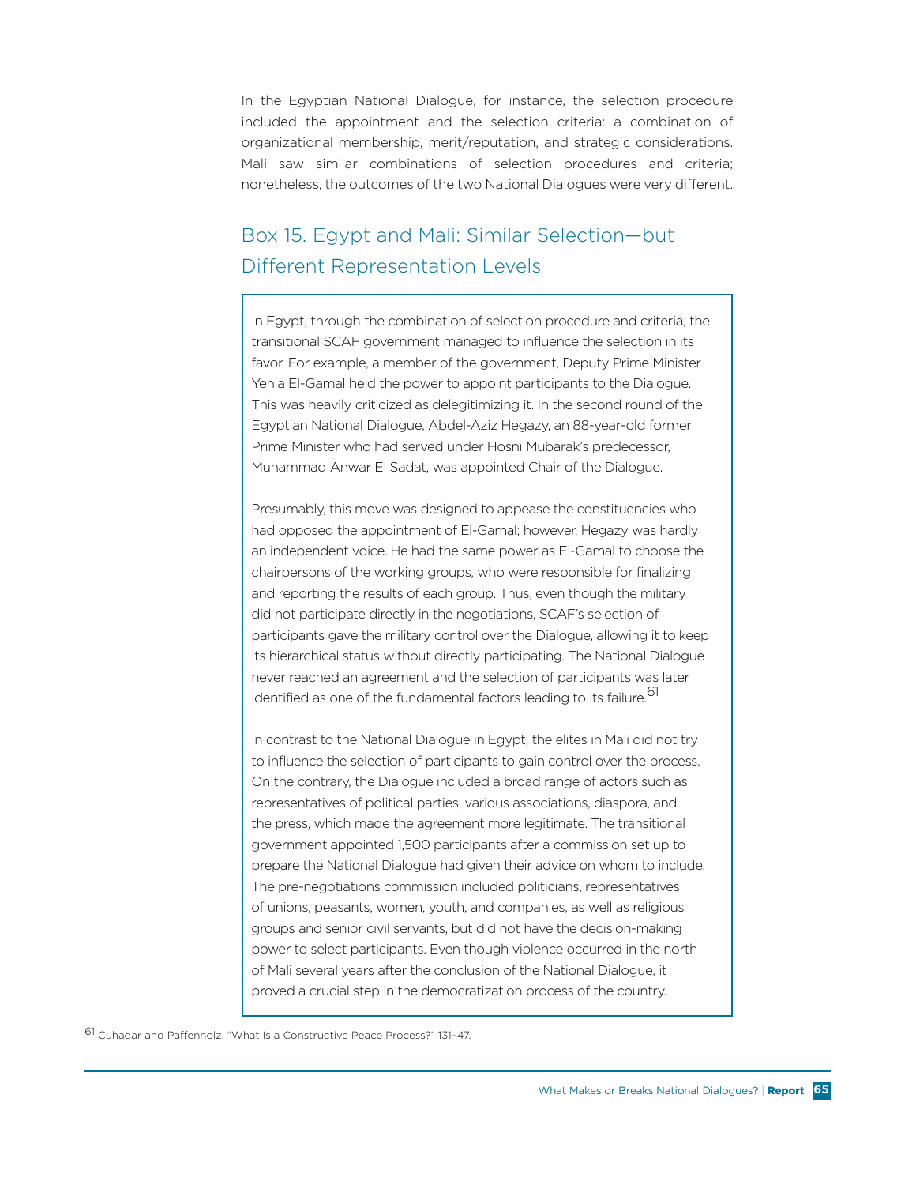In the Egyptian National Dialogue, for instance, the selection procedure included the appointment and the selection criteria: a combination of organizational membership, merit/reputation, and strategic considerations. Mali saw similar combinations of selection procedures and criteria; nonetheless, the outcomes of the two National Dialogues were very different.

## Box 15. Egypt and Mali: Similar Selection—but Different Representation Levels

In Egypt, through the combination of selection procedure and criteria, the transitional SCAF government managed to influence the selection in its favor. For example, a member of the government, Deputy Prime Minister Yehia El-Gamal held the power to appoint participants to the Dialogue. This was heavily criticized as delegitimizing it. In the second round of the Egyptian National Dialogue, Abdel-Aziz Hegazy, an 88-year-old former Prime Minister who had served under Hosni Mubarak's predecessor, Muhammad Anwar El Sadat, was appointed Chair of the Dialogue.

Presumably, this move was designed to appease the constituencies who had opposed the appointment of El-Gamal; however, Hegazy was hardly an independent voice. He had the same power as El-Gamal to choose the chairpersons of the working groups, who were responsible for finalizing and reporting the results of each group. Thus, even though the military did not participate directly in the negotiations, SCAF's selection of participants gave the military control over the Dialogue, allowing it to keep its hierarchical status without directly participating. The National Dialogue never reached an agreement and the selection of participants was later identified as one of the fundamental factors leading to its failure.[61]

In contrast to the National Dialogue in Egypt, the elites in Mali did not try to influence the selection of participants to gain control over the process. On the contrary, the Dialogue included a broad range of actors such as representatives of political parties, various associations, diaspora, and the press, which made the agreement more legitimate. The transitional government appointed 1,500 participants after a commission set up to prepare the National Dialogue had given their advice on whom to include. The pre-negotiations commission included politicians, representatives of unions, peasants, women, youth, and companies, as well as religious groups and senior civil servants, but did not have the decision-making power to select participants. Even though violence occurred in the north of Mali several years after the conclusion of the National Dialogue, it proved a crucial step in the democratization process of the country.

[61] Cuhadar and Paffenholz. "What Is a Constructive Peace Process?" 131–47.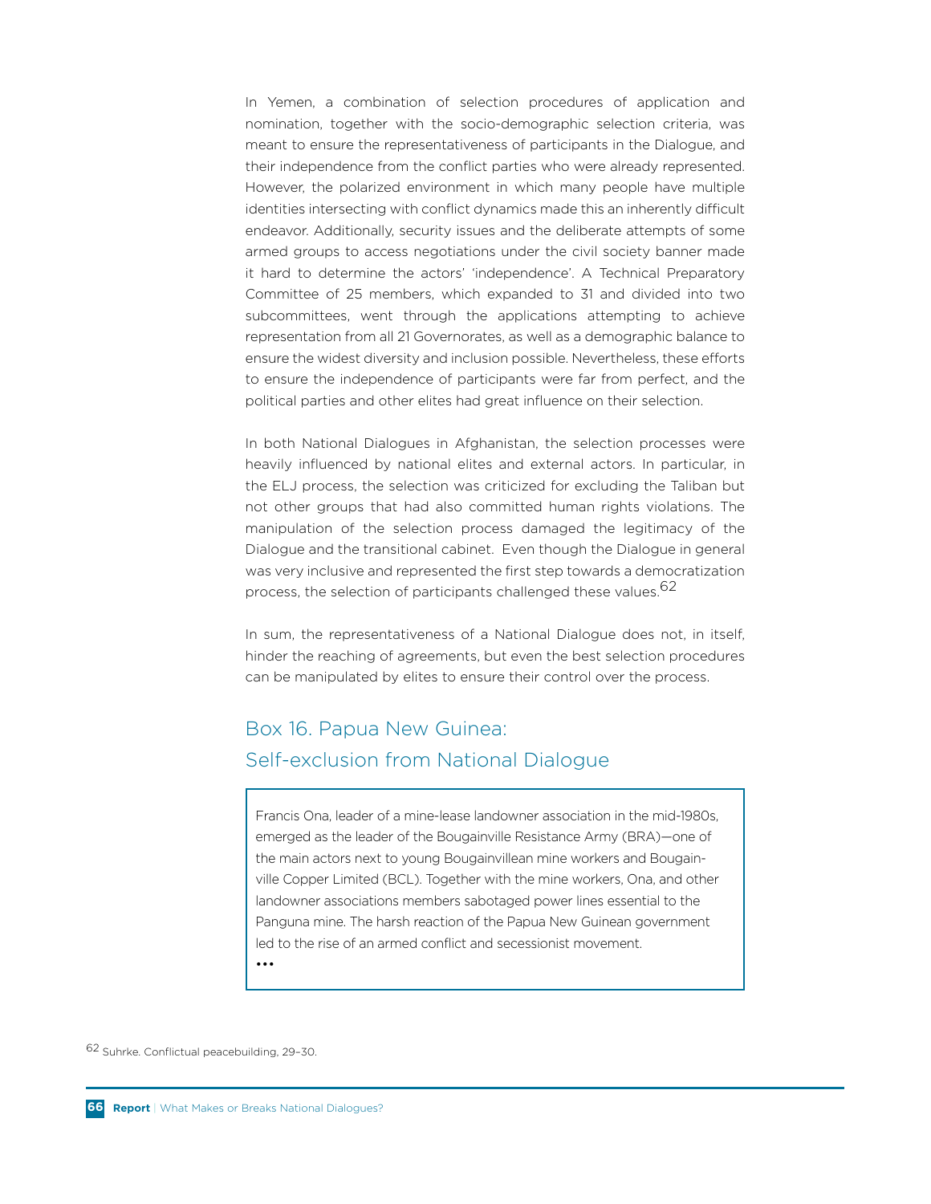In Yemen, a combination of selection procedures of application and nomination, together with the socio-demographic selection criteria, was meant to ensure the representativeness of participants in the Dialogue, and their independence from the conflict parties who were already represented. However, the polarized environment in which many people have multiple identities intersecting with conflict dynamics made this an inherently difficult endeavor. Additionally, security issues and the deliberate attempts of some armed groups to access negotiations under the civil society banner made it hard to determine the actors' 'independence'. A Technical Preparatory Committee of 25 members, which expanded to 31 and divided into two subcommittees, went through the applications attempting to achieve representation from all 21 Governorates, as well as a demographic balance to ensure the widest diversity and inclusion possible. Nevertheless, these efforts to ensure the independence of participants were far from perfect, and the political parties and other elites had great influence on their selection.

In both National Dialogues in Afghanistan, the selection processes were heavily influenced by national elites and external actors. In particular, in the ELJ process, the selection was criticized for excluding the Taliban but not other groups that had also committed human rights violations. The manipulation of the selection process damaged the legitimacy of the Dialogue and the transitional cabinet. Even though the Dialogue in general was very inclusive and represented the first step towards a democratization process, the selection of participants challenged these values.[62]

In sum, the representativeness of a National Dialogue does not, in itself, hinder the reaching of agreements, but even the best selection procedures can be manipulated by elites to ensure their control over the process.

### Box 16. Papua New Guinea: Self-exclusion from National Dialogue

Francis Ona, leader of a mine-lease landowner association in the mid-1980s, emerged as the leader of the Bougainville Resistance Army (BRA)—one of the main actors next to young Bougainvillean mine workers and Bougainville Copper Limited (BCL). Together with the mine workers, Ona, and other landowner associations members sabotaged power lines essential to the Panguna mine. The harsh reaction of the Papua New Guinean government led to the rise of an armed conflict and secessionist movement.

...

[62] Suhrke. Conflictual peacebuilding, 29–30.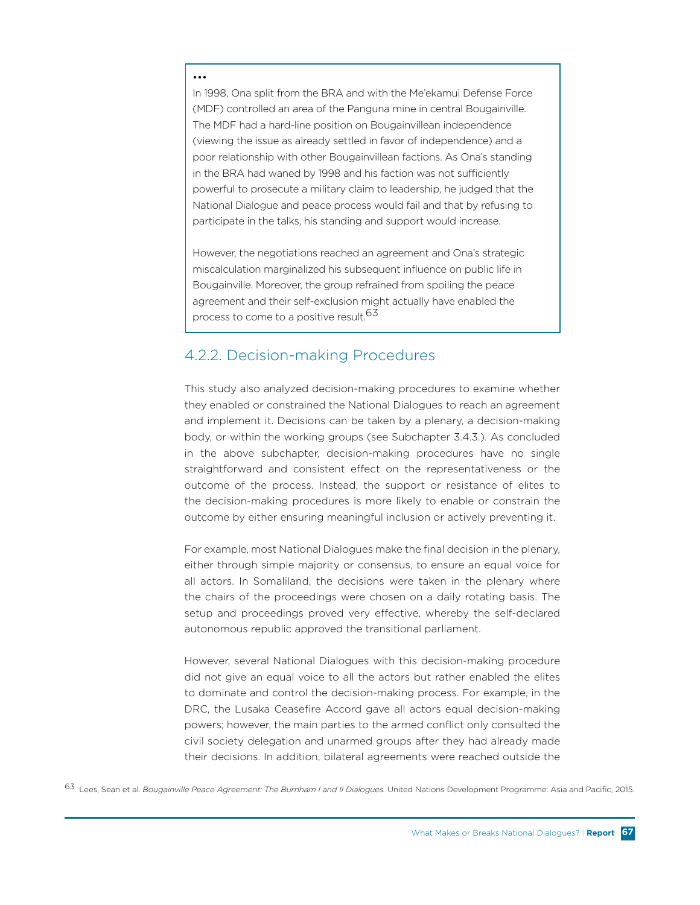...

In 1998, Ona split from the BRA and with the Me'ekamui Defense Force (MDF) controlled an area of the Panguna mine in central Bougainville. The MDF had a hard-line position on Bougainvillean independence (viewing the issue as already settled in favor of independence) and a poor relationship with other Bougainvillean factions. As Ona's standing in the BRA had waned by 1998 and his faction was not sufficiently powerful to prosecute a military claim to leadership, he judged that the National Dialogue and peace process would fail and that by refusing to participate in the talks, his standing and support would increase.

However, the negotiations reached an agreement and Ona's strategic miscalculation marginalized his subsequent influence on public life in Bougainville. Moreover, the group refrained from spoiling the peace agreement and their self-exclusion might actually have enabled the process to come to a positive result.[63]

### 4.2.2. Decision-making Procedures

This study also analyzed decision-making procedures to examine whether they enabled or constrained the National Dialogues to reach an agreement and implement it. Decisions can be taken by a plenary, a decision-making body, or within the working groups (see Subchapter 3.4.3.). As concluded in the above subchapter, decision-making procedures have no single straightforward and consistent effect on the representativeness or the outcome of the process. Instead, the support or resistance of elites to the decision-making procedures is more likely to enable or constrain the outcome by either ensuring meaningful inclusion or actively preventing it.

For example, most National Dialogues make the final decision in the plenary, either through simple majority or consensus, to ensure an equal voice for all actors. In Somaliland, the decisions were taken in the plenary where the chairs of the proceedings were chosen on a daily rotating basis. The setup and proceedings proved very effective, whereby the self-declared autonomous republic approved the transitional parliament.

However, several National Dialogues with this decision-making procedure did not give an equal voice to all the actors but rather enabled the elites to dominate and control the decision-making process. For example, in the DRC, the Lusaka Ceasefire Accord gave all actors equal decision-making powers; however, the main parties to the armed conflict only consulted the civil society delegation and unarmed groups after they had already made their decisions. In addition, bilateral agreements were reached outside the

[63] Lees, Sean et al. *Bougainville Peace Agreement: The Burnham I and II Dialogues.* United Nations Development Programme: Asia and Pacific, 2015.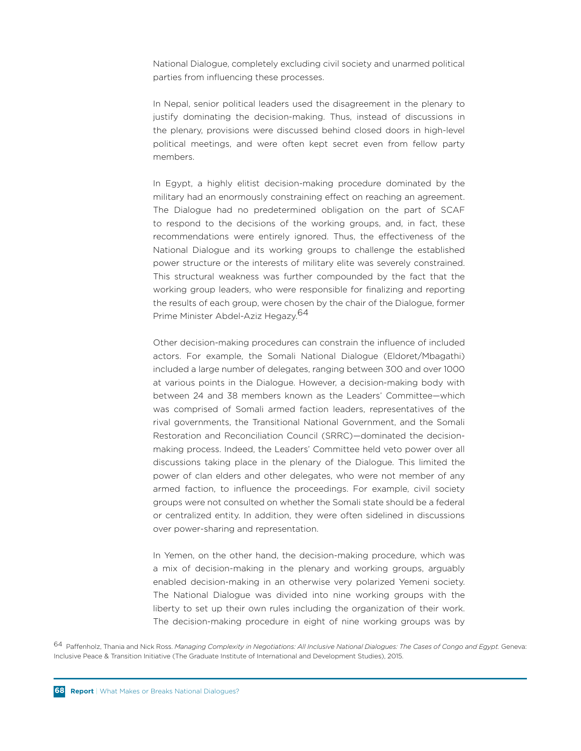National Dialogue, completely excluding civil society and unarmed political parties from influencing these processes.

In Nepal, senior political leaders used the disagreement in the plenary to justify dominating the decision-making. Thus, instead of discussions in the plenary, provisions were discussed behind closed doors in high-level political meetings, and were often kept secret even from fellow party members.

In Egypt, a highly elitist decision-making procedure dominated by the military had an enormously constraining effect on reaching an agreement. The Dialogue had no predetermined obligation on the part of SCAF to respond to the decisions of the working groups, and, in fact, these recommendations were entirely ignored. Thus, the effectiveness of the National Dialogue and its working groups to challenge the established power structure or the interests of military elite was severely constrained. This structural weakness was further compounded by the fact that the working group leaders, who were responsible for finalizing and reporting the results of each group, were chosen by the chair of the Dialogue, former Prime Minister Abdel-Aziz Hegazy.[64]

Other decision-making procedures can constrain the influence of included actors. For example, the Somali National Dialogue (Eldoret/Mbagathi) included a large number of delegates, ranging between 300 and over 1000 at various points in the Dialogue. However, a decision-making body with between 24 and 38 members known as the Leaders' Committee—which was comprised of Somali armed faction leaders, representatives of the rival governments, the Transitional National Government, and the Somali Restoration and Reconciliation Council (SRRC)—dominated the decision-making process. Indeed, the Leaders' Committee held veto power over all discussions taking place in the plenary of the Dialogue. This limited the power of clan elders and other delegates, who were not member of any armed faction, to influence the proceedings. For example, civil society groups were not consulted on whether the Somali state should be a federal or centralized entity. In addition, they were often sidelined in discussions over power-sharing and representation.

In Yemen, on the other hand, the decision-making procedure, which was a mix of decision-making in the plenary and working groups, arguably enabled decision-making in an otherwise very polarized Yemeni society. The National Dialogue was divided into nine working groups with the liberty to set up their own rules including the organization of their work. The decision-making procedure in eight of nine working groups was by

[64] Paffenholz, Thania and Nick Ross. *Managing Complexity in Negotiations: All Inclusive National Dialogues: The Cases of Congo and Egypt.* Geneva: Inclusive Peace & Transition Initiative (The Graduate Institute of International and Development Studies), 2015.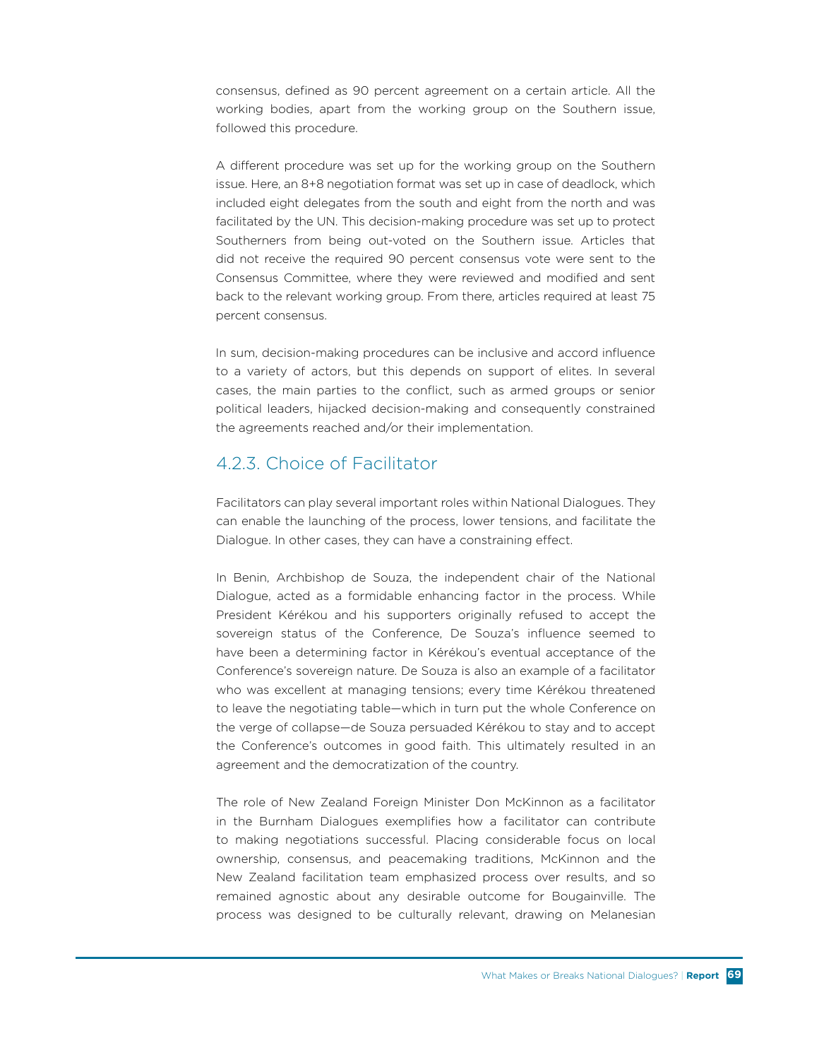consensus, defined as 90 percent agreement on a certain article. All the working bodies, apart from the working group on the Southern issue, followed this procedure.

A different procedure was set up for the working group on the Southern issue. Here, an 8+8 negotiation format was set up in case of deadlock, which included eight delegates from the south and eight from the north and was facilitated by the UN. This decision-making procedure was set up to protect Southerners from being out-voted on the Southern issue. Articles that did not receive the required 90 percent consensus vote were sent to the Consensus Committee, where they were reviewed and modified and sent back to the relevant working group. From there, articles required at least 75 percent consensus.

In sum, decision-making procedures can be inclusive and accord influence to a variety of actors, but this depends on support of elites. In several cases, the main parties to the conflict, such as armed groups or senior political leaders, hijacked decision-making and consequently constrained the agreements reached and/or their implementation.

### 4.2.3. Choice of Facilitator

Facilitators can play several important roles within National Dialogues. They can enable the launching of the process, lower tensions, and facilitate the Dialogue. In other cases, they can have a constraining effect.

In Benin, Archbishop de Souza, the independent chair of the National Dialogue, acted as a formidable enhancing factor in the process. While President Kérékou and his supporters originally refused to accept the sovereign status of the Conference, De Souza's influence seemed to have been a determining factor in Kérékou's eventual acceptance of the Conference's sovereign nature. De Souza is also an example of a facilitator who was excellent at managing tensions; every time Kérékou threatened to leave the negotiating table—which in turn put the whole Conference on the verge of collapse—de Souza persuaded Kérékou to stay and to accept the Conference's outcomes in good faith. This ultimately resulted in an agreement and the democratization of the country.

The role of New Zealand Foreign Minister Don McKinnon as a facilitator in the Burnham Dialogues exemplifies how a facilitator can contribute to making negotiations successful. Placing considerable focus on local ownership, consensus, and peacemaking traditions, McKinnon and the New Zealand facilitation team emphasized process over results, and so remained agnostic about any desirable outcome for Bougainville. The process was designed to be culturally relevant, drawing on Melanesian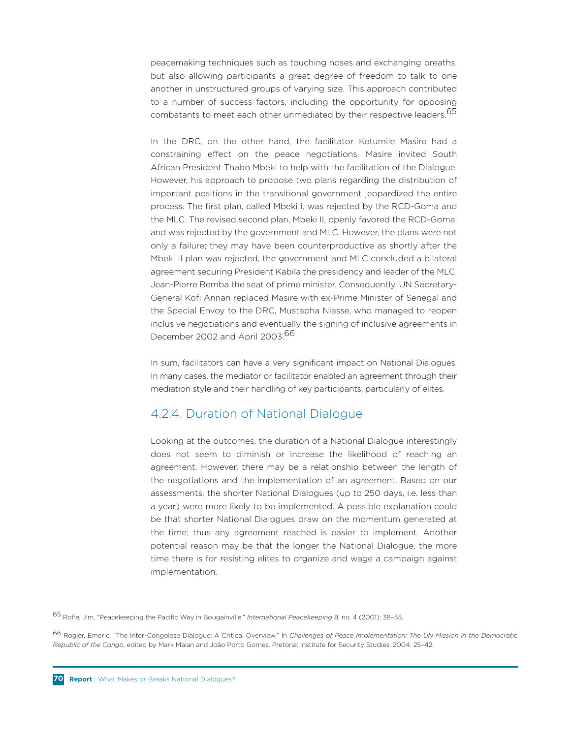peacemaking techniques such as touching noses and exchanging breaths, but also allowing participants a great degree of freedom to talk to one another in unstructured groups of varying size. This approach contributed to a number of success factors, including the opportunity for opposing combatants to meet each other unmediated by their respective leaders.[65]

In the DRC, on the other hand, the facilitator Ketumile Masire had a constraining effect on the peace negotiations. Masire invited South African President Thabo Mbeki to help with the facilitation of the Dialogue. However, his approach to propose two plans regarding the distribution of important positions in the transitional government jeopardized the entire process. The first plan, called Mbeki I, was rejected by the RCD-Goma and the MLC. The revised second plan, Mbeki II, openly favored the RCD-Goma, and was rejected by the government and MLC. However, the plans were not only a failure; they may have been counterproductive as shortly after the Mbeki II plan was rejected, the government and MLC concluded a bilateral agreement securing President Kabila the presidency and leader of the MLC, Jean-Pierre Bemba the seat of prime minister. Consequently, UN Secretary-General Kofi Annan replaced Masire with ex-Prime Minister of Senegal and the Special Envoy to the DRC, Mustapha Niasse, who managed to reopen inclusive negotiations and eventually the signing of inclusive agreements in December 2002 and April 2003.[66]

In sum, facilitators can have a very significant impact on National Dialogues. In many cases, the mediator or facilitator enabled an agreement through their mediation style and their handling of key participants, particularly of elites.

### 4.2.4. Duration of National Dialogue

Looking at the outcomes, the duration of a National Dialogue interestingly does not seem to diminish or increase the likelihood of reaching an agreement. However, there may be a relationship between the length of the negotiations and the implementation of an agreement. Based on our assessments, the shorter National Dialogues (up to 250 days, i.e. less than a year) were more likely to be implemented. A possible explanation could be that shorter National Dialogues draw on the momentum generated at the time; thus any agreement reached is easier to implement. Another potential reason may be that the longer the National Dialogue, the more time there is for resisting elites to organize and wage a campaign against implementation.

[65] Rolfe, Jim. "Peacekeeping the Pacific Way in Bougainville." *International Peacekeeping* 8, no. 4 (2001): 38–55.

[66] Rogier, Emeric. "The Inter-Congolese Dialogue: A Critical Overview." In *Challenges of Peace Implementation: The UN Mission in the Democratic Republic of the Congo*, edited by Mark Malan and João Porto Gomes. Pretoria: Institute for Security Studies, 2004: 25–42.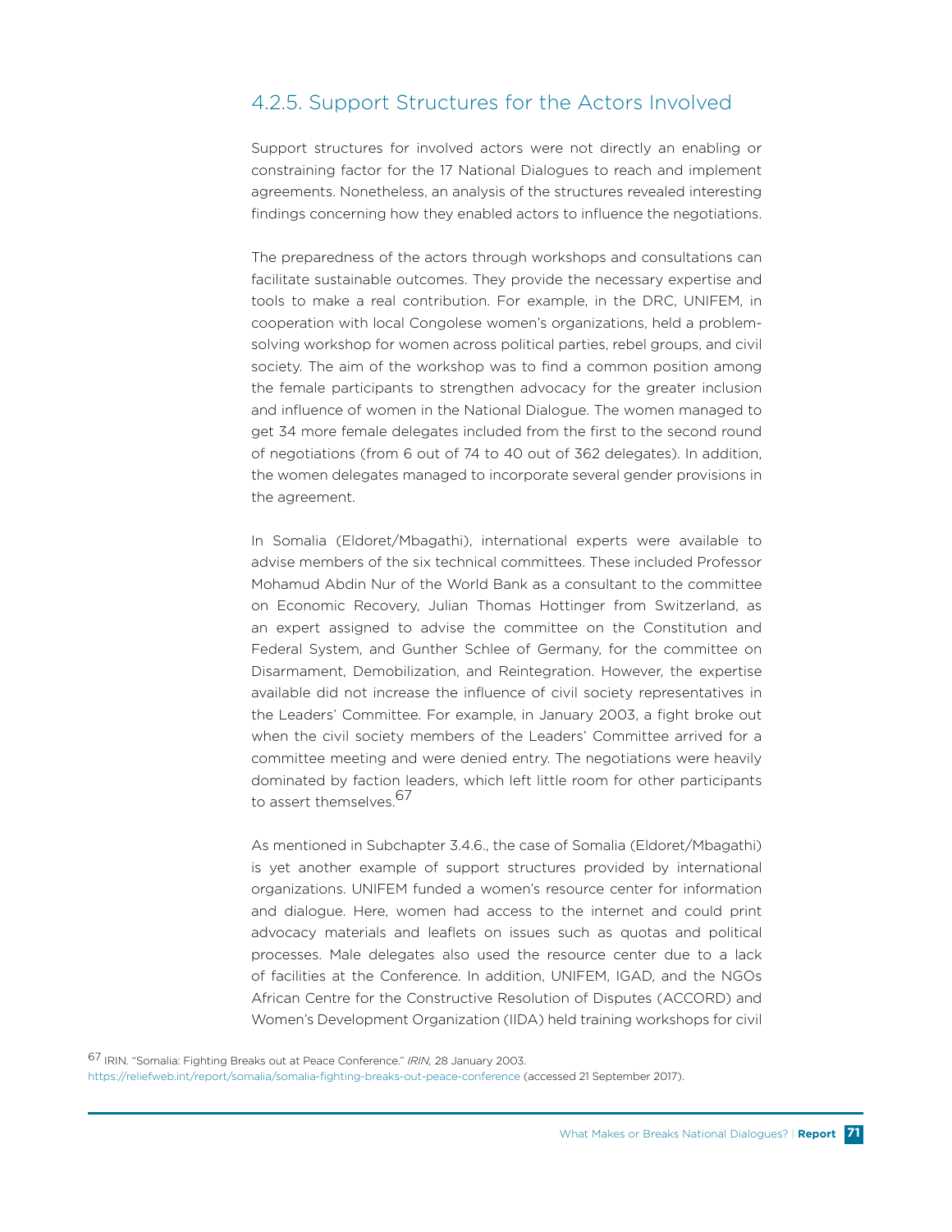### 4.2.5. Support Structures for the Actors Involved

Support structures for involved actors were not directly an enabling or constraining factor for the 17 National Dialogues to reach and implement agreements. Nonetheless, an analysis of the structures revealed interesting findings concerning how they enabled actors to influence the negotiations.

The preparedness of the actors through workshops and consultations can facilitate sustainable outcomes. They provide the necessary expertise and tools to make a real contribution. For example, in the DRC, UNIFEM, in cooperation with local Congolese women's organizations, held a problem-solving workshop for women across political parties, rebel groups, and civil society. The aim of the workshop was to find a common position among the female participants to strengthen advocacy for the greater inclusion and influence of women in the National Dialogue. The women managed to get 34 more female delegates included from the first to the second round of negotiations (from 6 out of 74 to 40 out of 362 delegates). In addition, the women delegates managed to incorporate several gender provisions in the agreement.

In Somalia (Eldoret/Mbagathi), international experts were available to advise members of the six technical committees. These included Professor Mohamud Abdin Nur of the World Bank as a consultant to the committee on Economic Recovery, Julian Thomas Hottinger from Switzerland, as an expert assigned to advise the committee on the Constitution and Federal System, and Gunther Schlee of Germany, for the committee on Disarmament, Demobilization, and Reintegration. However, the expertise available did not increase the influence of civil society representatives in the Leaders' Committee. For example, in January 2003, a fight broke out when the civil society members of the Leaders' Committee arrived for a committee meeting and were denied entry. The negotiations were heavily dominated by faction leaders, which left little room for other participants to assert themselves.[67]

As mentioned in Subchapter 3.4.6., the case of Somalia (Eldoret/Mbagathi) is yet another example of support structures provided by international organizations. UNIFEM funded a women's resource center for information and dialogue. Here, women had access to the internet and could print advocacy materials and leaflets on issues such as quotas and political processes. Male delegates also used the resource center due to a lack of facilities at the Conference. In addition, UNIFEM, IGAD, and the NGOs African Centre for the Constructive Resolution of Disputes (ACCORD) and Women's Development Organization (IIDA) held training workshops for civil

[67] IRIN. "Somalia: Fighting Breaks out at Peace Conference." *IRIN,* 28 January 2003. https://reliefweb.int/report/somalia/somalia-fighting-breaks-out-peace-conference (accessed 21 September 2017).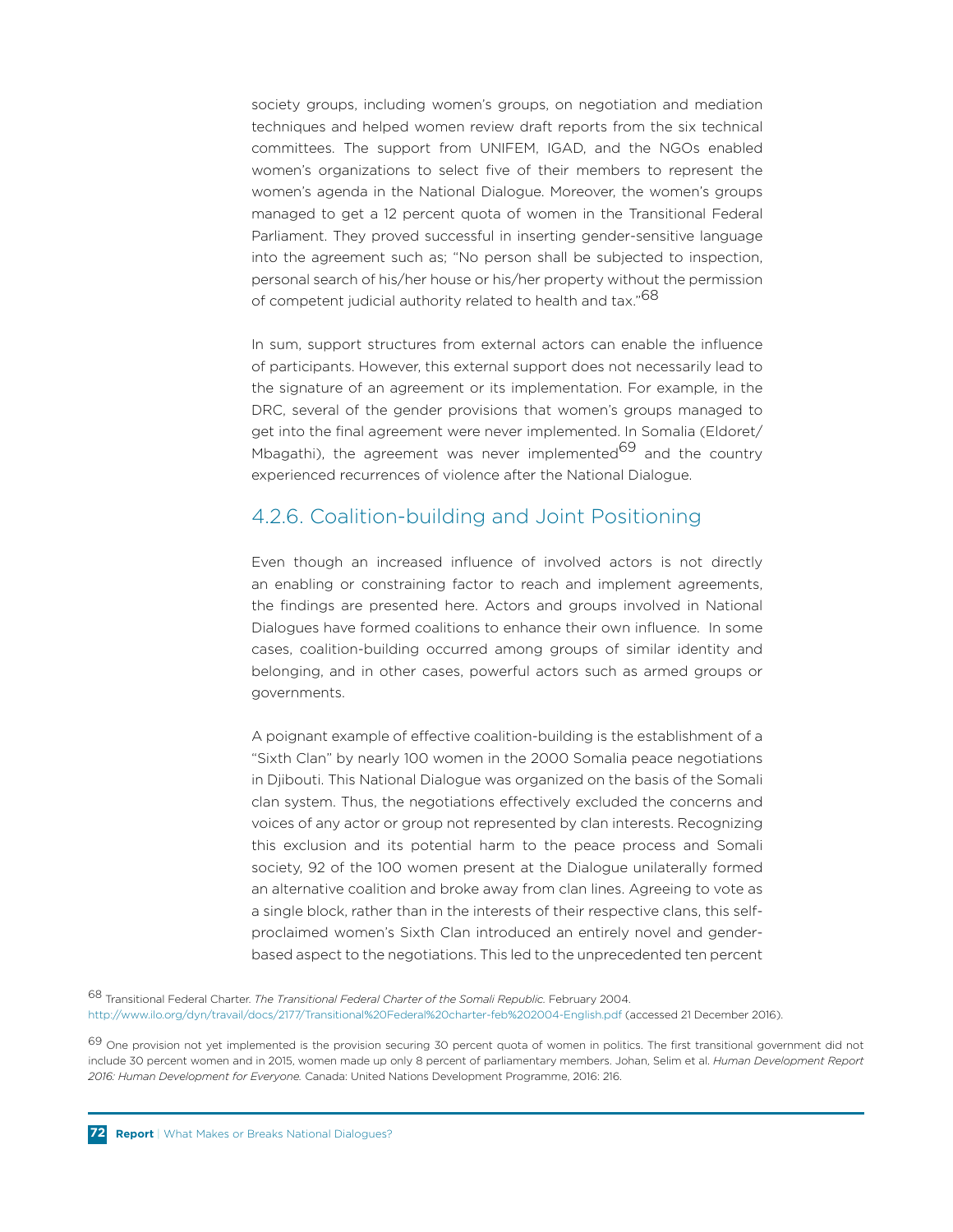society groups, including women's groups, on negotiation and mediation techniques and helped women review draft reports from the six technical committees. The support from UNIFEM, IGAD, and the NGOs enabled women's organizations to select five of their members to represent the women's agenda in the National Dialogue. Moreover, the women's groups managed to get a 12 percent quota of women in the Transitional Federal Parliament. They proved successful in inserting gender-sensitive language into the agreement such as; "No person shall be subjected to inspection, personal search of his/her house or his/her property without the permission of competent judicial authority related to health and tax."[68]

In sum, support structures from external actors can enable the influence of participants. However, this external support does not necessarily lead to the signature of an agreement or its implementation. For example, in the DRC, several of the gender provisions that women's groups managed to get into the final agreement were never implemented. In Somalia (Eldoret/Mbagathi), the agreement was never implemented[69] and the country experienced recurrences of violence after the National Dialogue.

### 4.2.6. Coalition-building and Joint Positioning

Even though an increased influence of involved actors is not directly an enabling or constraining factor to reach and implement agreements, the findings are presented here. Actors and groups involved in National Dialogues have formed coalitions to enhance their own influence. In some cases, coalition-building occurred among groups of similar identity and belonging, and in other cases, powerful actors such as armed groups or governments.

A poignant example of effective coalition-building is the establishment of a "Sixth Clan" by nearly 100 women in the 2000 Somalia peace negotiations in Djibouti. This National Dialogue was organized on the basis of the Somali clan system. Thus, the negotiations effectively excluded the concerns and voices of any actor or group not represented by clan interests. Recognizing this exclusion and its potential harm to the peace process and Somali society, 92 of the 100 women present at the Dialogue unilaterally formed an alternative coalition and broke away from clan lines. Agreeing to vote as a single block, rather than in the interests of their respective clans, this self-proclaimed women's Sixth Clan introduced an entirely novel and gender-based aspect to the negotiations. This led to the unprecedented ten percent

[68] Transitional Federal Charter. *The Transitional Federal Charter of the Somali Republic.* February 2004. http://www.ilo.org/dyn/travail/docs/2177/Transitional%20Federal%20charter-feb%202004-English.pdf (accessed 21 December 2016).

[69] One provision not yet implemented is the provision securing 30 percent quota of women in politics. The first transitional government did not include 30 percent women and in 2015, women made up only 8 percent of parliamentary members. Johan, Selim et al. *Human Development Report 2016: Human Development for Everyone.* Canada: United Nations Development Programme, 2016: 216.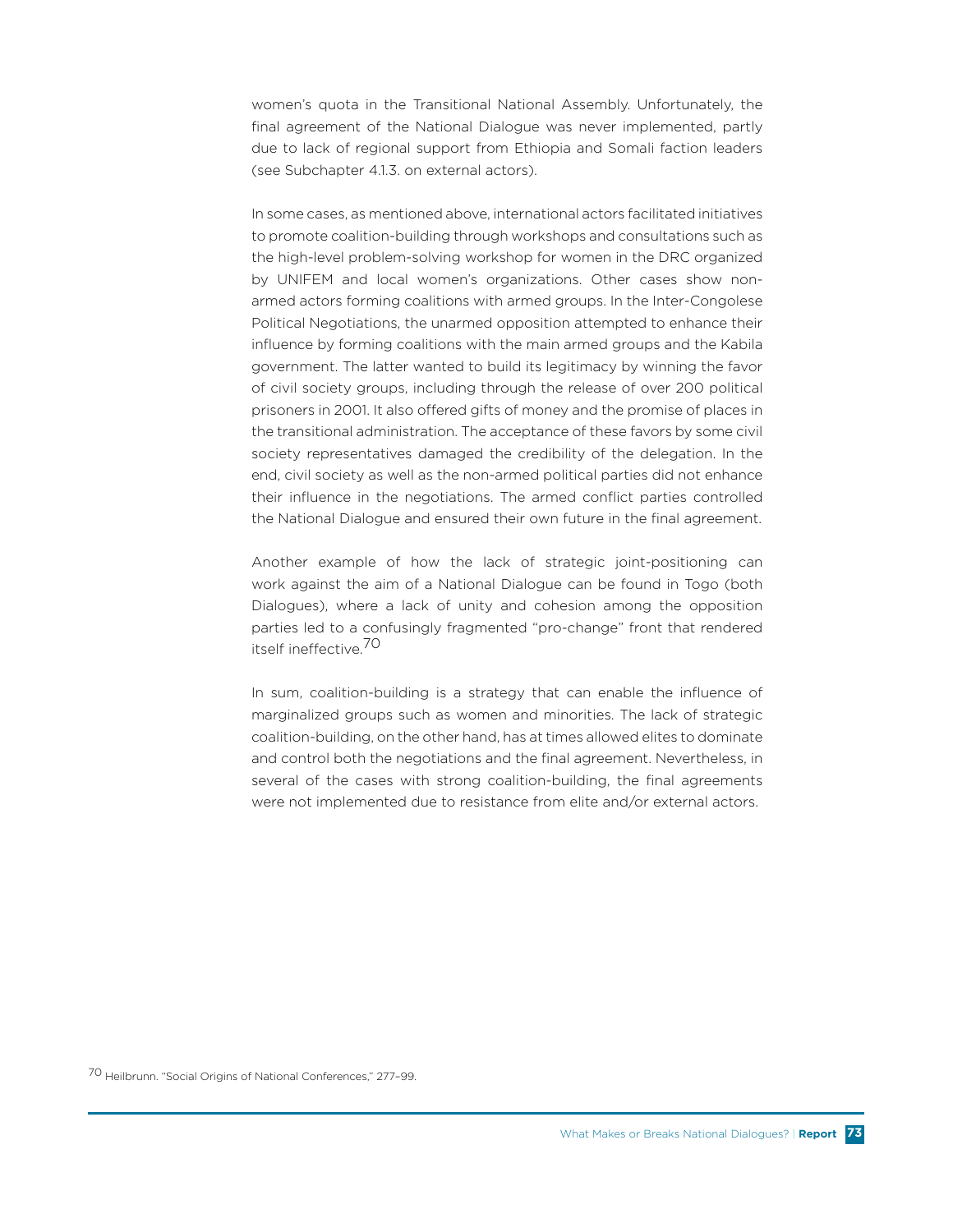women's quota in the Transitional National Assembly. Unfortunately, the final agreement of the National Dialogue was never implemented, partly due to lack of regional support from Ethiopia and Somali faction leaders (see Subchapter 4.1.3. on external actors).

In some cases, as mentioned above, international actors facilitated initiatives to promote coalition-building through workshops and consultations such as the high-level problem-solving workshop for women in the DRC organized by UNIFEM and local women's organizations. Other cases show non-armed actors forming coalitions with armed groups. In the Inter-Congolese Political Negotiations, the unarmed opposition attempted to enhance their influence by forming coalitions with the main armed groups and the Kabila government. The latter wanted to build its legitimacy by winning the favor of civil society groups, including through the release of over 200 political prisoners in 2001. It also offered gifts of money and the promise of places in the transitional administration. The acceptance of these favors by some civil society representatives damaged the credibility of the delegation. In the end, civil society as well as the non-armed political parties did not enhance their influence in the negotiations. The armed conflict parties controlled the National Dialogue and ensured their own future in the final agreement.

Another example of how the lack of strategic joint-positioning can work against the aim of a National Dialogue can be found in Togo (both Dialogues), where a lack of unity and cohesion among the opposition parties led to a confusingly fragmented "pro-change" front that rendered itself ineffective.[70]

In sum, coalition-building is a strategy that can enable the influence of marginalized groups such as women and minorities. The lack of strategic coalition-building, on the other hand, has at times allowed elites to dominate and control both the negotiations and the final agreement. Nevertheless, in several of the cases with strong coalition-building, the final agreements were not implemented due to resistance from elite and/or external actors.

[70] Heilbrunn. "Social Origins of National Conferences," 277–99.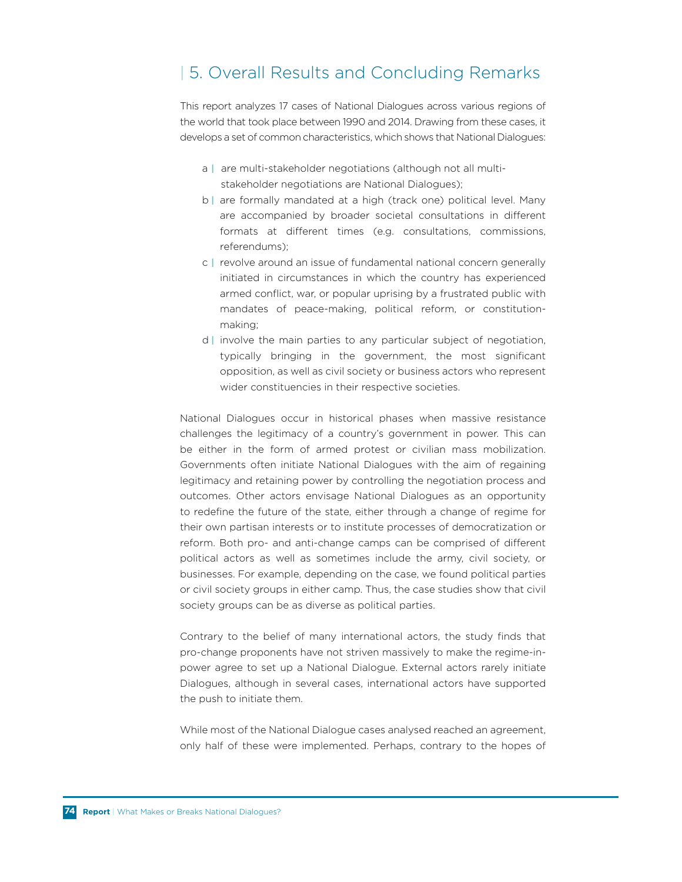# 5. Overall Results and Concluding Remarks

This report analyzes 17 cases of National Dialogues across various regions of the world that took place between 1990 and 2014. Drawing from these cases, it develops a set of common characteristics, which shows that National Dialogues:

a | are multi-stakeholder negotiations (although not all multi-stakeholder negotiations are National Dialogues);

b | are formally mandated at a high (track one) political level. Many are accompanied by broader societal consultations in different formats at different times (e.g. consultations, commissions, referendums);

c | revolve around an issue of fundamental national concern generally initiated in circumstances in which the country has experienced armed conflict, war, or popular uprising by a frustrated public with mandates of peace-making, political reform, or constitution-making;

d | involve the main parties to any particular subject of negotiation, typically bringing in the government, the most significant opposition, as well as civil society or business actors who represent wider constituencies in their respective societies.

National Dialogues occur in historical phases when massive resistance challenges the legitimacy of a country's government in power. This can be either in the form of armed protest or civilian mass mobilization. Governments often initiate National Dialogues with the aim of regaining legitimacy and retaining power by controlling the negotiation process and outcomes. Other actors envisage National Dialogues as an opportunity to redefine the future of the state, either through a change of regime for their own partisan interests or to institute processes of democratization or reform. Both pro- and anti-change camps can be comprised of different political actors as well as sometimes include the army, civil society, or businesses. For example, depending on the case, we found political parties or civil society groups in either camp. Thus, the case studies show that civil society groups can be as diverse as political parties.

Contrary to the belief of many international actors, the study finds that pro-change proponents have not striven massively to make the regime-in-power agree to set up a National Dialogue. External actors rarely initiate Dialogues, although in several cases, international actors have supported the push to initiate them.

While most of the National Dialogue cases analysed reached an agreement, only half of these were implemented. Perhaps, contrary to the hopes of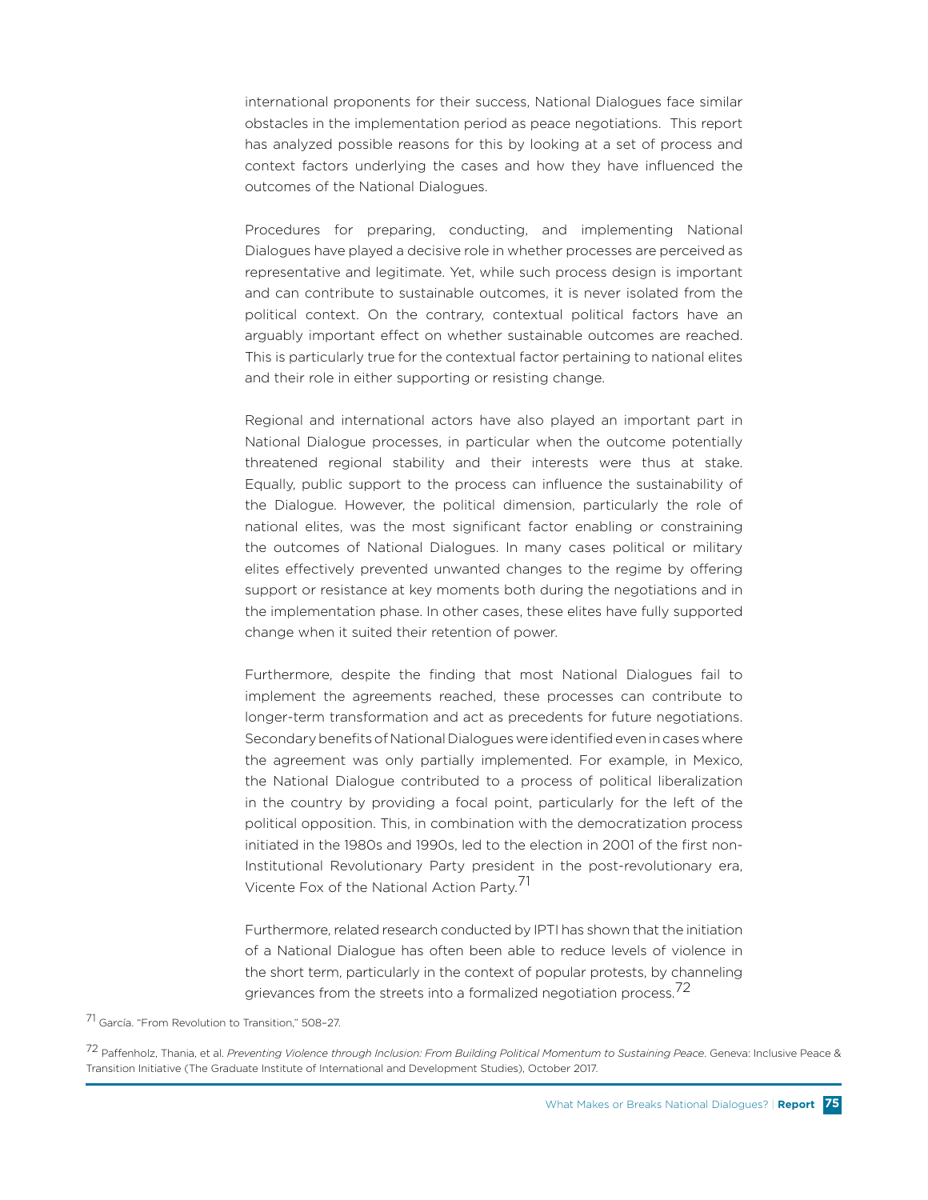international proponents for their success, National Dialogues face similar obstacles in the implementation period as peace negotiations. This report has analyzed possible reasons for this by looking at a set of process and context factors underlying the cases and how they have influenced the outcomes of the National Dialogues.

Procedures for preparing, conducting, and implementing National Dialogues have played a decisive role in whether processes are perceived as representative and legitimate. Yet, while such process design is important and can contribute to sustainable outcomes, it is never isolated from the political context. On the contrary, contextual political factors have an arguably important effect on whether sustainable outcomes are reached. This is particularly true for the contextual factor pertaining to national elites and their role in either supporting or resisting change.

Regional and international actors have also played an important part in National Dialogue processes, in particular when the outcome potentially threatened regional stability and their interests were thus at stake. Equally, public support to the process can influence the sustainability of the Dialogue. However, the political dimension, particularly the role of national elites, was the most significant factor enabling or constraining the outcomes of National Dialogues. In many cases political or military elites effectively prevented unwanted changes to the regime by offering support or resistance at key moments both during the negotiations and in the implementation phase. In other cases, these elites have fully supported change when it suited their retention of power.

Furthermore, despite the finding that most National Dialogues fail to implement the agreements reached, these processes can contribute to longer-term transformation and act as precedents for future negotiations. Secondary benefits of National Dialogues were identified even in cases where the agreement was only partially implemented. For example, in Mexico, the National Dialogue contributed to a process of political liberalization in the country by providing a focal point, particularly for the left of the political opposition. This, in combination with the democratization process initiated in the 1980s and 1990s, led to the election in 2001 of the first non-Institutional Revolutionary Party president in the post-revolutionary era, Vicente Fox of the National Action Party.[71]

Furthermore, related research conducted by IPTI has shown that the initiation of a National Dialogue has often been able to reduce levels of violence in the short term, particularly in the context of popular protests, by channeling grievances from the streets into a formalized negotiation process.[72]

[71] García. "From Revolution to Transition," 508–27.

[72] Paffenholz, Thania, et al. *Preventing Violence through Inclusion: From Building Political Momentum to Sustaining Peace*. Geneva: Inclusive Peace & Transition Initiative (The Graduate Institute of International and Development Studies), October 2017.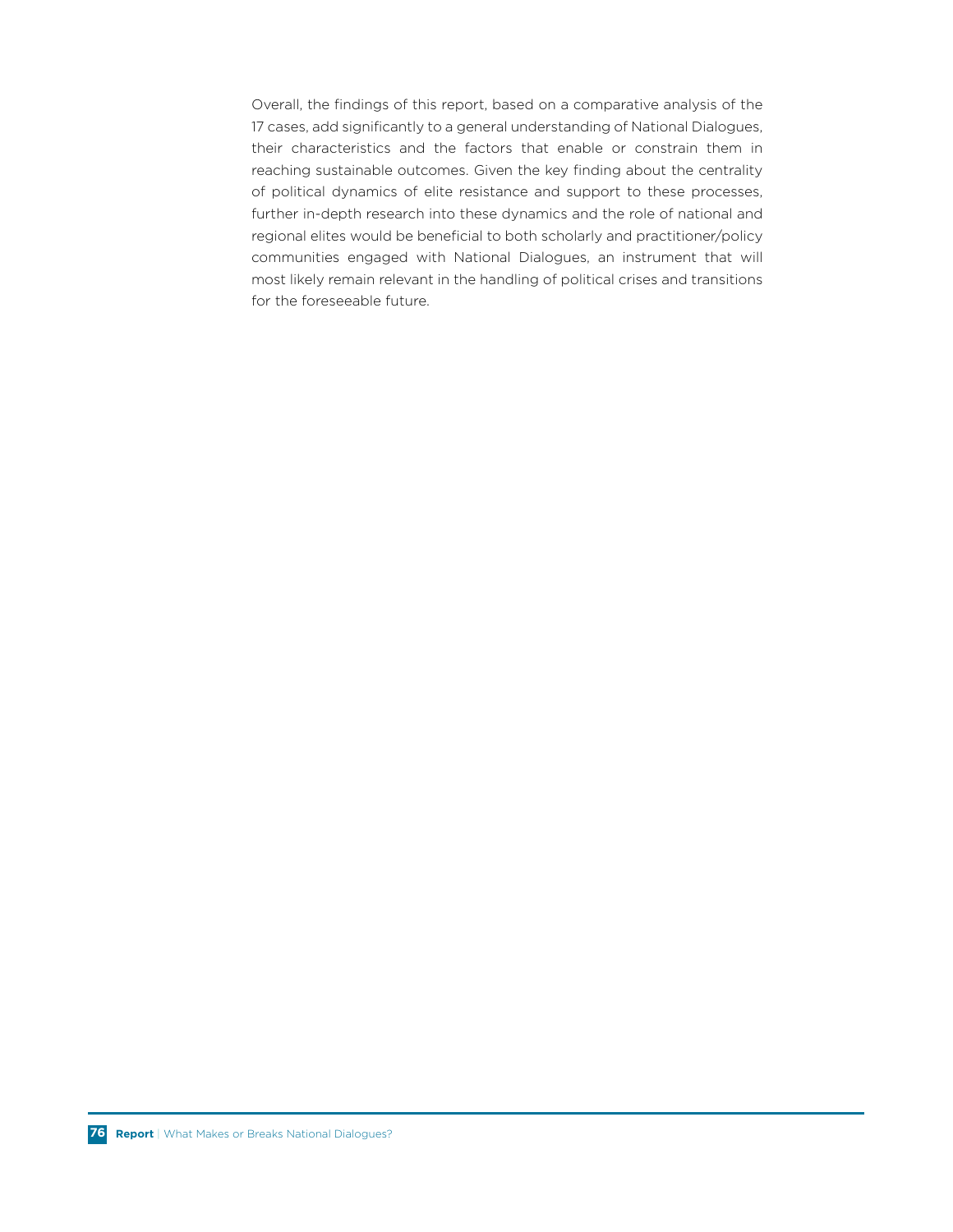Overall, the findings of this report, based on a comparative analysis of the 17 cases, add significantly to a general understanding of National Dialogues, their characteristics and the factors that enable or constrain them in reaching sustainable outcomes. Given the key finding about the centrality of political dynamics of elite resistance and support to these processes, further in-depth research into these dynamics and the role of national and regional elites would be beneficial to both scholarly and practitioner/policy communities engaged with National Dialogues, an instrument that will most likely remain relevant in the handling of political crises and transitions for the foreseeable future.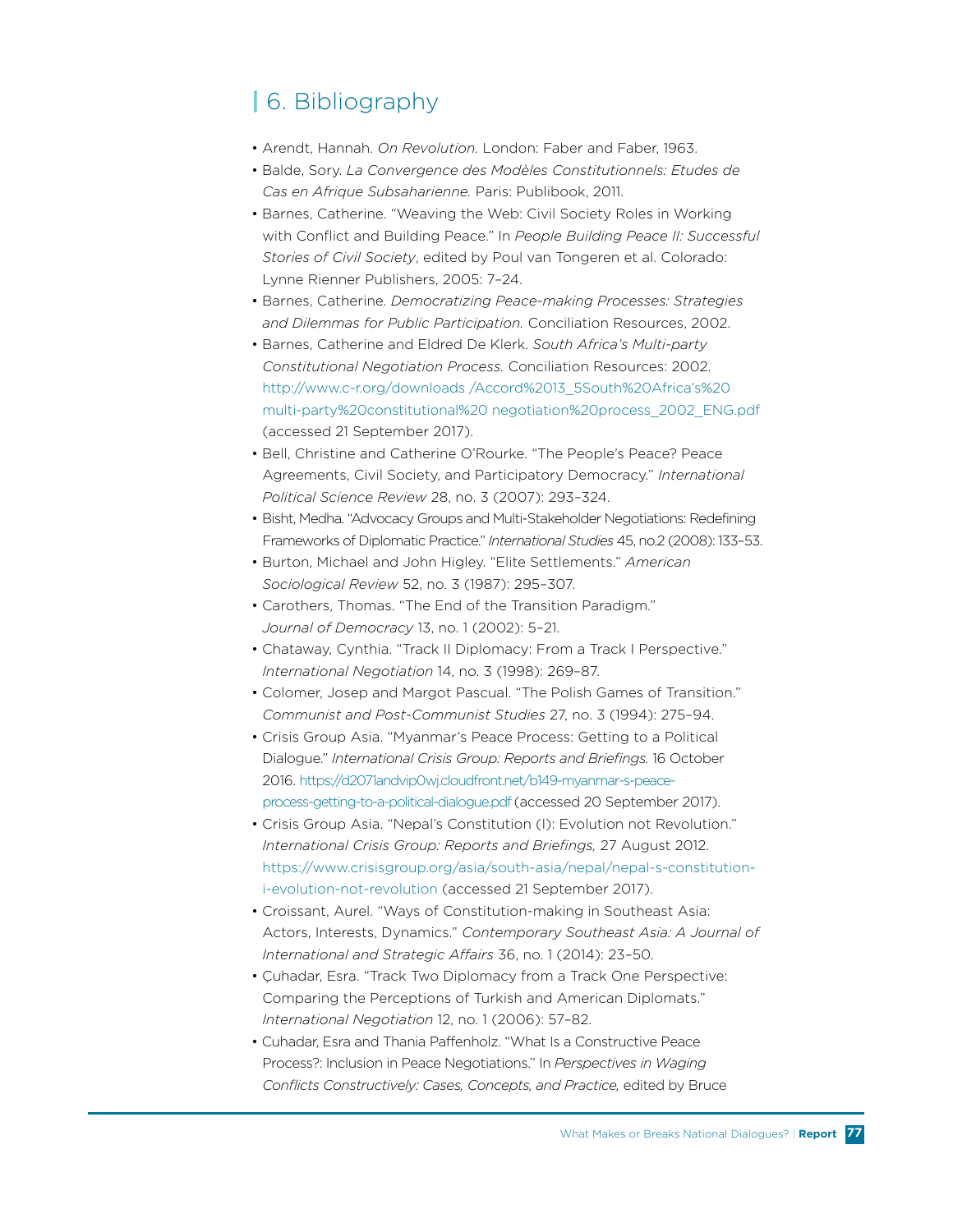## 6. Bibliography

- Arendt, Hannah. *On Revolution.* London: Faber and Faber, 1963.
- Balde, Sory. *La Convergence des Modèles Constitutionnels: Etudes de Cas en Afrique Subsaharienne.* Paris: Publibook, 2011.
- Barnes, Catherine. "Weaving the Web: Civil Society Roles in Working with Conflict and Building Peace." In *People Building Peace II: Successful Stories of Civil Society*, edited by Poul van Tongeren et al. Colorado: Lynne Rienner Publishers, 2005: 7–24.
- Barnes, Catherine. *Democratizing Peace-making Processes: Strategies and Dilemmas for Public Participation.* Conciliation Resources, 2002.
- Barnes, Catherine and Eldred De Klerk. *South Africa's Multi-party Constitutional Negotiation Process.* Conciliation Resources: 2002. http://www.c-r.org/downloads /Accord%2013_5South%20Africa's%20 multi-party%20constitutional%20 negotiation%20process_2002_ENG.pdf (accessed 21 September 2017).
- Bell, Christine and Catherine O'Rourke. "The People's Peace? Peace Agreements, Civil Society, and Participatory Democracy." *International Political Science Review* 28, no. 3 (2007): 293–324.
- Bisht, Medha. "Advocacy Groups and Multi-Stakeholder Negotiations: Redefining Frameworks of Diplomatic Practice." *International Studies* 45, no.2 (2008): 133–53.
- Burton, Michael and John Higley. "Elite Settlements." *American Sociological Review* 52, no. 3 (1987): 295–307.
- Carothers, Thomas. "The End of the Transition Paradigm." *Journal of Democracy* 13, no. 1 (2002): 5–21.
- Chataway, Cynthia. "Track II Diplomacy: From a Track I Perspective." *International Negotiation* 14, no. 3 (1998): 269–87.
- Colomer, Josep and Margot Pascual. "The Polish Games of Transition." *Communist and Post-Communist Studies* 27, no. 3 (1994): 275–94.
- Crisis Group Asia. "Myanmar's Peace Process: Getting to a Political Dialogue." *International Crisis Group: Reports and Briefings.* 16 October 2016. https://d2071andvip0wj.cloudfront.net/b149-myanmar-s-peace-process-getting-to-a-political-dialogue.pdf (accessed 20 September 2017).
- Crisis Group Asia. "Nepal's Constitution (I): Evolution not Revolution." *International Crisis Group: Reports and Briefings,* 27 August 2012. https://www.crisisgroup.org/asia/south-asia/nepal/nepal-s-constitution-i-evolution-not-revolution (accessed 21 September 2017).
- Croissant, Aurel. "Ways of Constitution-making in Southeast Asia: Actors, Interests, Dynamics." *Contemporary Southeast Asia: A Journal of International and Strategic Affairs* 36, no. 1 (2014): 23–50.
- Çuhadar, Esra. "Track Two Diplomacy from a Track One Perspective: Comparing the Perceptions of Turkish and American Diplomats." *International Negotiation* 12, no. 1 (2006): 57–82.
- Cuhadar, Esra and Thania Paffenholz. "What Is a Constructive Peace Process?: Inclusion in Peace Negotiations." In *Perspectives in Waging Conflicts Constructively: Cases, Concepts, and Practice,* edited by Bruce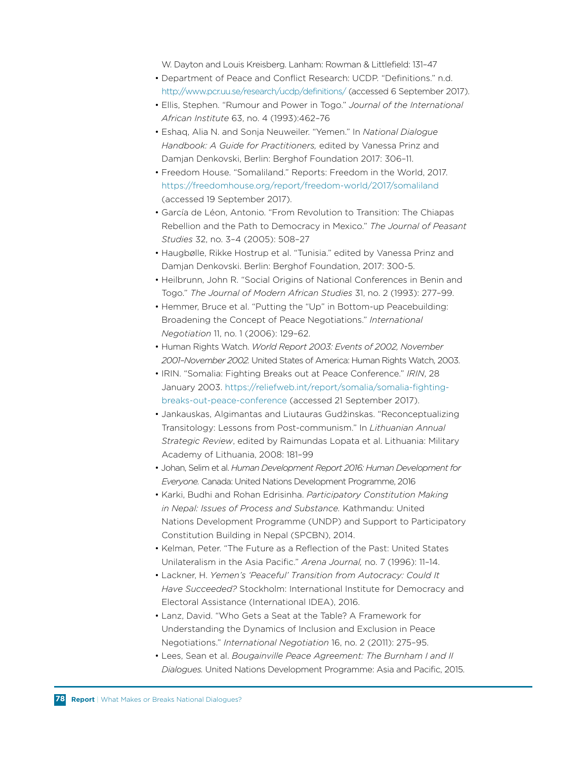W. Dayton and Louis Kreisberg. Lanham: Rowman & Littlefield: 131–47

- Department of Peace and Conflict Research: UCDP. "Definitions." n.d. http://www.pcr.uu.se/research/ucdp/definitions/ (accessed 6 September 2017).
- Ellis, Stephen. "Rumour and Power in Togo." *Journal of the International African Institute* 63, no. 4 (1993):462–76
- Eshaq, Alia N. and Sonja Neuweiler. "Yemen." In *National Dialogue Handbook: A Guide for Practitioners,* edited by Vanessa Prinz and Damjan Denkovski, Berlin: Berghof Foundation 2017: 306–11.
- Freedom House. "Somaliland." Reports: Freedom in the World, 2017. https://freedomhouse.org/report/freedom-world/2017/somaliland (accessed 19 September 2017).
- García de Léon, Antonio. "From Revolution to Transition: The Chiapas Rebellion and the Path to Democracy in Mexico." *The Journal of Peasant Studies* 32, no. 3–4 (2005): 508–27
- Haugbølle, Rikke Hostrup et al. "Tunisia." edited by Vanessa Prinz and Damjan Denkovski. Berlin: Berghof Foundation, 2017: 300-5.
- Heilbrunn, John R. "Social Origins of National Conferences in Benin and Togo." *The Journal of Modern African Studies* 31, no. 2 (1993): 277–99.
- Hemmer, Bruce et al. "Putting the "Up" in Bottom-up Peacebuilding: Broadening the Concept of Peace Negotiations." *International Negotiation* 11, no. 1 (2006): 129–62.
- Human Rights Watch. *World Report 2003: Events of 2002, November 2001–November 2002.* United States of America: Human Rights Watch, 2003.
- IRIN. "Somalia: Fighting Breaks out at Peace Conference." *IRIN*, 28 January 2003. https://reliefweb.int/report/somalia/somalia-fighting-breaks-out-peace-conference (accessed 21 September 2017).
- Jankauskas, Algimantas and Liutauras Gudžinskas. "Reconceptualizing Transitology: Lessons from Post-communism." In *Lithuanian Annual Strategic Review*, edited by Raimundas Lopata et al. Lithuania: Military Academy of Lithuania, 2008: 181–99
- Johan, Selim et al. *Human Development Report 2016: Human Development for Everyone.* Canada: United Nations Development Programme, 2016
- Karki, Budhi and Rohan Edrisinha. *Participatory Constitution Making in Nepal: Issues of Process and Substance.* Kathmandu: United Nations Development Programme (UNDP) and Support to Participatory Constitution Building in Nepal (SPCBN), 2014.
- Kelman, Peter. "The Future as a Reflection of the Past: United States Unilateralism in the Asia Pacific." *Arena Journal,* no. 7 (1996): 11–14.
- Lackner, H. *Yemen's 'Peaceful' Transition from Autocracy: Could It Have Succeeded?* Stockholm: International Institute for Democracy and Electoral Assistance (International IDEA), 2016.
- Lanz, David. "Who Gets a Seat at the Table? A Framework for Understanding the Dynamics of Inclusion and Exclusion in Peace Negotiations." *International Negotiation* 16, no. 2 (2011): 275–95.
- Lees, Sean et al. *Bougainville Peace Agreement: The Burnham I and II Dialogues.* United Nations Development Programme: Asia and Pacific, 2015.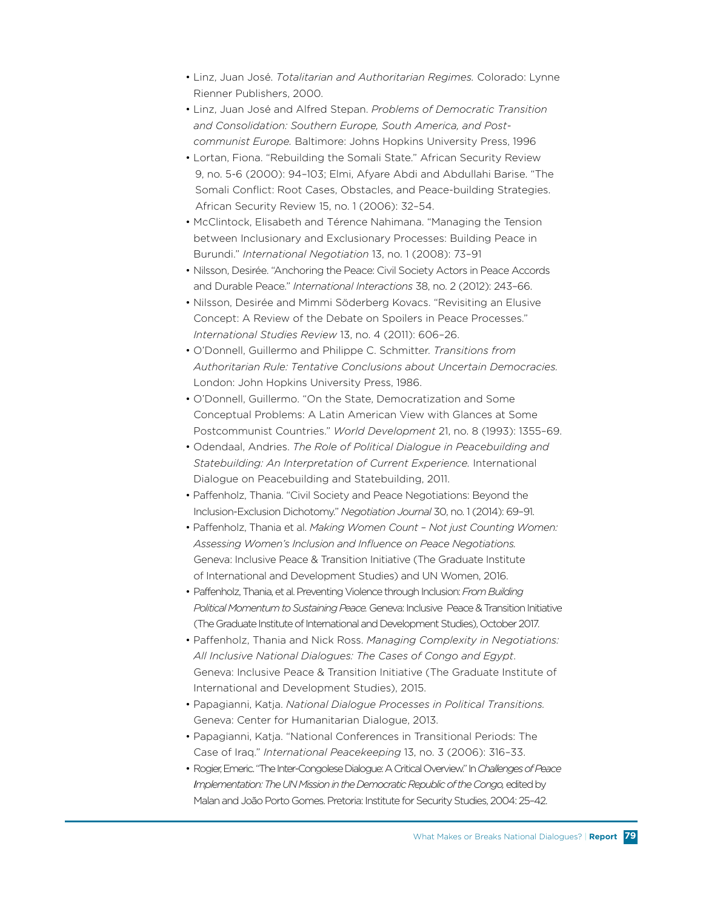- Linz, Juan José. *Totalitarian and Authoritarian Regimes.* Colorado: Lynne Rienner Publishers, 2000.
- Linz, Juan José and Alfred Stepan. *Problems of Democratic Transition and Consolidation: Southern Europe, South America, and Post-communist Europe.* Baltimore: Johns Hopkins University Press, 1996
- Lortan, Fiona. "Rebuilding the Somali State." African Security Review 9, no. 5-6 (2000): 94–103; Elmi, Afyare Abdi and Abdullahi Barise. "The Somali Conflict: Root Cases, Obstacles, and Peace-building Strategies. African Security Review 15, no. 1 (2006): 32–54.
- McClintock, Elisabeth and Térence Nahimana. "Managing the Tension between Inclusionary and Exclusionary Processes: Building Peace in Burundi." *International Negotiation* 13, no. 1 (2008): 73–91
- Nilsson, Desirée. "Anchoring the Peace: Civil Society Actors in Peace Accords and Durable Peace." *International Interactions* 38, no. 2 (2012): 243–66.
- Nilsson, Desirée and Mimmi Söderberg Kovacs. "Revisiting an Elusive Concept: A Review of the Debate on Spoilers in Peace Processes." *International Studies Review* 13, no. 4 (2011): 606–26.
- O'Donnell, Guillermo and Philippe C. Schmitter. *Transitions from Authoritarian Rule: Tentative Conclusions about Uncertain Democracies.* London: John Hopkins University Press, 1986.
- O'Donnell, Guillermo. "On the State, Democratization and Some Conceptual Problems: A Latin American View with Glances at Some Postcommunist Countries." *World Development* 21, no. 8 (1993): 1355–69.
- Odendaal, Andries. *The Role of Political Dialogue in Peacebuilding and Statebuilding: An Interpretation of Current Experience.* International Dialogue on Peacebuilding and Statebuilding, 2011.
- Paffenholz, Thania. "Civil Society and Peace Negotiations: Beyond the Inclusion-Exclusion Dichotomy." *Negotiation Journal* 30, no. 1 (2014): 69–91.
- Paffenholz, Thania et al. *Making Women Count – Not just Counting Women: Assessing Women's Inclusion and Influence on Peace Negotiations.* Geneva: Inclusive Peace & Transition Initiative (The Graduate Institute of International and Development Studies) and UN Women, 2016.
- Paffenholz, Thania, et al. Preventing Violence through Inclusion: *From Building Political Momentum to Sustaining Peace.* Geneva: Inclusive Peace & Transition Initiative (The Graduate Institute of International and Development Studies), October 2017.
- Paffenholz, Thania and Nick Ross. *Managing Complexity in Negotiations: All Inclusive National Dialogues: The Cases of Congo and Egypt*. Geneva: Inclusive Peace & Transition Initiative (The Graduate Institute of International and Development Studies), 2015.
- Papagianni, Katja. *National Dialogue Processes in Political Transitions.* Geneva: Center for Humanitarian Dialogue, 2013.
- Papagianni, Katja. "National Conferences in Transitional Periods: The Case of Iraq." *International Peacekeeping* 13, no. 3 (2006): 316–33.
- Rogier, Emeric. "The Inter-Congolese Dialogue: A Critical Overview." In *Challenges of Peace Implementation: The UN Mission in the Democratic Republic of the Congo,* edited by Malan and João Porto Gomes. Pretoria: Institute for Security Studies, 2004: 25–42.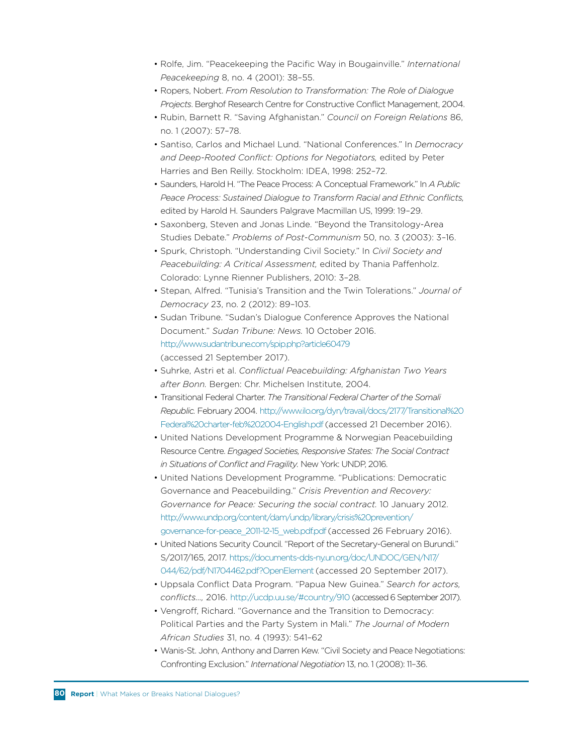- Rolfe, Jim. "Peacekeeping the Pacific Way in Bougainville." *International Peacekeeping* 8, no. 4 (2001): 38–55.
- Ropers, Nobert. *From Resolution to Transformation: The Role of Dialogue Projects*. Berghof Research Centre for Constructive Conflict Management, 2004.
- Rubin, Barnett R. "Saving Afghanistan." *Council on Foreign Relations* 86, no. 1 (2007): 57–78.
- Santiso, Carlos and Michael Lund. "National Conferences." In *Democracy and Deep-Rooted Conflict: Options for Negotiators,* edited by Peter Harries and Ben Reilly. Stockholm: IDEA, 1998: 252–72.
- Saunders, Harold H. "The Peace Process: A Conceptual Framework." In *A Public Peace Process: Sustained Dialogue to Transform Racial and Ethnic Conflicts,* edited by Harold H. Saunders Palgrave Macmillan US, 1999: 19–29.
- Saxonberg, Steven and Jonas Linde. "Beyond the Transitology-Area Studies Debate." *Problems of Post-Communism* 50, no. 3 (2003): 3–16.
- Spurk, Christoph. "Understanding Civil Society." In *Civil Society and Peacebuilding: A Critical Assessment,* edited by Thania Paffenholz. Colorado: Lynne Rienner Publishers, 2010: 3–28.
- Stepan, Alfred. "Tunisia's Transition and the Twin Tolerations." *Journal of Democracy* 23, no. 2 (2012): 89–103.
- Sudan Tribune. "Sudan's Dialogue Conference Approves the National Document." *Sudan Tribune: News.* 10 October 2016. http://www.sudantribune.com/spip.php?article60479 (accessed 21 September 2017).
- Suhrke, Astri et al. *Conflictual Peacebuilding: Afghanistan Two Years after Bonn.* Bergen: Chr. Michelsen Institute, 2004.
- Transitional Federal Charter. *The Transitional Federal Charter of the Somali Republic.* February 2004. http://www.ilo.org/dyn/travail/docs/2177/Transitional%20Federal%20charter-feb%202004-English.pdf (accessed 21 December 2016).
- United Nations Development Programme & Norwegian Peacebuilding Resource Centre. *Engaged Societies, Responsive States: The Social Contract in Situations of Conflict and Fragility.* New York: UNDP, 2016.
- United Nations Development Programme. "Publications: Democratic Governance and Peacebuilding." *Crisis Prevention and Recovery: Governance for Peace: Securing the social contract.* 10 January 2012. http://www.undp.org/content/dam/undp/library/crisis%20prevention/governance-for-peace_2011-12-15_web.pdf.pdf (accessed 26 February 2016).
- United Nations Security Council. "Report of the Secretary-General on Burundi." S/2017/165, 2017. https://documents-dds-ny.un.org/doc/UNDOC/GEN/N17/044/62/pdf/N1704462.pdf?OpenElement (accessed 20 September 2017).
- Uppsala Conflict Data Program. "Papua New Guinea." *Search for actors, conflicts...,* 2016. http://ucdp.uu.se/#country/910 (accessed 6 September 2017).
- Vengroff, Richard. "Governance and the Transition to Democracy: Political Parties and the Party System in Mali." *The Journal of Modern African Studies* 31, no. 4 (1993): 541–62
- Wanis-St. John, Anthony and Darren Kew. "Civil Society and Peace Negotiations: Confronting Exclusion." *International Negotiation* 13, no. 1 (2008): 11–36.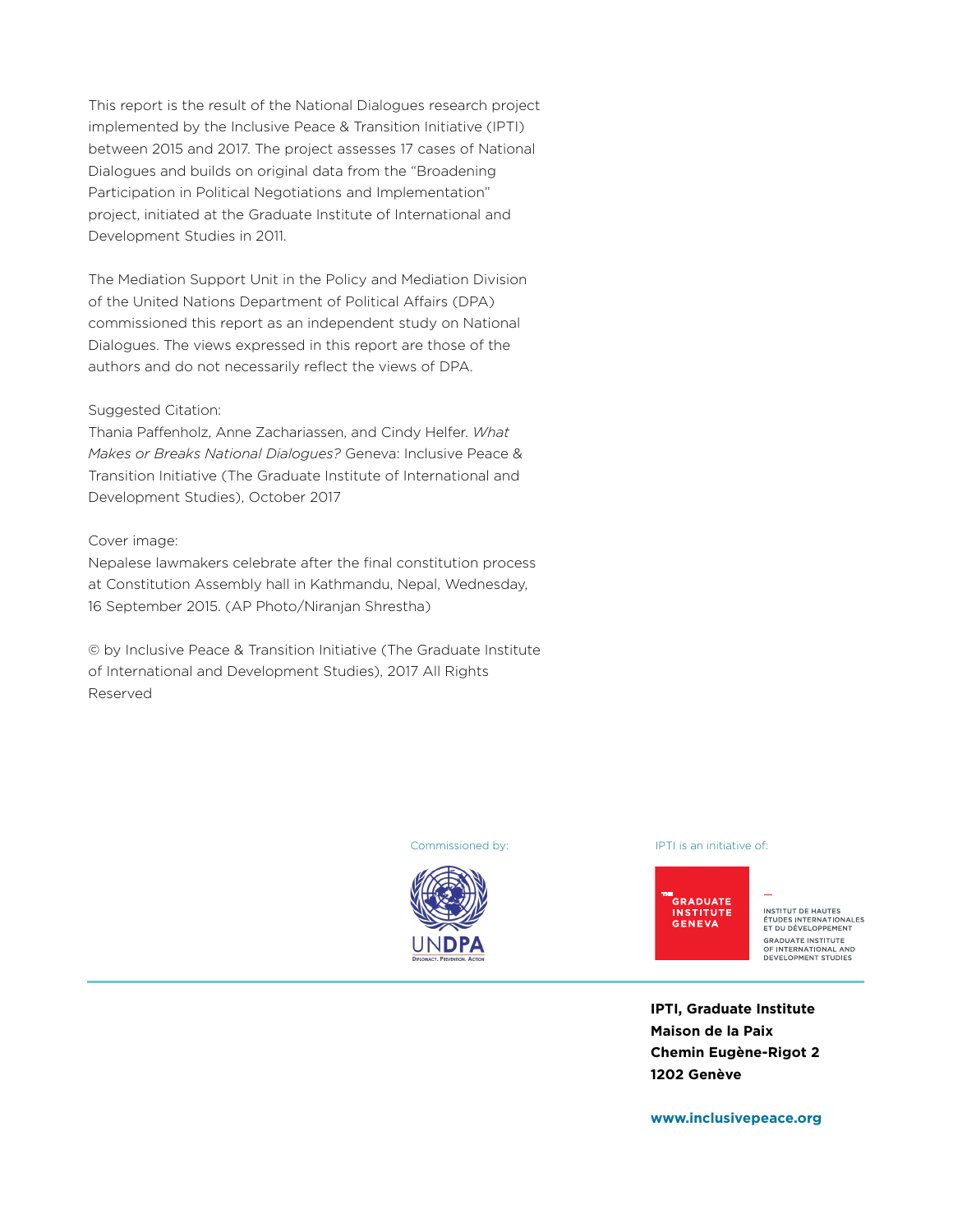This report is the result of the National Dialogues research project implemented by the Inclusive Peace & Transition Initiative (IPTI) between 2015 and 2017. The project assesses 17 cases of National Dialogues and builds on original data from the "Broadening Participation in Political Negotiations and Implementation" project, initiated at the Graduate Institute of International and Development Studies in 2011.

The Mediation Support Unit in the Policy and Mediation Division of the United Nations Department of Political Affairs (DPA) commissioned this report as an independent study on National Dialogues. The views expressed in this report are those of the authors and do not necessarily reflect the views of DPA.

Suggested Citation:
Thania Paffenholz, Anne Zachariassen, and Cindy Helfer. *What Makes or Breaks National Dialogues?* Geneva: Inclusive Peace & Transition Initiative (The Graduate Institute of International and Development Studies), October 2017

Cover image:
Nepalese lawmakers celebrate after the final constitution process at Constitution Assembly hall in Kathmandu, Nepal, Wednesday, 16 September 2015. (AP Photo/Niranjan Shrestha)

© by Inclusive Peace & Transition Initiative (The Graduate Institute of International and Development Studies), 2017 All Rights Reserved

Commissioned by:

UNDPA
DIPLOMACY. PREVENTION. ACTION

IPTI is an initiative of:

THE GRADUATE INSTITUTE GENEVA

INSTITUT DE HAUTES ÉTUDES INTERNATIONALES ET DU DÉVELOPPEMENT
GRADUATE INSTITUTE OF INTERNATIONAL AND DEVELOPMENT STUDIES

**IPTI, Graduate Institute**
**Maison de la Paix**
**Chemin Eugène-Rigot 2**
**1202 Genève**

**www.inclusivepeace.org**